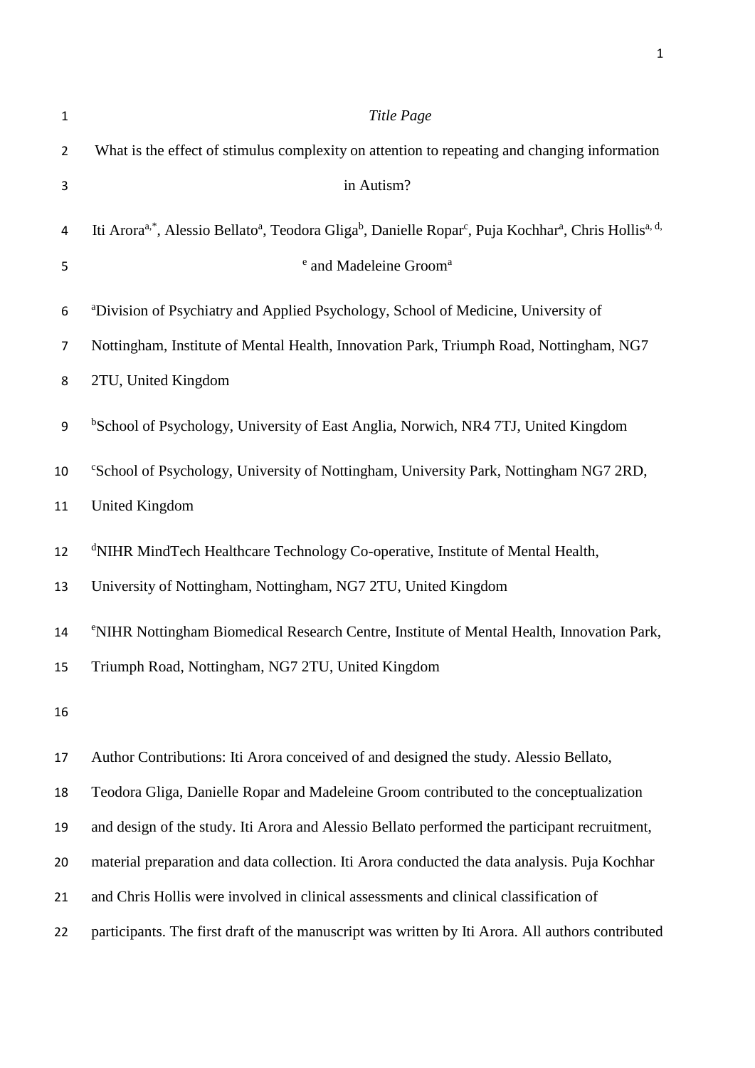*Title Page*

# What is the effect of stimulus complexity on attention to repeating and changing information in Autism?

Iti Arora[a,*], Alessio Bellato[a], Teodora Gliga[b], Danielle Ropar[c], Puja Kochhar[a], Chris Hollis[a, d, e] and Madeleine Groom[a]

[a]Division of Psychiatry and Applied Psychology, School of Medicine, University of Nottingham, Institute of Mental Health, Innovation Park, Triumph Road, Nottingham, NG7 2TU, United Kingdom

[b]School of Psychology, University of East Anglia, Norwich, NR4 7TJ, United Kingdom

[c]School of Psychology, University of Nottingham, University Park, Nottingham NG7 2RD, United Kingdom

[d]NIHR MindTech Healthcare Technology Co-operative, Institute of Mental Health, University of Nottingham, Nottingham, NG7 2TU, United Kingdom

[e]NIHR Nottingham Biomedical Research Centre, Institute of Mental Health, Innovation Park, Triumph Road, Nottingham, NG7 2TU, United Kingdom

Author Contributions: Iti Arora conceived of and designed the study. Alessio Bellato, Teodora Gliga, Danielle Ropar and Madeleine Groom contributed to the conceptualization and design of the study. Iti Arora and Alessio Bellato performed the participant recruitment, material preparation and data collection. Iti Arora conducted the data analysis. Puja Kochhar and Chris Hollis were involved in clinical assessments and clinical classification of participants. The first draft of the manuscript was written by Iti Arora. All authors contributed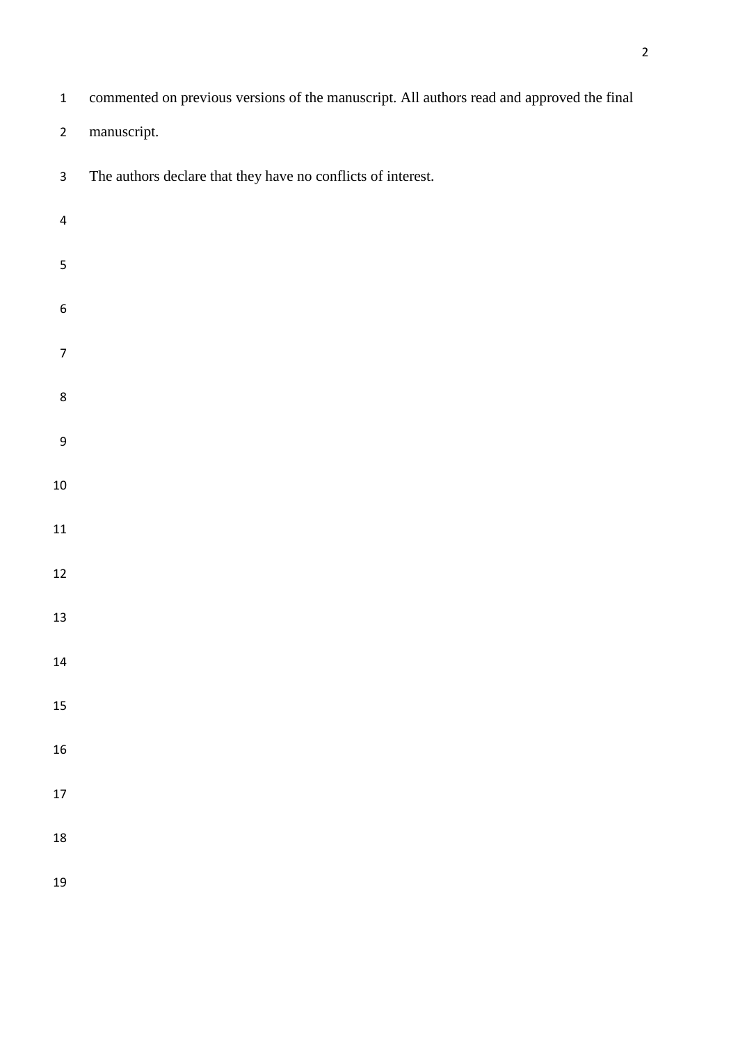commented on previous versions of the manuscript. All authors read and approved the final manuscript.

The authors declare that they have no conflicts of interest.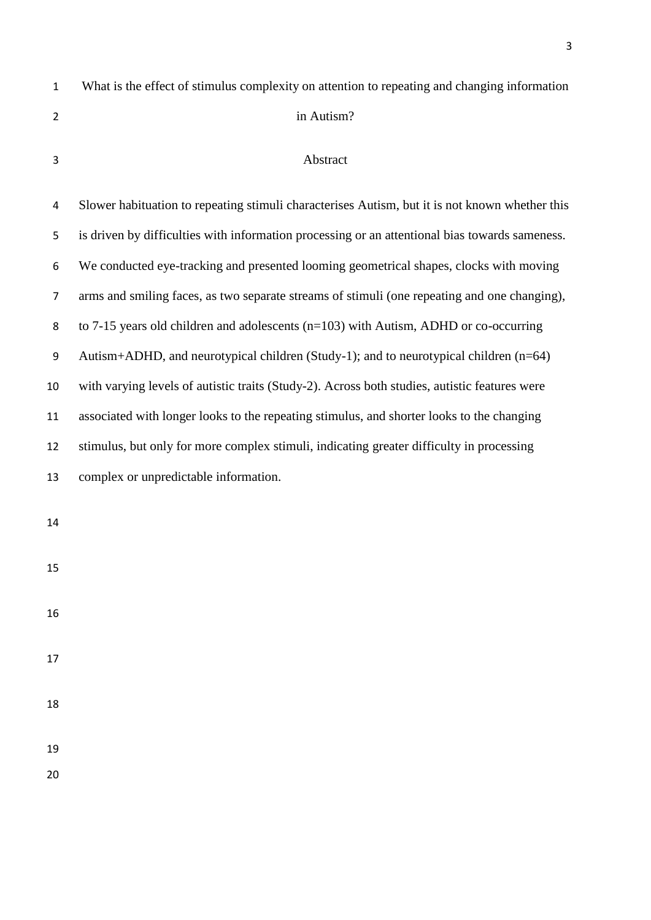# What is the effect of stimulus complexity on attention to repeating and changing information in Autism?

## Abstract

Slower habituation to repeating stimuli characterises Autism, but it is not known whether this is driven by difficulties with information processing or an attentional bias towards sameness. We conducted eye-tracking and presented looming geometrical shapes, clocks with moving arms and smiling faces, as two separate streams of stimuli (one repeating and one changing), to 7-15 years old children and adolescents (n=103) with Autism, ADHD or co-occurring Autism+ADHD, and neurotypical children (Study-1); and to neurotypical children (n=64) with varying levels of autistic traits (Study-2). Across both studies, autistic features were associated with longer looks to the repeating stimulus, and shorter looks to the changing stimulus, but only for more complex stimuli, indicating greater difficulty in processing complex or unpredictable information.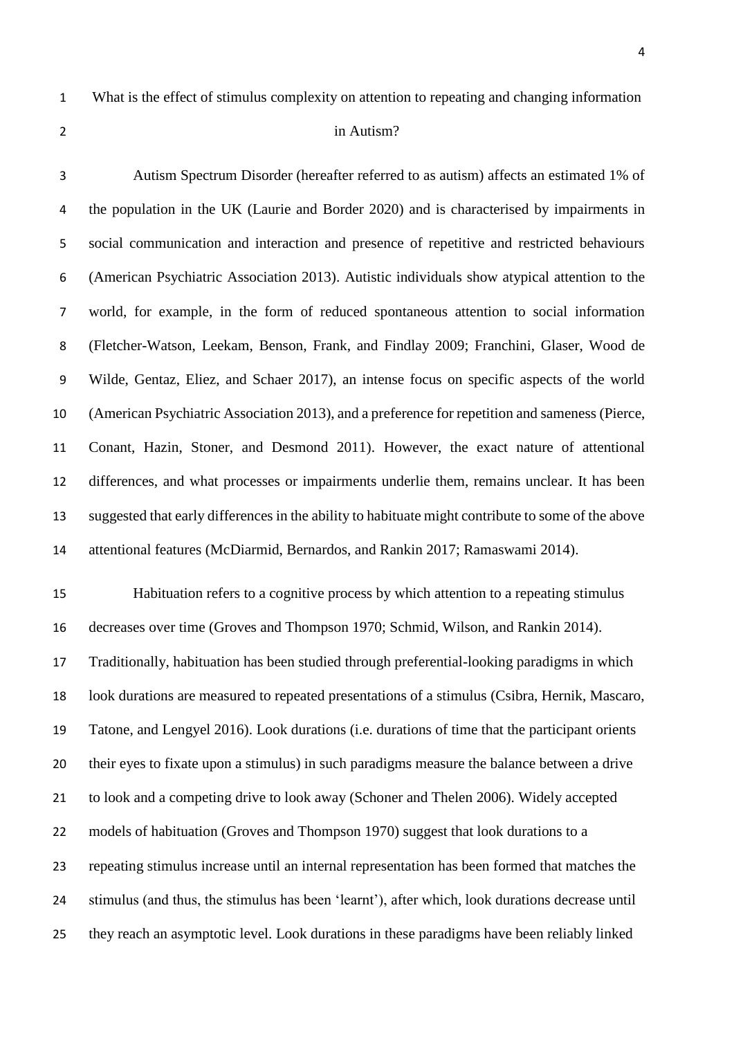# What is the effect of stimulus complexity on attention to repeating and changing information in Autism?

Autism Spectrum Disorder (hereafter referred to as autism) affects an estimated 1% of the population in the UK (Laurie and Border 2020) and is characterised by impairments in social communication and interaction and presence of repetitive and restricted behaviours (American Psychiatric Association 2013). Autistic individuals show atypical attention to the world, for example, in the form of reduced spontaneous attention to social information (Fletcher-Watson, Leekam, Benson, Frank, and Findlay 2009; Franchini, Glaser, Wood de Wilde, Gentaz, Eliez, and Schaer 2017), an intense focus on specific aspects of the world (American Psychiatric Association 2013), and a preference for repetition and sameness (Pierce, Conant, Hazin, Stoner, and Desmond 2011). However, the exact nature of attentional differences, and what processes or impairments underlie them, remains unclear. It has been suggested that early differences in the ability to habituate might contribute to some of the above attentional features (McDiarmid, Bernardos, and Rankin 2017; Ramaswami 2014).

Habituation refers to a cognitive process by which attention to a repeating stimulus decreases over time (Groves and Thompson 1970; Schmid, Wilson, and Rankin 2014). Traditionally, habituation has been studied through preferential-looking paradigms in which look durations are measured to repeated presentations of a stimulus (Csibra, Hernik, Mascaro, Tatone, and Lengyel 2016). Look durations (i.e. durations of time that the participant orients their eyes to fixate upon a stimulus) in such paradigms measure the balance between a drive to look and a competing drive to look away (Schoner and Thelen 2006). Widely accepted models of habituation (Groves and Thompson 1970) suggest that look durations to a repeating stimulus increase until an internal representation has been formed that matches the stimulus (and thus, the stimulus has been 'learnt'), after which, look durations decrease until they reach an asymptotic level. Look durations in these paradigms have been reliably linked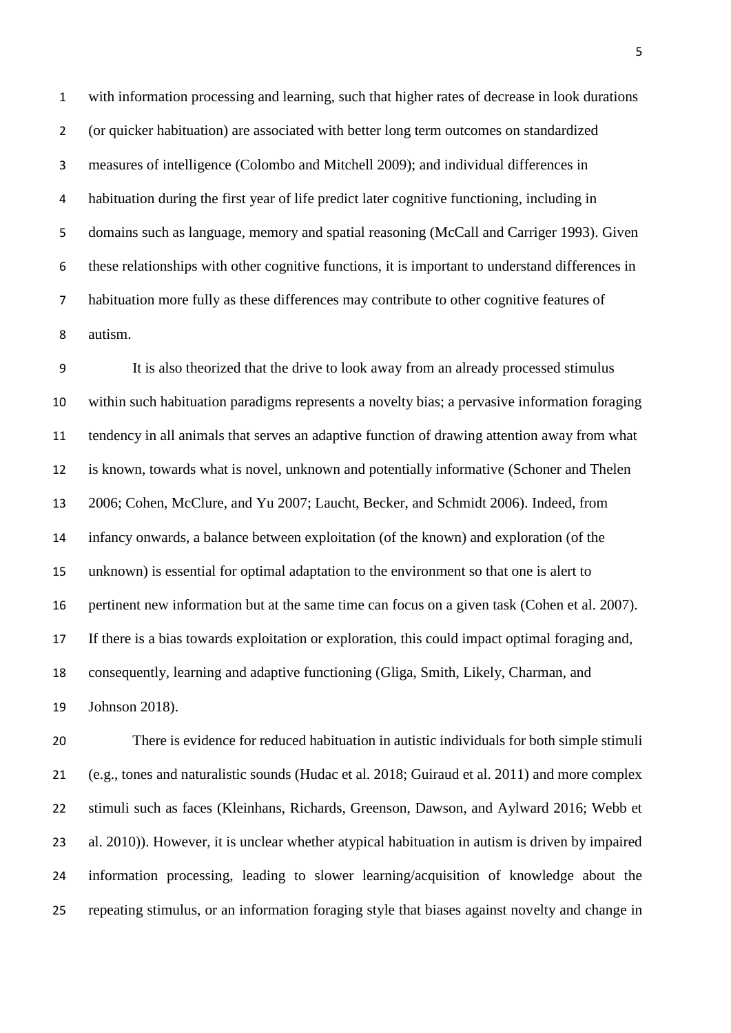with information processing and learning, such that higher rates of decrease in look durations (or quicker habituation) are associated with better long term outcomes on standardized measures of intelligence (Colombo and Mitchell 2009); and individual differences in habituation during the first year of life predict later cognitive functioning, including in domains such as language, memory and spatial reasoning (McCall and Carriger 1993). Given these relationships with other cognitive functions, it is important to understand differences in habituation more fully as these differences may contribute to other cognitive features of autism.

It is also theorized that the drive to look away from an already processed stimulus within such habituation paradigms represents a novelty bias; a pervasive information foraging tendency in all animals that serves an adaptive function of drawing attention away from what is known, towards what is novel, unknown and potentially informative (Schoner and Thelen 2006; Cohen, McClure, and Yu 2007; Laucht, Becker, and Schmidt 2006). Indeed, from infancy onwards, a balance between exploitation (of the known) and exploration (of the unknown) is essential for optimal adaptation to the environment so that one is alert to pertinent new information but at the same time can focus on a given task (Cohen et al. 2007). If there is a bias towards exploitation or exploration, this could impact optimal foraging and, consequently, learning and adaptive functioning (Gliga, Smith, Likely, Charman, and Johnson 2018).

There is evidence for reduced habituation in autistic individuals for both simple stimuli (e.g., tones and naturalistic sounds (Hudac et al. 2018; Guiraud et al. 2011) and more complex stimuli such as faces (Kleinhans, Richards, Greenson, Dawson, and Aylward 2016; Webb et al. 2010)). However, it is unclear whether atypical habituation in autism is driven by impaired information processing, leading to slower learning/acquisition of knowledge about the repeating stimulus, or an information foraging style that biases against novelty and change in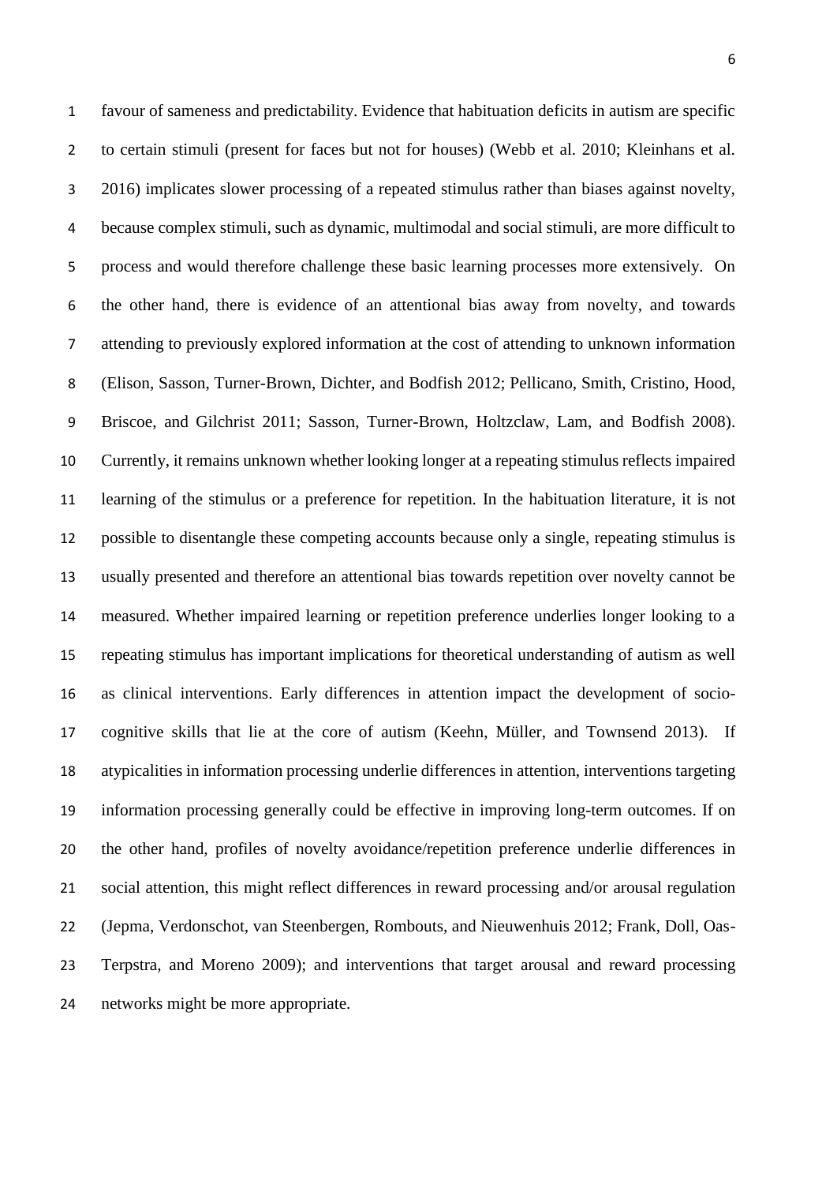favour of sameness and predictability. Evidence that habituation deficits in autism are specific to certain stimuli (present for faces but not for houses) (Webb et al. 2010; Kleinhans et al. 2016) implicates slower processing of a repeated stimulus rather than biases against novelty, because complex stimuli, such as dynamic, multimodal and social stimuli, are more difficult to process and would therefore challenge these basic learning processes more extensively. On the other hand, there is evidence of an attentional bias away from novelty, and towards attending to previously explored information at the cost of attending to unknown information (Elison, Sasson, Turner-Brown, Dichter, and Bodfish 2012; Pellicano, Smith, Cristino, Hood, Briscoe, and Gilchrist 2011; Sasson, Turner-Brown, Holtzclaw, Lam, and Bodfish 2008). Currently, it remains unknown whether looking longer at a repeating stimulus reflects impaired learning of the stimulus or a preference for repetition. In the habituation literature, it is not possible to disentangle these competing accounts because only a single, repeating stimulus is usually presented and therefore an attentional bias towards repetition over novelty cannot be measured. Whether impaired learning or repetition preference underlies longer looking to a repeating stimulus has important implications for theoretical understanding of autism as well as clinical interventions. Early differences in attention impact the development of socio-cognitive skills that lie at the core of autism (Keehn, Müller, and Townsend 2013). If atypicalities in information processing underlie differences in attention, interventions targeting information processing generally could be effective in improving long-term outcomes. If on the other hand, profiles of novelty avoidance/repetition preference underlie differences in social attention, this might reflect differences in reward processing and/or arousal regulation (Jepma, Verdonschot, van Steenbergen, Rombouts, and Nieuwenhuis 2012; Frank, Doll, Oas-Terpstra, and Moreno 2009); and interventions that target arousal and reward processing networks might be more appropriate.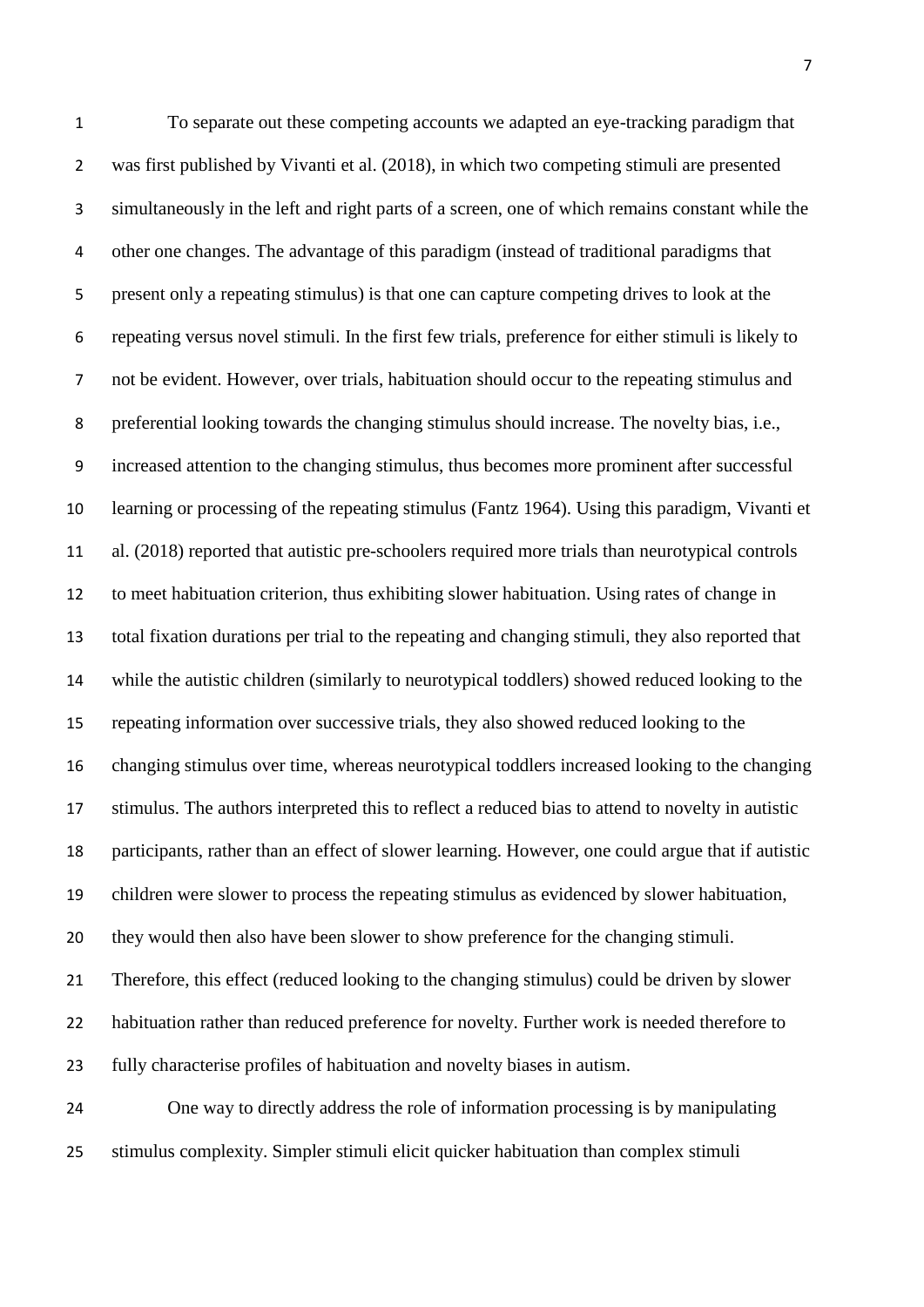To separate out these competing accounts we adapted an eye-tracking paradigm that was first published by Vivanti et al. (2018), in which two competing stimuli are presented simultaneously in the left and right parts of a screen, one of which remains constant while the other one changes. The advantage of this paradigm (instead of traditional paradigms that present only a repeating stimulus) is that one can capture competing drives to look at the repeating versus novel stimuli. In the first few trials, preference for either stimuli is likely to not be evident. However, over trials, habituation should occur to the repeating stimulus and preferential looking towards the changing stimulus should increase. The novelty bias, i.e., increased attention to the changing stimulus, thus becomes more prominent after successful learning or processing of the repeating stimulus (Fantz 1964). Using this paradigm, Vivanti et al. (2018) reported that autistic pre-schoolers required more trials than neurotypical controls to meet habituation criterion, thus exhibiting slower habituation. Using rates of change in total fixation durations per trial to the repeating and changing stimuli, they also reported that while the autistic children (similarly to neurotypical toddlers) showed reduced looking to the repeating information over successive trials, they also showed reduced looking to the changing stimulus over time, whereas neurotypical toddlers increased looking to the changing stimulus. The authors interpreted this to reflect a reduced bias to attend to novelty in autistic participants, rather than an effect of slower learning. However, one could argue that if autistic children were slower to process the repeating stimulus as evidenced by slower habituation, they would then also have been slower to show preference for the changing stimuli. Therefore, this effect (reduced looking to the changing stimulus) could be driven by slower habituation rather than reduced preference for novelty. Further work is needed therefore to fully characterise profiles of habituation and novelty biases in autism.

One way to directly address the role of information processing is by manipulating stimulus complexity. Simpler stimuli elicit quicker habituation than complex stimuli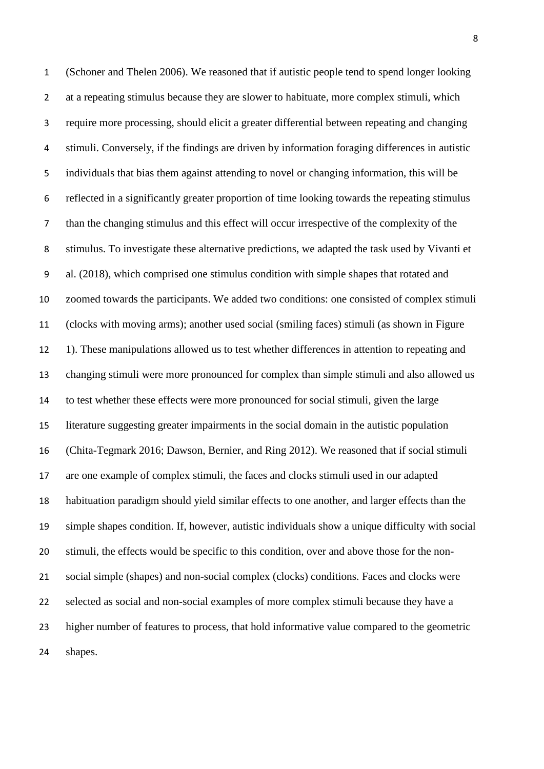(Schoner and Thelen 2006). We reasoned that if autistic people tend to spend longer looking at a repeating stimulus because they are slower to habituate, more complex stimuli, which require more processing, should elicit a greater differential between repeating and changing stimuli. Conversely, if the findings are driven by information foraging differences in autistic individuals that bias them against attending to novel or changing information, this will be reflected in a significantly greater proportion of time looking towards the repeating stimulus than the changing stimulus and this effect will occur irrespective of the complexity of the stimulus. To investigate these alternative predictions, we adapted the task used by Vivanti et al. (2018), which comprised one stimulus condition with simple shapes that rotated and zoomed towards the participants. We added two conditions: one consisted of complex stimuli (clocks with moving arms); another used social (smiling faces) stimuli (as shown in Figure 1). These manipulations allowed us to test whether differences in attention to repeating and changing stimuli were more pronounced for complex than simple stimuli and also allowed us to test whether these effects were more pronounced for social stimuli, given the large literature suggesting greater impairments in the social domain in the autistic population (Chita-Tegmark 2016; Dawson, Bernier, and Ring 2012). We reasoned that if social stimuli are one example of complex stimuli, the faces and clocks stimuli used in our adapted habituation paradigm should yield similar effects to one another, and larger effects than the simple shapes condition. If, however, autistic individuals show a unique difficulty with social stimuli, the effects would be specific to this condition, over and above those for the non-social simple (shapes) and non-social complex (clocks) conditions. Faces and clocks were selected as social and non-social examples of more complex stimuli because they have a higher number of features to process, that hold informative value compared to the geometric shapes.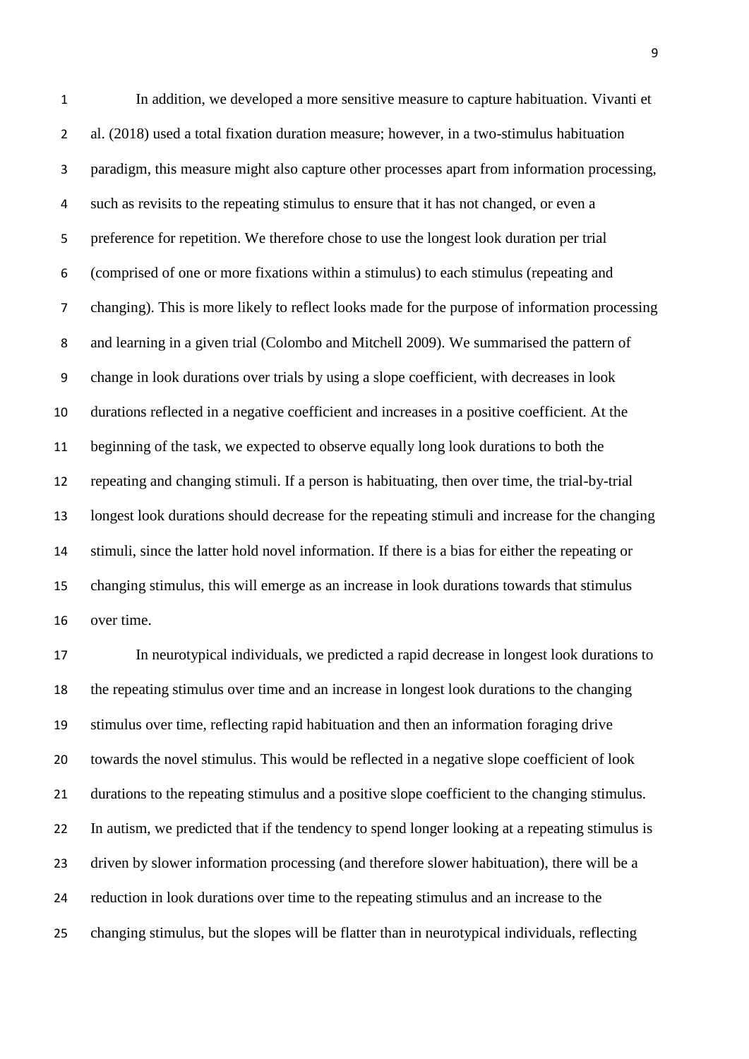In addition, we developed a more sensitive measure to capture habituation. Vivanti et al. (2018) used a total fixation duration measure; however, in a two-stimulus habituation paradigm, this measure might also capture other processes apart from information processing, such as revisits to the repeating stimulus to ensure that it has not changed, or even a preference for repetition. We therefore chose to use the longest look duration per trial (comprised of one or more fixations within a stimulus) to each stimulus (repeating and changing). This is more likely to reflect looks made for the purpose of information processing and learning in a given trial (Colombo and Mitchell 2009). We summarised the pattern of change in look durations over trials by using a slope coefficient, with decreases in look durations reflected in a negative coefficient and increases in a positive coefficient. At the beginning of the task, we expected to observe equally long look durations to both the repeating and changing stimuli. If a person is habituating, then over time, the trial-by-trial longest look durations should decrease for the repeating stimuli and increase for the changing stimuli, since the latter hold novel information. If there is a bias for either the repeating or changing stimulus, this will emerge as an increase in look durations towards that stimulus over time.

In neurotypical individuals, we predicted a rapid decrease in longest look durations to the repeating stimulus over time and an increase in longest look durations to the changing stimulus over time, reflecting rapid habituation and then an information foraging drive towards the novel stimulus. This would be reflected in a negative slope coefficient of look durations to the repeating stimulus and a positive slope coefficient to the changing stimulus. In autism, we predicted that if the tendency to spend longer looking at a repeating stimulus is driven by slower information processing (and therefore slower habituation), there will be a reduction in look durations over time to the repeating stimulus and an increase to the changing stimulus, but the slopes will be flatter than in neurotypical individuals, reflecting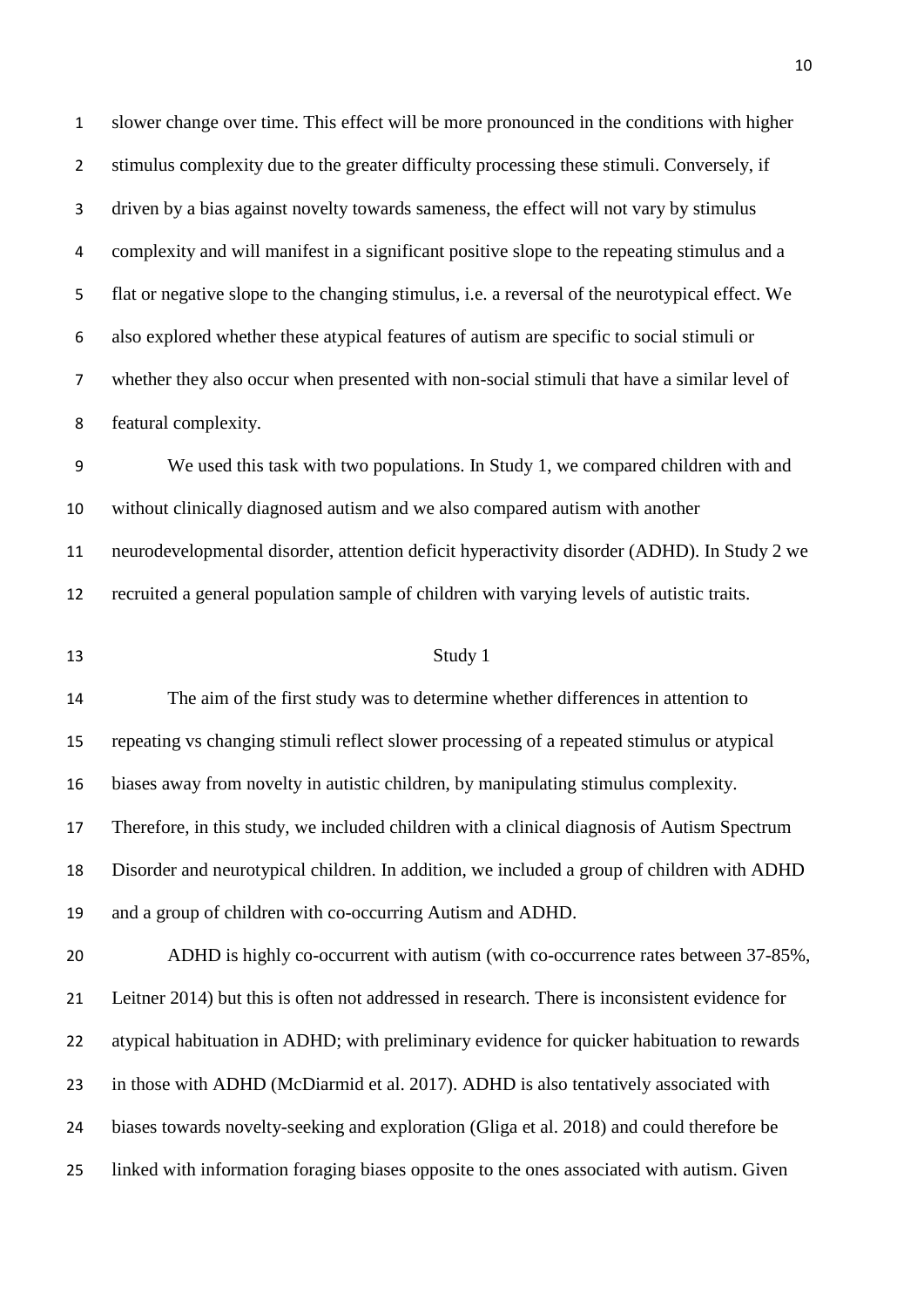slower change over time. This effect will be more pronounced in the conditions with higher stimulus complexity due to the greater difficulty processing these stimuli. Conversely, if driven by a bias against novelty towards sameness, the effect will not vary by stimulus complexity and will manifest in a significant positive slope to the repeating stimulus and a flat or negative slope to the changing stimulus, i.e. a reversal of the neurotypical effect. We also explored whether these atypical features of autism are specific to social stimuli or whether they also occur when presented with non-social stimuli that have a similar level of featural complexity.

We used this task with two populations. In Study 1, we compared children with and without clinically diagnosed autism and we also compared autism with another neurodevelopmental disorder, attention deficit hyperactivity disorder (ADHD). In Study 2 we recruited a general population sample of children with varying levels of autistic traits.

## Study 1

The aim of the first study was to determine whether differences in attention to repeating vs changing stimuli reflect slower processing of a repeated stimulus or atypical biases away from novelty in autistic children, by manipulating stimulus complexity. Therefore, in this study, we included children with a clinical diagnosis of Autism Spectrum Disorder and neurotypical children. In addition, we included a group of children with ADHD and a group of children with co-occurring Autism and ADHD.

ADHD is highly co-occurrent with autism (with co-occurrence rates between 37-85%, Leitner 2014) but this is often not addressed in research. There is inconsistent evidence for atypical habituation in ADHD; with preliminary evidence for quicker habituation to rewards in those with ADHD (McDiarmid et al. 2017). ADHD is also tentatively associated with biases towards novelty-seeking and exploration (Gliga et al. 2018) and could therefore be linked with information foraging biases opposite to the ones associated with autism. Given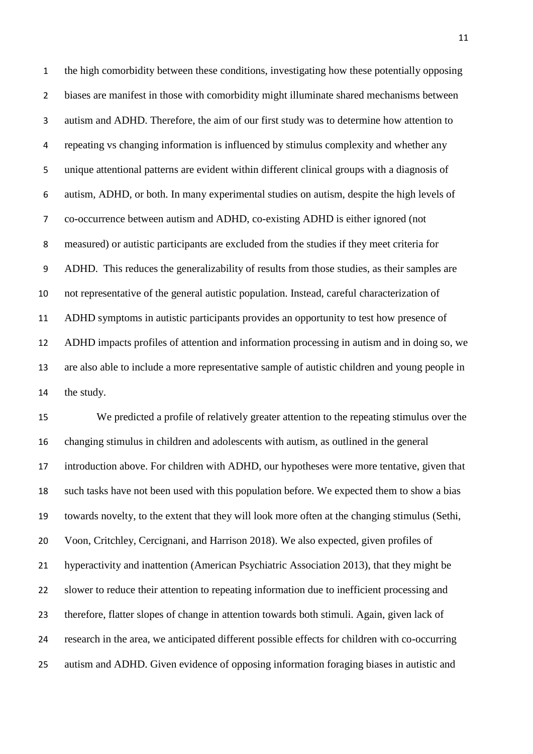the high comorbidity between these conditions, investigating how these potentially opposing biases are manifest in those with comorbidity might illuminate shared mechanisms between autism and ADHD. Therefore, the aim of our first study was to determine how attention to repeating vs changing information is influenced by stimulus complexity and whether any unique attentional patterns are evident within different clinical groups with a diagnosis of autism, ADHD, or both. In many experimental studies on autism, despite the high levels of co-occurrence between autism and ADHD, co-existing ADHD is either ignored (not measured) or autistic participants are excluded from the studies if they meet criteria for ADHD. This reduces the generalizability of results from those studies, as their samples are not representative of the general autistic population. Instead, careful characterization of ADHD symptoms in autistic participants provides an opportunity to test how presence of ADHD impacts profiles of attention and information processing in autism and in doing so, we are also able to include a more representative sample of autistic children and young people in the study.

We predicted a profile of relatively greater attention to the repeating stimulus over the changing stimulus in children and adolescents with autism, as outlined in the general introduction above. For children with ADHD, our hypotheses were more tentative, given that such tasks have not been used with this population before. We expected them to show a bias towards novelty, to the extent that they will look more often at the changing stimulus (Sethi, Voon, Critchley, Cercignani, and Harrison 2018). We also expected, given profiles of hyperactivity and inattention (American Psychiatric Association 2013), that they might be slower to reduce their attention to repeating information due to inefficient processing and therefore, flatter slopes of change in attention towards both stimuli. Again, given lack of research in the area, we anticipated different possible effects for children with co-occurring autism and ADHD. Given evidence of opposing information foraging biases in autistic and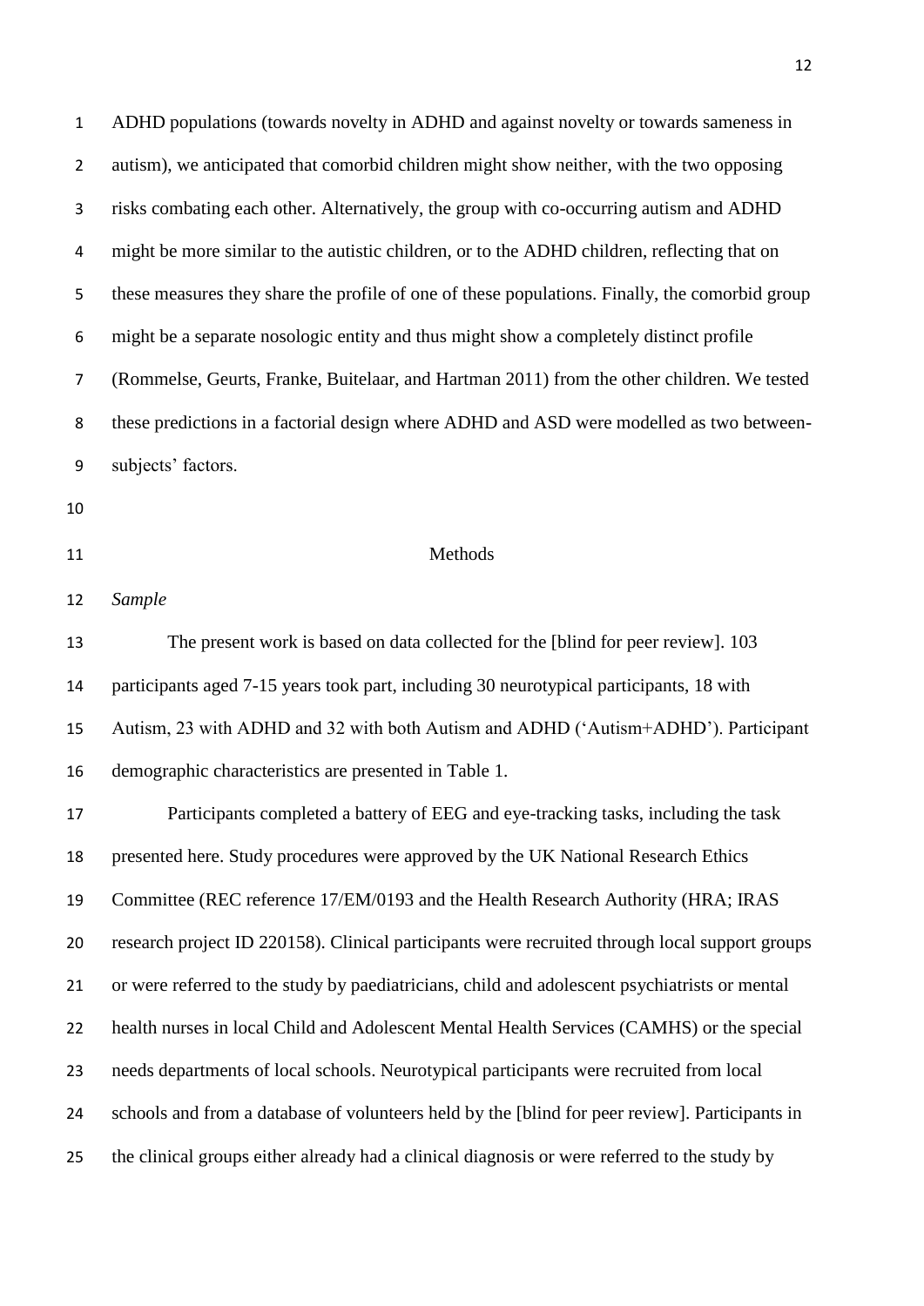ADHD populations (towards novelty in ADHD and against novelty or towards sameness in autism), we anticipated that comorbid children might show neither, with the two opposing risks combating each other. Alternatively, the group with co-occurring autism and ADHD might be more similar to the autistic children, or to the ADHD children, reflecting that on these measures they share the profile of one of these populations. Finally, the comorbid group might be a separate nosologic entity and thus might show a completely distinct profile (Rommelse, Geurts, Franke, Buitelaar, and Hartman 2011) from the other children. We tested these predictions in a factorial design where ADHD and ASD were modelled as two between-subjects' factors.

## Methods

### *Sample*

The present work is based on data collected for the [blind for peer review]. 103 participants aged 7-15 years took part, including 30 neurotypical participants, 18 with Autism, 23 with ADHD and 32 with both Autism and ADHD ('Autism+ADHD'). Participant demographic characteristics are presented in Table 1.

Participants completed a battery of EEG and eye-tracking tasks, including the task presented here. Study procedures were approved by the UK National Research Ethics Committee (REC reference 17/EM/0193 and the Health Research Authority (HRA; IRAS research project ID 220158). Clinical participants were recruited through local support groups or were referred to the study by paediatricians, child and adolescent psychiatrists or mental health nurses in local Child and Adolescent Mental Health Services (CAMHS) or the special needs departments of local schools. Neurotypical participants were recruited from local schools and from a database of volunteers held by the [blind for peer review]. Participants in the clinical groups either already had a clinical diagnosis or were referred to the study by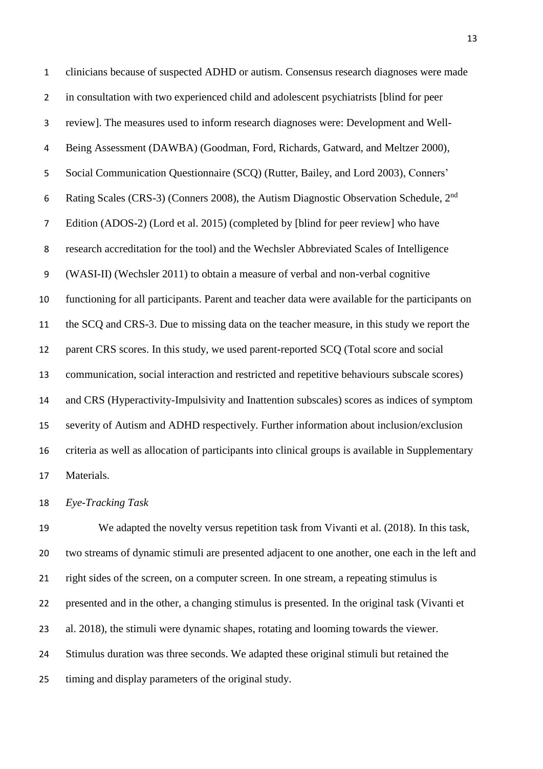clinicians because of suspected ADHD or autism. Consensus research diagnoses were made in consultation with two experienced child and adolescent psychiatrists [blind for peer review]. The measures used to inform research diagnoses were: Development and Well-Being Assessment (DAWBA) (Goodman, Ford, Richards, Gatward, and Meltzer 2000), Social Communication Questionnaire (SCQ) (Rutter, Bailey, and Lord 2003), Conners' Rating Scales (CRS-3) (Conners 2008), the Autism Diagnostic Observation Schedule, 2nd Edition (ADOS-2) (Lord et al. 2015) (completed by [blind for peer review] who have research accreditation for the tool) and the Wechsler Abbreviated Scales of Intelligence (WASI-II) (Wechsler 2011) to obtain a measure of verbal and non-verbal cognitive functioning for all participants. Parent and teacher data were available for the participants on the SCQ and CRS-3. Due to missing data on the teacher measure, in this study we report the parent CRS scores. In this study, we used parent-reported SCQ (Total score and social communication, social interaction and restricted and repetitive behaviours subscale scores) and CRS (Hyperactivity-Impulsivity and Inattention subscales) scores as indices of symptom severity of Autism and ADHD respectively. Further information about inclusion/exclusion criteria as well as allocation of participants into clinical groups is available in Supplementary Materials.

*Eye-Tracking Task*

We adapted the novelty versus repetition task from Vivanti et al. (2018). In this task, two streams of dynamic stimuli are presented adjacent to one another, one each in the left and right sides of the screen, on a computer screen. In one stream, a repeating stimulus is presented and in the other, a changing stimulus is presented. In the original task (Vivanti et al. 2018), the stimuli were dynamic shapes, rotating and looming towards the viewer. Stimulus duration was three seconds. We adapted these original stimuli but retained the timing and display parameters of the original study.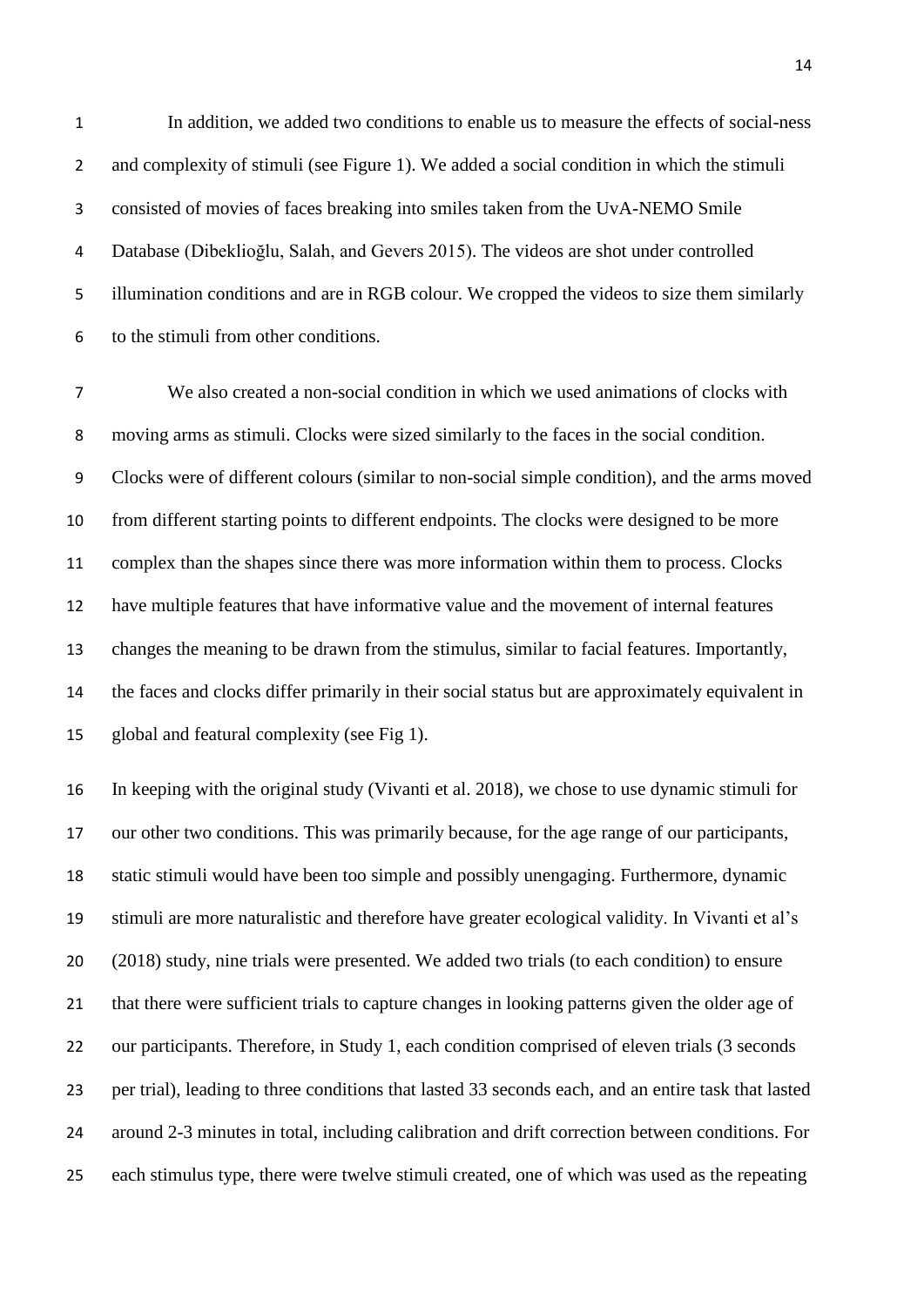In addition, we added two conditions to enable us to measure the effects of social-ness and complexity of stimuli (see Figure 1). We added a social condition in which the stimuli consisted of movies of faces breaking into smiles taken from the UvA-NEMO Smile Database (Dibeklioğlu, Salah, and Gevers 2015). The videos are shot under controlled illumination conditions and are in RGB colour. We cropped the videos to size them similarly to the stimuli from other conditions.

We also created a non-social condition in which we used animations of clocks with moving arms as stimuli. Clocks were sized similarly to the faces in the social condition. Clocks were of different colours (similar to non-social simple condition), and the arms moved from different starting points to different endpoints. The clocks were designed to be more complex than the shapes since there was more information within them to process. Clocks have multiple features that have informative value and the movement of internal features changes the meaning to be drawn from the stimulus, similar to facial features. Importantly, the faces and clocks differ primarily in their social status but are approximately equivalent in global and featural complexity (see Fig 1).

In keeping with the original study (Vivanti et al. 2018), we chose to use dynamic stimuli for our other two conditions. This was primarily because, for the age range of our participants, static stimuli would have been too simple and possibly unengaging. Furthermore, dynamic stimuli are more naturalistic and therefore have greater ecological validity. In Vivanti et al's (2018) study, nine trials were presented. We added two trials (to each condition) to ensure that there were sufficient trials to capture changes in looking patterns given the older age of our participants. Therefore, in Study 1, each condition comprised of eleven trials (3 seconds per trial), leading to three conditions that lasted 33 seconds each, and an entire task that lasted around 2-3 minutes in total, including calibration and drift correction between conditions. For each stimulus type, there were twelve stimuli created, one of which was used as the repeating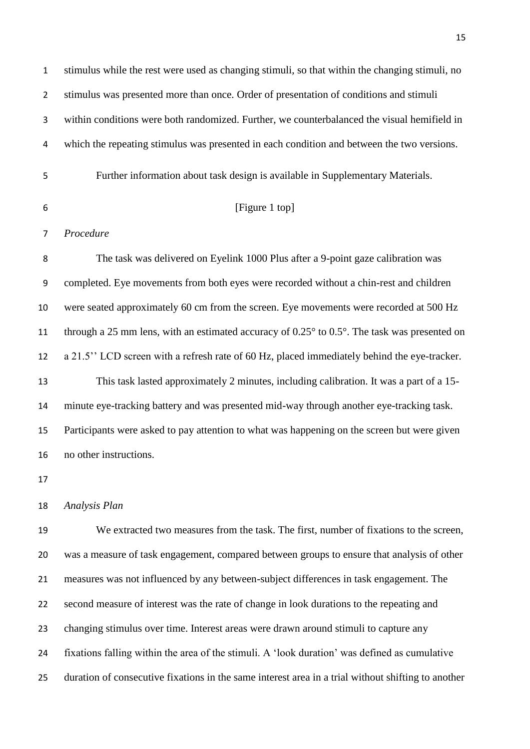stimulus while the rest were used as changing stimuli, so that within the changing stimuli, no stimulus was presented more than once. Order of presentation of conditions and stimuli within conditions were both randomized. Further, we counterbalanced the visual hemifield in which the repeating stimulus was presented in each condition and between the two versions.

Further information about task design is available in Supplementary Materials.

[Figure 1 top]

*Procedure*

The task was delivered on Eyelink 1000 Plus after a 9-point gaze calibration was completed. Eye movements from both eyes were recorded without a chin-rest and children were seated approximately 60 cm from the screen. Eye movements were recorded at 500 Hz through a 25 mm lens, with an estimated accuracy of 0.25° to 0.5°. The task was presented on a 21.5'' LCD screen with a refresh rate of 60 Hz, placed immediately behind the eye-tracker.

This task lasted approximately 2 minutes, including calibration. It was a part of a 15-minute eye-tracking battery and was presented mid-way through another eye-tracking task. Participants were asked to pay attention to what was happening on the screen but were given no other instructions.

*Analysis Plan*

We extracted two measures from the task. The first, number of fixations to the screen, was a measure of task engagement, compared between groups to ensure that analysis of other measures was not influenced by any between-subject differences in task engagement. The second measure of interest was the rate of change in look durations to the repeating and changing stimulus over time. Interest areas were drawn around stimuli to capture any fixations falling within the area of the stimuli. A 'look duration' was defined as cumulative duration of consecutive fixations in the same interest area in a trial without shifting to another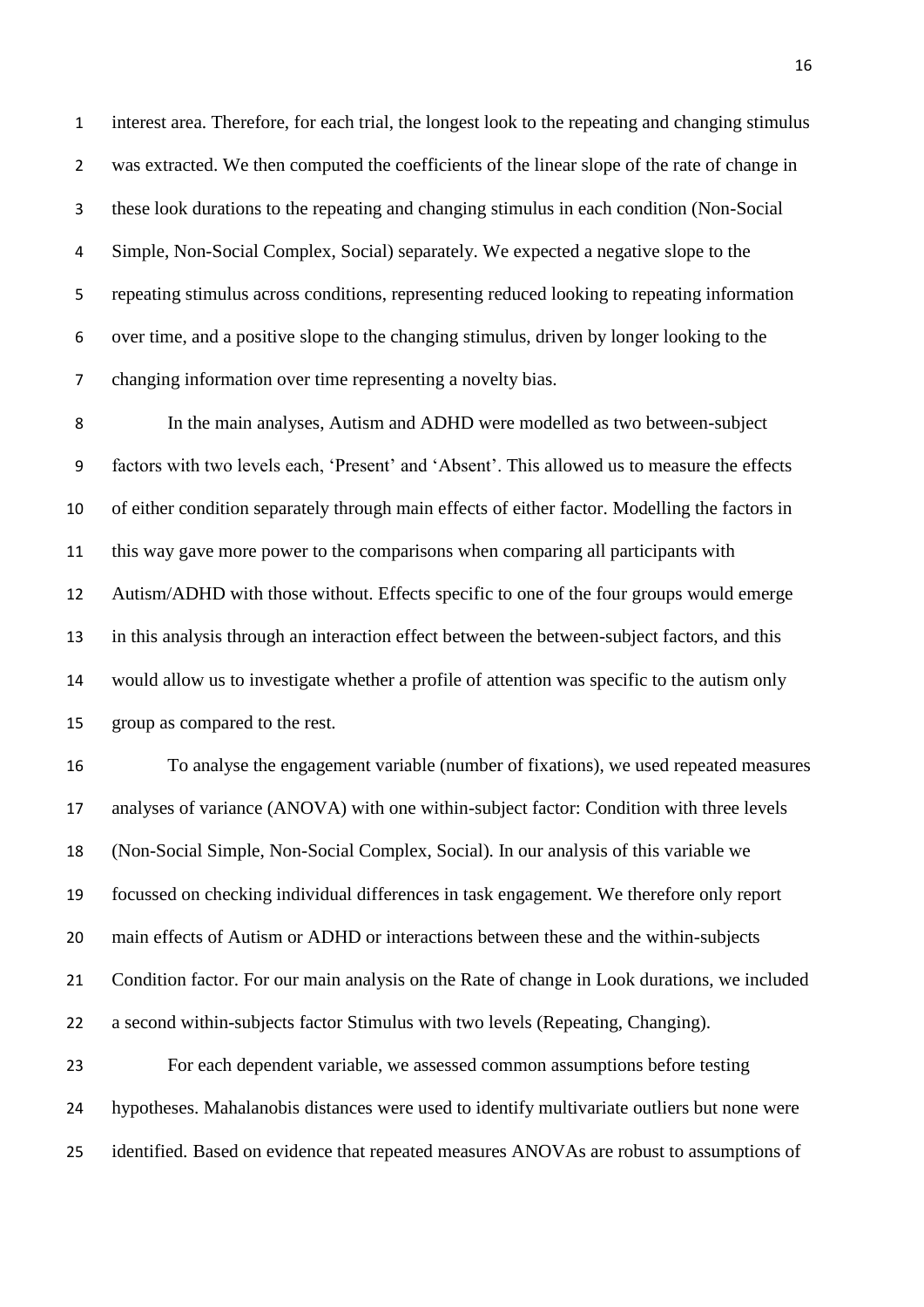interest area. Therefore, for each trial, the longest look to the repeating and changing stimulus was extracted. We then computed the coefficients of the linear slope of the rate of change in these look durations to the repeating and changing stimulus in each condition (Non-Social Simple, Non-Social Complex, Social) separately. We expected a negative slope to the repeating stimulus across conditions, representing reduced looking to repeating information over time, and a positive slope to the changing stimulus, driven by longer looking to the changing information over time representing a novelty bias.

In the main analyses, Autism and ADHD were modelled as two between-subject factors with two levels each, 'Present' and 'Absent'. This allowed us to measure the effects of either condition separately through main effects of either factor. Modelling the factors in this way gave more power to the comparisons when comparing all participants with Autism/ADHD with those without. Effects specific to one of the four groups would emerge in this analysis through an interaction effect between the between-subject factors, and this would allow us to investigate whether a profile of attention was specific to the autism only group as compared to the rest.

To analyse the engagement variable (number of fixations), we used repeated measures analyses of variance (ANOVA) with one within-subject factor: Condition with three levels (Non-Social Simple, Non-Social Complex, Social). In our analysis of this variable we focussed on checking individual differences in task engagement. We therefore only report main effects of Autism or ADHD or interactions between these and the within-subjects Condition factor. For our main analysis on the Rate of change in Look durations, we included a second within-subjects factor Stimulus with two levels (Repeating, Changing).

For each dependent variable, we assessed common assumptions before testing hypotheses. Mahalanobis distances were used to identify multivariate outliers but none were identified. Based on evidence that repeated measures ANOVAs are robust to assumptions of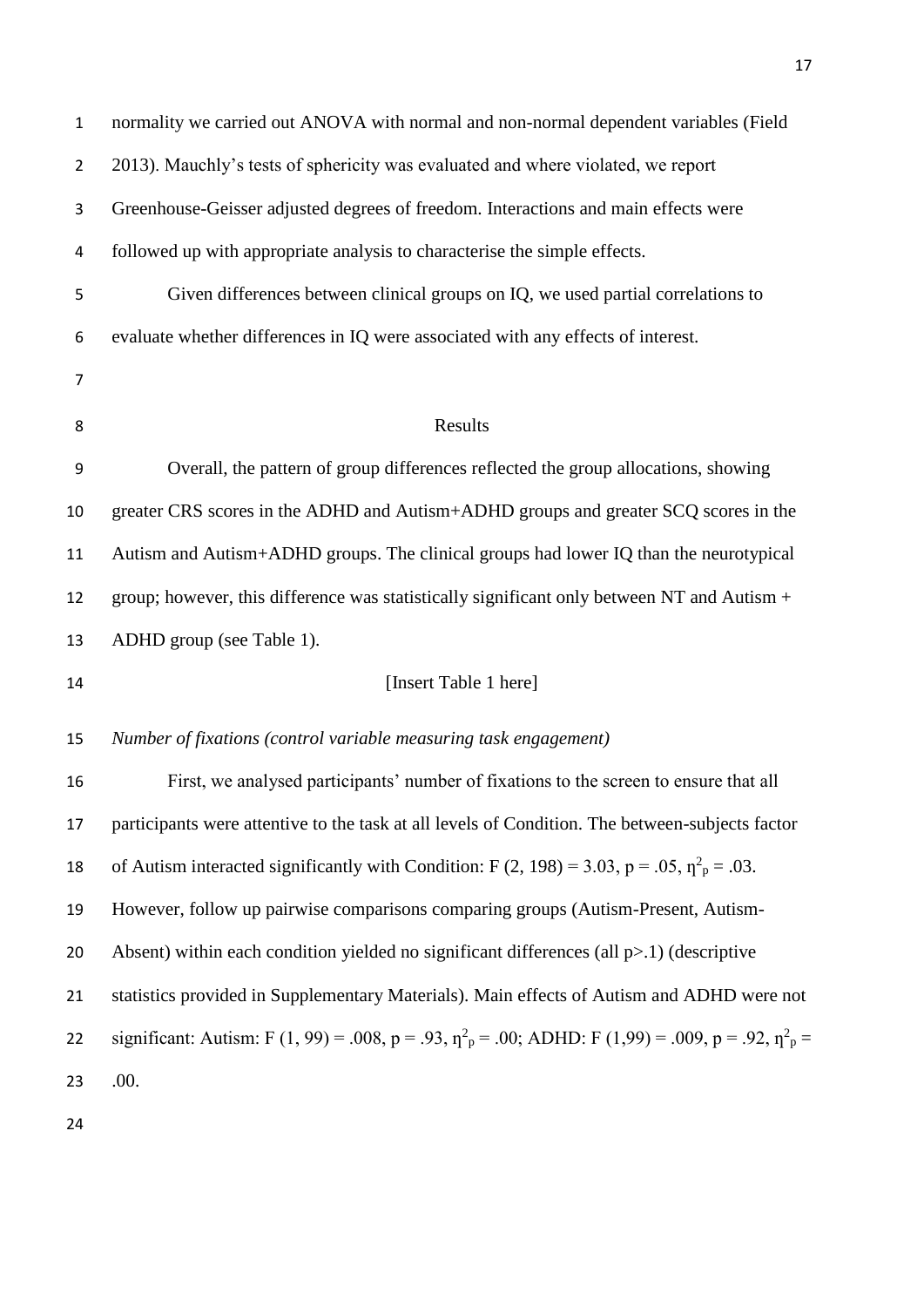normality we carried out ANOVA with normal and non-normal dependent variables (Field 2013). Mauchly's tests of sphericity was evaluated and where violated, we report Greenhouse-Geisser adjusted degrees of freedom. Interactions and main effects were followed up with appropriate analysis to characterise the simple effects.

Given differences between clinical groups on IQ, we used partial correlations to evaluate whether differences in IQ were associated with any effects of interest.

# Results

Overall, the pattern of group differences reflected the group allocations, showing greater CRS scores in the ADHD and Autism+ADHD groups and greater SCQ scores in the Autism and Autism+ADHD groups. The clinical groups had lower IQ than the neurotypical group; however, this difference was statistically significant only between NT and Autism + ADHD group (see Table 1).

[Insert Table 1 here]

*Number of fixations (control variable measuring task engagement)*

First, we analysed participants' number of fixations to the screen to ensure that all participants were attentive to the task at all levels of Condition. The between-subjects factor of Autism interacted significantly with Condition: $F(2, 198) = 3.03$, $p = .05$, $\eta^2_p = .03$. However, follow up pairwise comparisons comparing groups (Autism-Present, Autism-Absent) within each condition yielded no significant differences (all $p > .1$) (descriptive statistics provided in Supplementary Materials). Main effects of Autism and ADHD were not significant: Autism: $F(1, 99) = .008$, $p = .93$, $\eta^2_p = .00$; ADHD: $F(1,99) = .009$, $p = .92$, $\eta^2_p = .00$.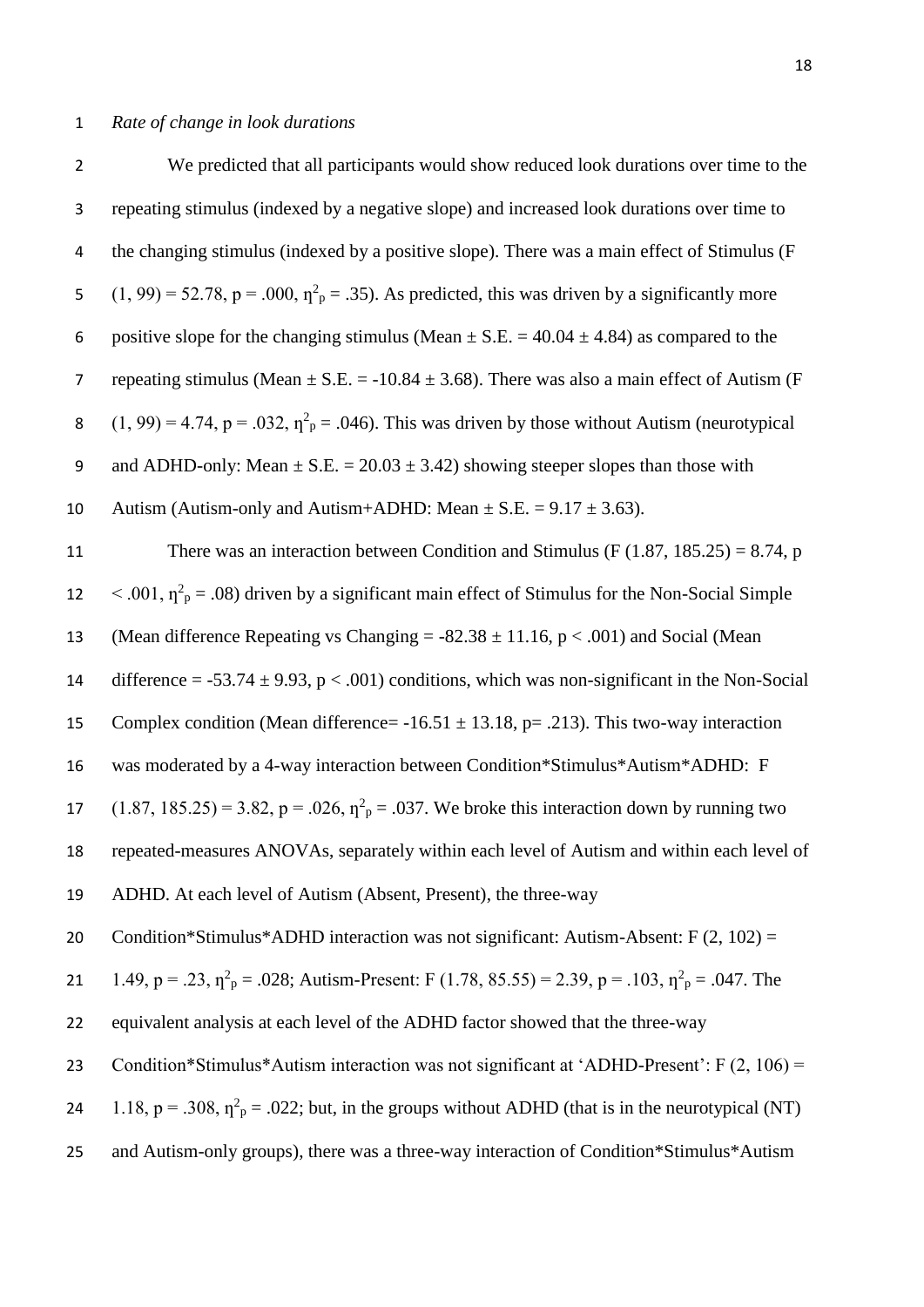*Rate of change in look durations*

We predicted that all participants would show reduced look durations over time to the repeating stimulus (indexed by a negative slope) and increased look durations over time to the changing stimulus (indexed by a positive slope). There was a main effect of Stimulus ($F(1, 99) = 52.78$, $p = .000$, $\eta^2_p = .35$). As predicted, this was driven by a significantly more positive slope for the changing stimulus (Mean ± S.E. = 40.04 ± 4.84) as compared to the repeating stimulus (Mean ± S.E. = -10.84 ± 3.68). There was also a main effect of Autism ($F(1, 99) = 4.74$, $p = .032$, $\eta^2_p = .046$). This was driven by those without Autism (neurotypical and ADHD-only: Mean ± S.E. = 20.03 ± 3.42) showing steeper slopes than those with Autism (Autism-only and Autism+ADHD: Mean ± S.E. = 9.17 ± 3.63).

There was an interaction between Condition and Stimulus ($F(1.87, 185.25) = 8.74$, $p < .001$, $\eta^2_p = .08$) driven by a significant main effect of Stimulus for the Non-Social Simple (Mean difference Repeating vs Changing = -82.38 ± 11.16, $p < .001$) and Social (Mean difference = -53.74 ± 9.93, $p < .001$) conditions, which was non-significant in the Non-Social Complex condition (Mean difference= -16.51 ± 13.18, $p = .213$). This two-way interaction was moderated by a 4-way interaction between Condition*Stimulus*Autism*ADHD: $F(1.87, 185.25) = 3.82$, $p = .026$, $\eta^2_p = .037$. We broke this interaction down by running two repeated-measures ANOVAs, separately within each level of Autism and within each level of ADHD. At each level of Autism (Absent, Present), the three-way Condition*Stimulus*ADHD interaction was not significant: Autism-Absent: $F(2, 102) = 1.49$, $p = .23$, $\eta^2_p = .028$; Autism-Present: $F(1.78, 85.55) = 2.39$, $p = .103$, $\eta^2_p = .047$. The equivalent analysis at each level of the ADHD factor showed that the three-way Condition*Stimulus*Autism interaction was not significant at 'ADHD-Present': $F(2, 106) = 1.18$, $p = .308$, $\eta^2_p = .022$; but, in the groups without ADHD (that is in the neurotypical (NT) and Autism-only groups), there was a three-way interaction of Condition*Stimulus*Autism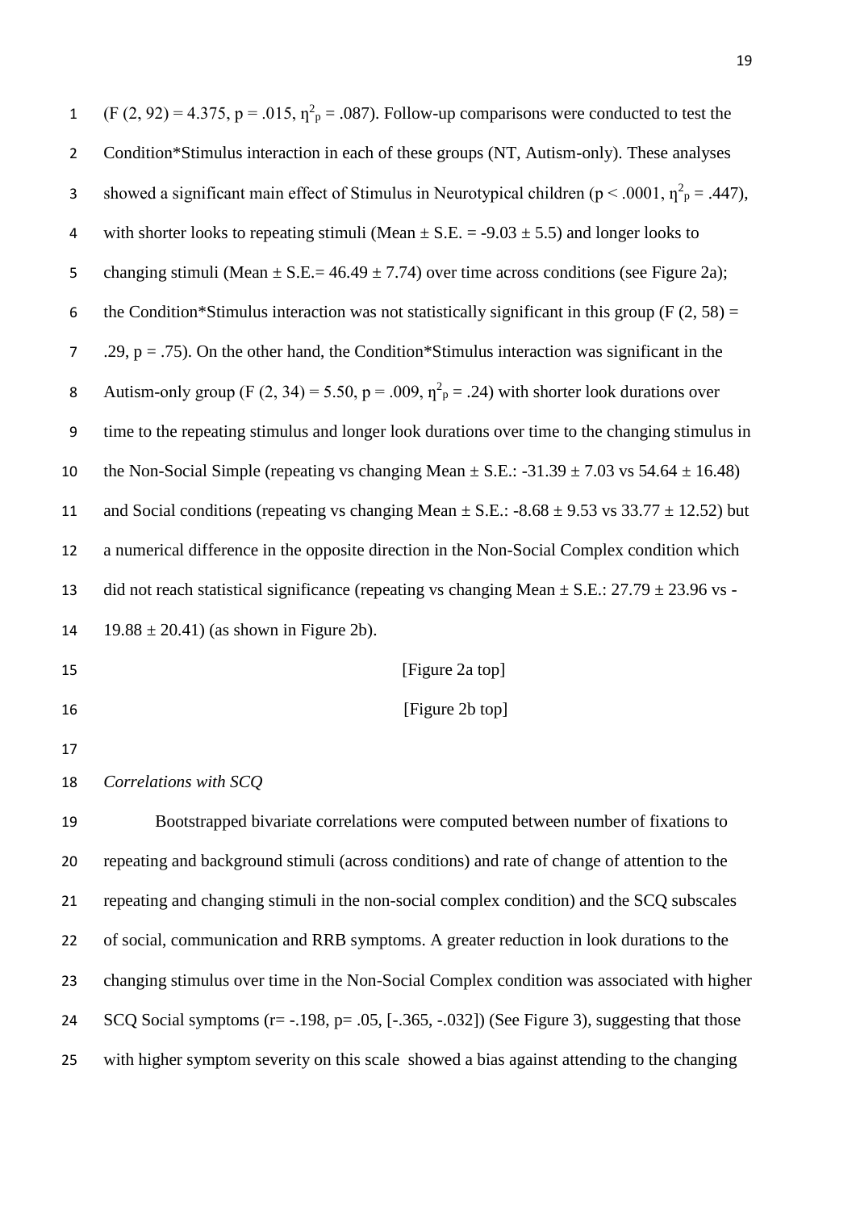($F(2, 92) = 4.375$, $p = .015$, $\eta^2_p = .087$). Follow-up comparisons were conducted to test the Condition*Stimulus interaction in each of these groups (NT, Autism-only). These analyses showed a significant main effect of Stimulus in Neurotypical children ($p < .0001$, $\eta^2_p = .447$), with shorter looks to repeating stimuli (Mean ± S.E. = -9.03 ± 5.5) and longer looks to changing stimuli (Mean ± S.E.= 46.49 ± 7.74) over time across conditions (see Figure 2a); the Condition*Stimulus interaction was not statistically significant in this group ($F(2, 58) = .29$, $p = .75$). On the other hand, the Condition*Stimulus interaction was significant in the Autism-only group ($F(2, 34) = 5.50$, $p = .009$, $\eta^2_p = .24$) with shorter look durations over time to the repeating stimulus and longer look durations over time to the changing stimulus in the Non-Social Simple (repeating vs changing Mean ± S.E.: -31.39 ± 7.03 vs 54.64 ± 16.48) and Social conditions (repeating vs changing Mean ± S.E.: -8.68 ± 9.53 vs 33.77 ± 12.52) but a numerical difference in the opposite direction in the Non-Social Complex condition which did not reach statistical significance (repeating vs changing Mean ± S.E.: 27.79 ± 23.96 vs -19.88 ± 20.41) (as shown in Figure 2b).

[Figure 2a top]

[Figure 2b top]

*Correlations with SCQ*

Bootstrapped bivariate correlations were computed between number of fixations to repeating and background stimuli (across conditions) and rate of change of attention to the repeating and changing stimuli in the non-social complex condition) and the SCQ subscales of social, communication and RRB symptoms. A greater reduction in look durations to the changing stimulus over time in the Non-Social Complex condition was associated with higher SCQ Social symptoms ($r= -.198$, $p= .05$, [-.365, -.032]) (See Figure 3), suggesting that those with higher symptom severity on this scale showed a bias against attending to the changing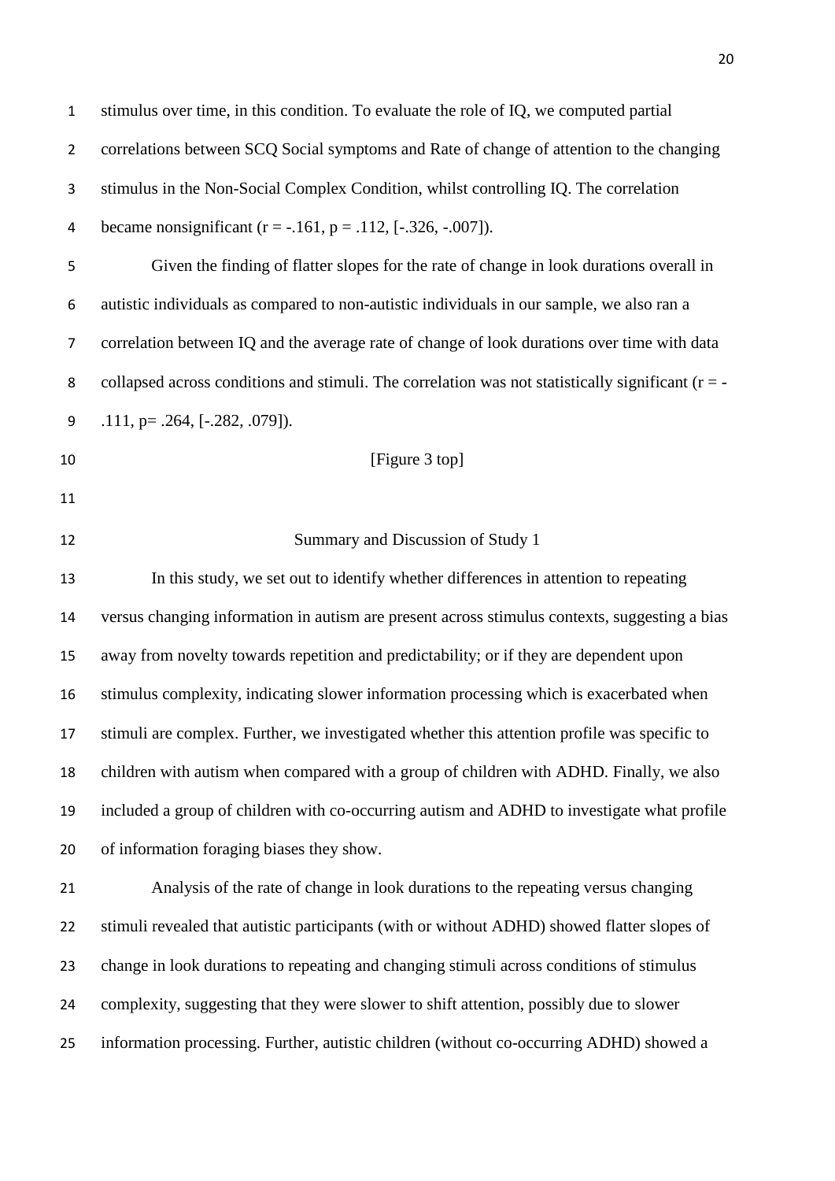stimulus over time, in this condition. To evaluate the role of IQ, we computed partial correlations between SCQ Social symptoms and Rate of change of attention to the changing stimulus in the Non-Social Complex Condition, whilst controlling IQ. The correlation became nonsignificant ($r = -.161$, $p = .112$, [-.326, -.007]).

Given the finding of flatter slopes for the rate of change in look durations overall in autistic individuals as compared to non-autistic individuals in our sample, we also ran a correlation between IQ and the average rate of change of look durations over time with data collapsed across conditions and stimuli. The correlation was not statistically significant ($r = -.111$, $p = .264$, [-.282, .079]).

[Figure 3 top]

## Summary and Discussion of Study 1

In this study, we set out to identify whether differences in attention to repeating versus changing information in autism are present across stimulus contexts, suggesting a bias away from novelty towards repetition and predictability; or if they are dependent upon stimulus complexity, indicating slower information processing which is exacerbated when stimuli are complex. Further, we investigated whether this attention profile was specific to children with autism when compared with a group of children with ADHD. Finally, we also included a group of children with co-occurring autism and ADHD to investigate what profile of information foraging biases they show.

Analysis of the rate of change in look durations to the repeating versus changing stimuli revealed that autistic participants (with or without ADHD) showed flatter slopes of change in look durations to repeating and changing stimuli across conditions of stimulus complexity, suggesting that they were slower to shift attention, possibly due to slower information processing. Further, autistic children (without co-occurring ADHD) showed a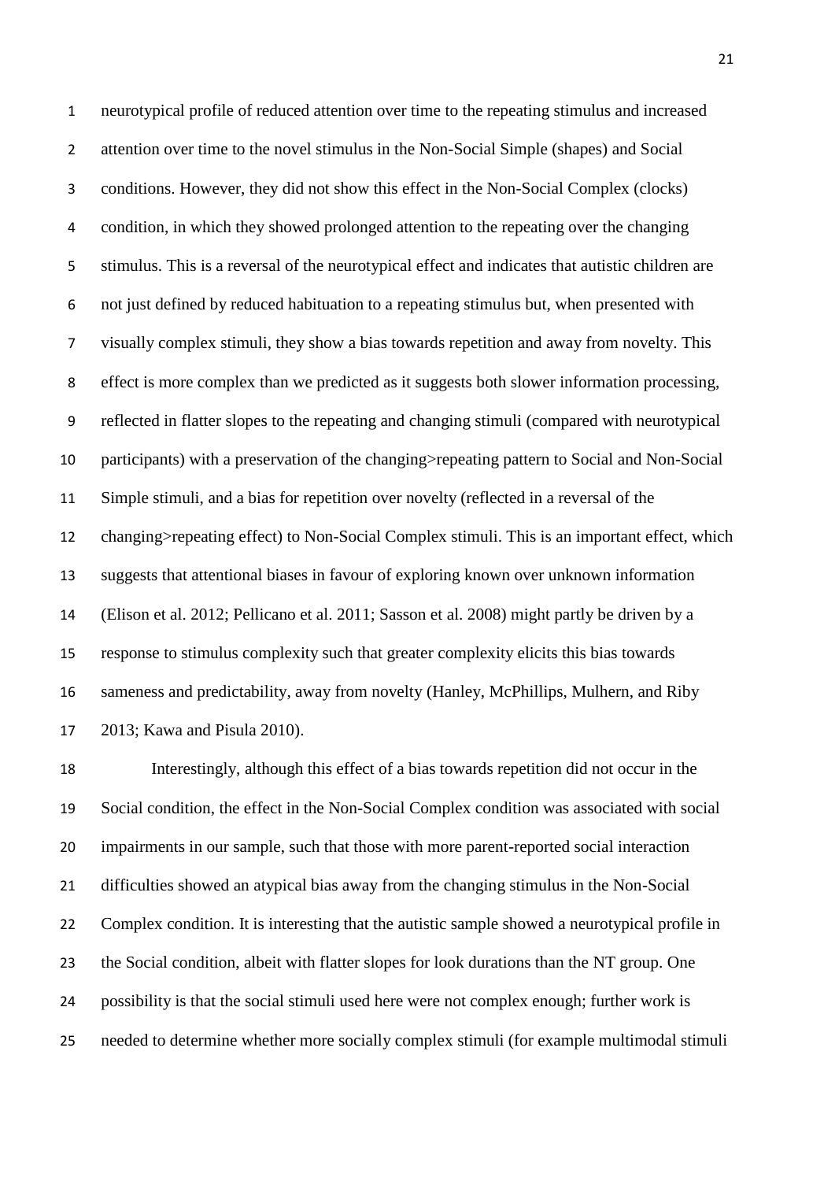neurotypical profile of reduced attention over time to the repeating stimulus and increased attention over time to the novel stimulus in the Non-Social Simple (shapes) and Social conditions. However, they did not show this effect in the Non-Social Complex (clocks) condition, in which they showed prolonged attention to the repeating over the changing stimulus. This is a reversal of the neurotypical effect and indicates that autistic children are not just defined by reduced habituation to a repeating stimulus but, when presented with visually complex stimuli, they show a bias towards repetition and away from novelty. This effect is more complex than we predicted as it suggests both slower information processing, reflected in flatter slopes to the repeating and changing stimuli (compared with neurotypical participants) with a preservation of the changing>repeating pattern to Social and Non-Social Simple stimuli, and a bias for repetition over novelty (reflected in a reversal of the changing>repeating effect) to Non-Social Complex stimuli. This is an important effect, which suggests that attentional biases in favour of exploring known over unknown information (Elison et al. 2012; Pellicano et al. 2011; Sasson et al. 2008) might partly be driven by a response to stimulus complexity such that greater complexity elicits this bias towards sameness and predictability, away from novelty (Hanley, McPhillips, Mulhern, and Riby 2013; Kawa and Pisula 2010).

Interestingly, although this effect of a bias towards repetition did not occur in the Social condition, the effect in the Non-Social Complex condition was associated with social impairments in our sample, such that those with more parent-reported social interaction difficulties showed an atypical bias away from the changing stimulus in the Non-Social Complex condition. It is interesting that the autistic sample showed a neurotypical profile in the Social condition, albeit with flatter slopes for look durations than the NT group. One possibility is that the social stimuli used here were not complex enough; further work is needed to determine whether more socially complex stimuli (for example multimodal stimuli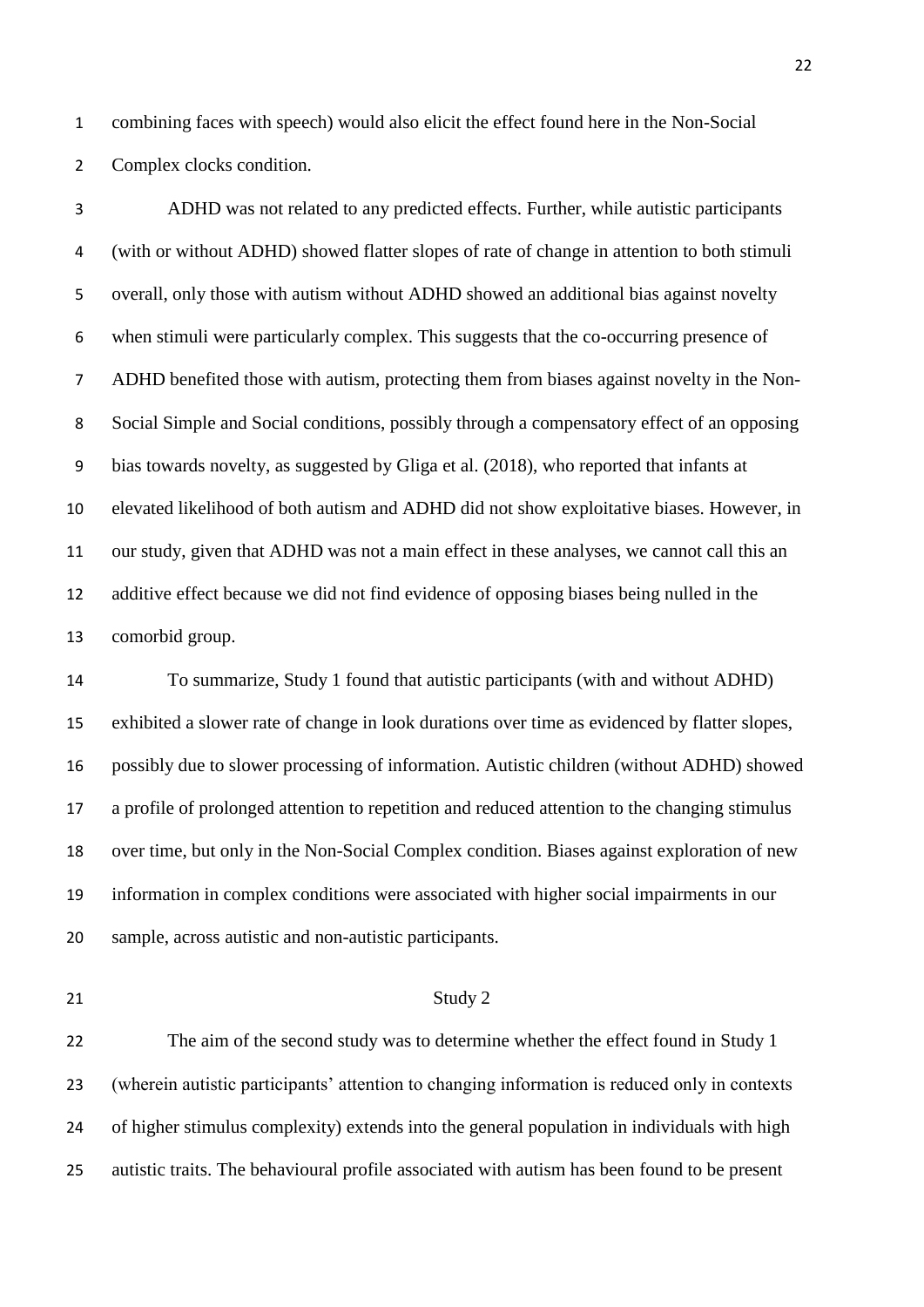combining faces with speech) would also elicit the effect found here in the Non-Social Complex clocks condition.

ADHD was not related to any predicted effects. Further, while autistic participants (with or without ADHD) showed flatter slopes of rate of change in attention to both stimuli overall, only those with autism without ADHD showed an additional bias against novelty when stimuli were particularly complex. This suggests that the co-occurring presence of ADHD benefited those with autism, protecting them from biases against novelty in the Non-Social Simple and Social conditions, possibly through a compensatory effect of an opposing bias towards novelty, as suggested by Gliga et al. (2018), who reported that infants at elevated likelihood of both autism and ADHD did not show exploitative biases. However, in our study, given that ADHD was not a main effect in these analyses, we cannot call this an additive effect because we did not find evidence of opposing biases being nulled in the comorbid group.

To summarize, Study 1 found that autistic participants (with and without ADHD) exhibited a slower rate of change in look durations over time as evidenced by flatter slopes, possibly due to slower processing of information. Autistic children (without ADHD) showed a profile of prolonged attention to repetition and reduced attention to the changing stimulus over time, but only in the Non-Social Complex condition. Biases against exploration of new information in complex conditions were associated with higher social impairments in our sample, across autistic and non-autistic participants.

## Study 2

The aim of the second study was to determine whether the effect found in Study 1 (wherein autistic participants' attention to changing information is reduced only in contexts of higher stimulus complexity) extends into the general population in individuals with high autistic traits. The behavioural profile associated with autism has been found to be present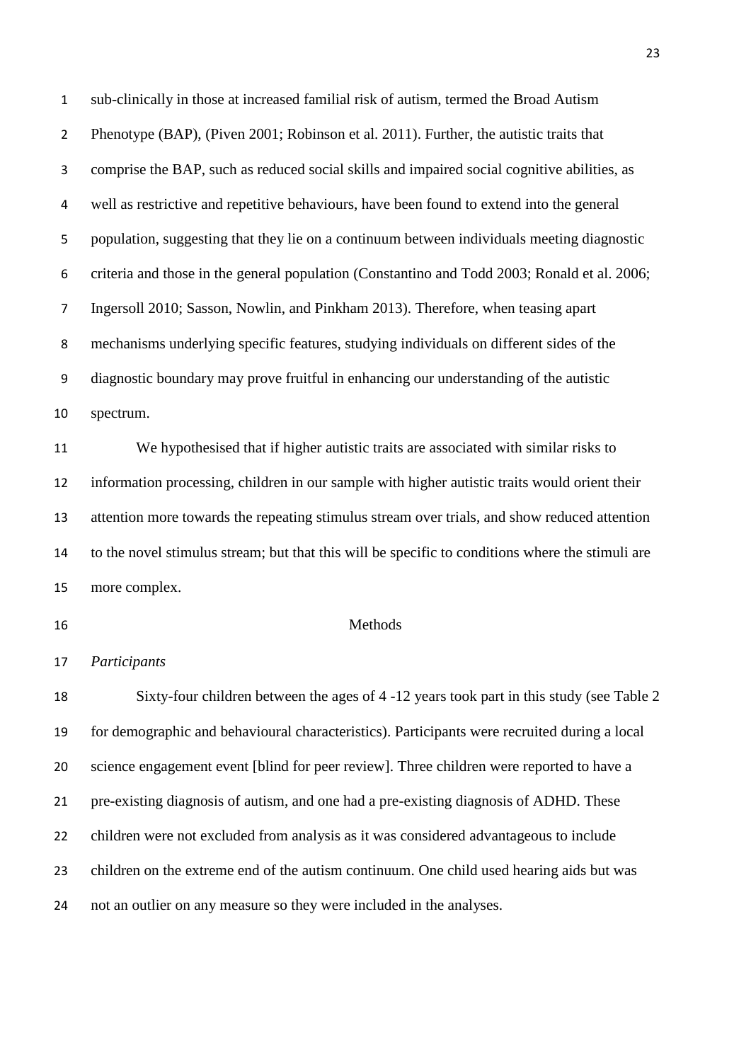sub-clinically in those at increased familial risk of autism, termed the Broad Autism Phenotype (BAP), (Piven 2001; Robinson et al. 2011). Further, the autistic traits that comprise the BAP, such as reduced social skills and impaired social cognitive abilities, as well as restrictive and repetitive behaviours, have been found to extend into the general population, suggesting that they lie on a continuum between individuals meeting diagnostic criteria and those in the general population (Constantino and Todd 2003; Ronald et al. 2006; Ingersoll 2010; Sasson, Nowlin, and Pinkham 2013). Therefore, when teasing apart mechanisms underlying specific features, studying individuals on different sides of the diagnostic boundary may prove fruitful in enhancing our understanding of the autistic spectrum.

We hypothesised that if higher autistic traits are associated with similar risks to information processing, children in our sample with higher autistic traits would orient their attention more towards the repeating stimulus stream over trials, and show reduced attention to the novel stimulus stream; but that this will be specific to conditions where the stimuli are more complex.

## Methods

### *Participants*

Sixty-four children between the ages of 4 -12 years took part in this study (see Table 2 for demographic and behavioural characteristics). Participants were recruited during a local science engagement event [blind for peer review]. Three children were reported to have a pre-existing diagnosis of autism, and one had a pre-existing diagnosis of ADHD. These children were not excluded from analysis as it was considered advantageous to include children on the extreme end of the autism continuum. One child used hearing aids but was not an outlier on any measure so they were included in the analyses.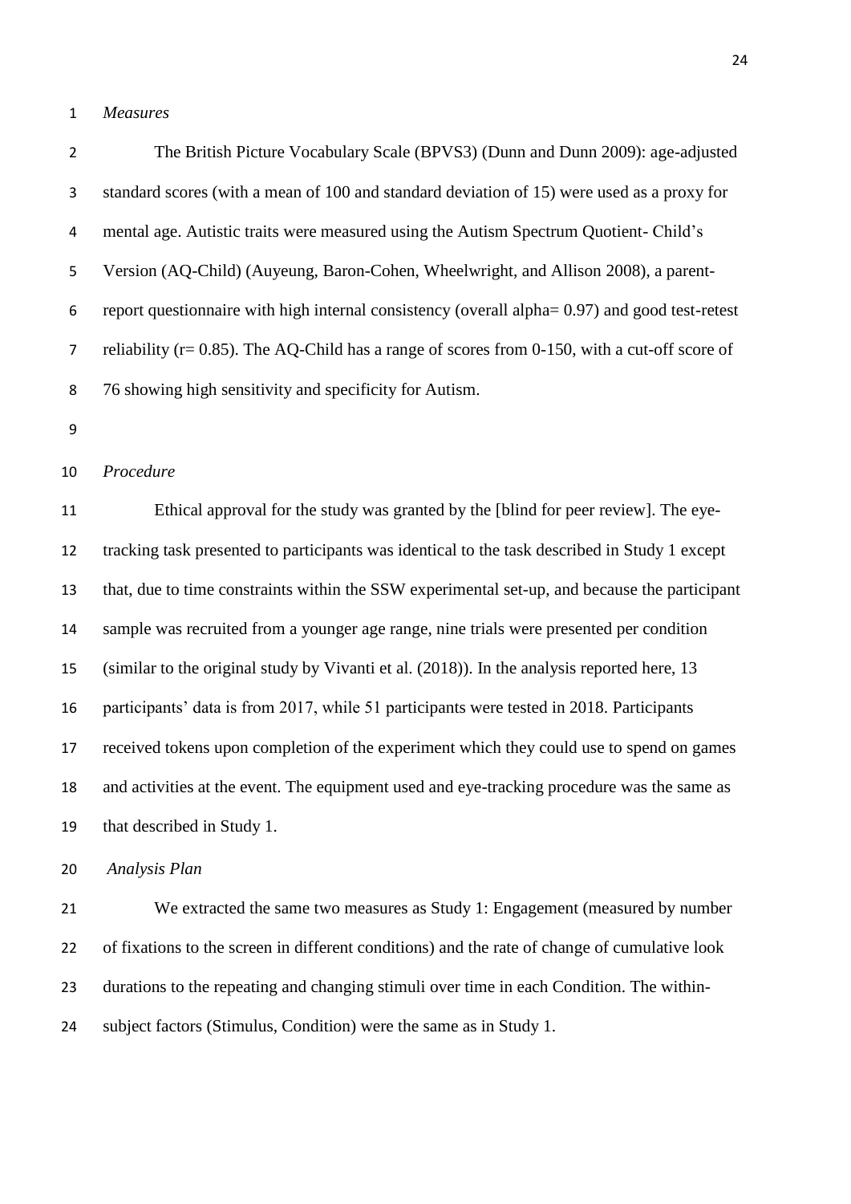*Measures*

The British Picture Vocabulary Scale (BPVS3) (Dunn and Dunn 2009): age-adjusted standard scores (with a mean of 100 and standard deviation of 15) were used as a proxy for mental age. Autistic traits were measured using the Autism Spectrum Quotient- Child's Version (AQ-Child) (Auyeung, Baron-Cohen, Wheelwright, and Allison 2008), a parent-report questionnaire with high internal consistency (overall alpha= 0.97) and good test-retest reliability (r= 0.85). The AQ-Child has a range of scores from 0-150, with a cut-off score of 76 showing high sensitivity and specificity for Autism.

*Procedure*

Ethical approval for the study was granted by the [blind for peer review]. The eye-tracking task presented to participants was identical to the task described in Study 1 except that, due to time constraints within the SSW experimental set-up, and because the participant sample was recruited from a younger age range, nine trials were presented per condition (similar to the original study by Vivanti et al. (2018)). In the analysis reported here, 13 participants' data is from 2017, while 51 participants were tested in 2018. Participants received tokens upon completion of the experiment which they could use to spend on games and activities at the event. The equipment used and eye-tracking procedure was the same as that described in Study 1.

*Analysis Plan*

We extracted the same two measures as Study 1: Engagement (measured by number of fixations to the screen in different conditions) and the rate of change of cumulative look durations to the repeating and changing stimuli over time in each Condition. The within-subject factors (Stimulus, Condition) were the same as in Study 1.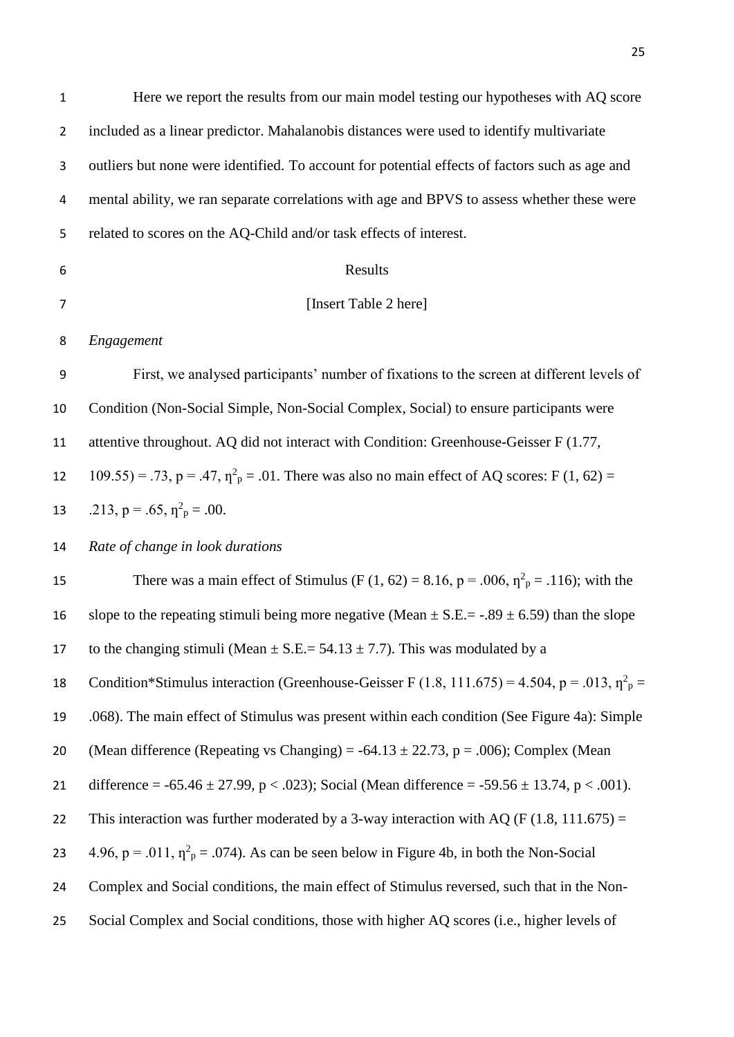Here we report the results from our main model testing our hypotheses with AQ score included as a linear predictor. Mahalanobis distances were used to identify multivariate outliers but none were identified. To account for potential effects of factors such as age and mental ability, we ran separate correlations with age and BPVS to assess whether these were related to scores on the AQ-Child and/or task effects of interest.

## Results

[Insert Table 2 here]

*Engagement*

First, we analysed participants' number of fixations to the screen at different levels of Condition (Non-Social Simple, Non-Social Complex, Social) to ensure participants were attentive throughout. AQ did not interact with Condition: Greenhouse-Geisser $F(1.77, 109.55) = .73$, $p = .47$, $\eta^2_p = .01$. There was also no main effect of AQ scores: $F(1, 62) = .213$, $p = .65$, $\eta^2_p = .00$.

*Rate of change in look durations*

There was a main effect of Stimulus ($F(1, 62) = 8.16$, $p = .006$, $\eta^2_p = .116$); with the slope to the repeating stimuli being more negative (Mean ± S.E.= -.89 ± 6.59) than the slope to the changing stimuli (Mean ± S.E.= 54.13 ± 7.7). This was modulated by a Condition*Stimulus interaction (Greenhouse-Geisser $F(1.8, 111.675) = 4.504$, $p = .013$, $\eta^2_p = .068$). The main effect of Stimulus was present within each condition (See Figure 4a): Simple (Mean difference (Repeating vs Changing) = -64.13 ± 22.73, $p = .006$); Complex (Mean difference = -65.46 ± 27.99, $p < .023$); Social (Mean difference = -59.56 ± 13.74, $p < .001$). This interaction was further moderated by a 3-way interaction with AQ ($F(1.8, 111.675) = 4.96$, $p = .011$, $\eta^2_p = .074$). As can be seen below in Figure 4b, in both the Non-Social Complex and Social conditions, the main effect of Stimulus reversed, such that in the Non-Social Complex and Social conditions, those with higher AQ scores (i.e., higher levels of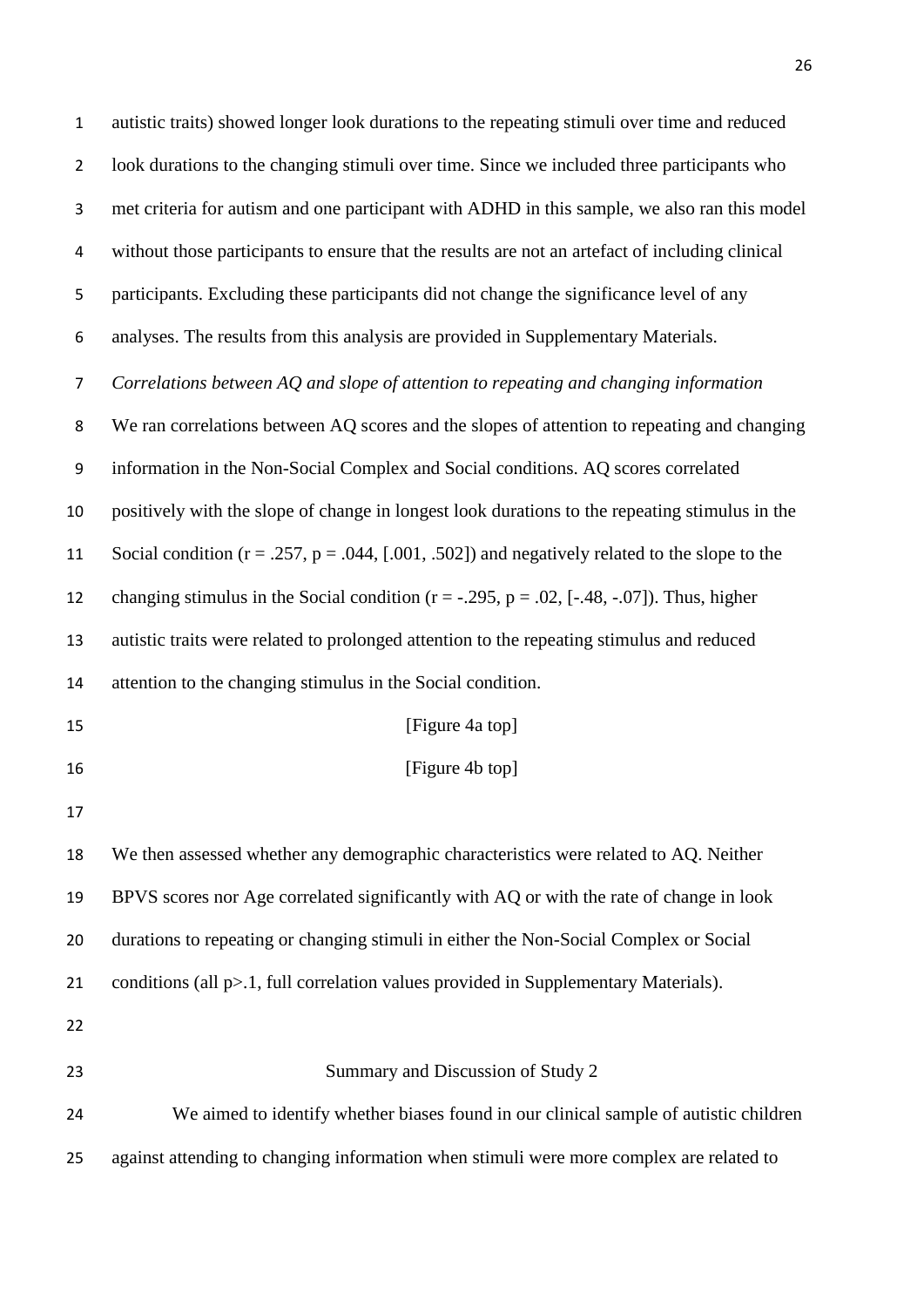autistic traits) showed longer look durations to the repeating stimuli over time and reduced look durations to the changing stimuli over time. Since we included three participants who met criteria for autism and one participant with ADHD in this sample, we also ran this model without those participants to ensure that the results are not an artefact of including clinical participants. Excluding these participants did not change the significance level of any analyses. The results from this analysis are provided in Supplementary Materials.

*Correlations between AQ and slope of attention to repeating and changing information*

We ran correlations between AQ scores and the slopes of attention to repeating and changing information in the Non-Social Complex and Social conditions. AQ scores correlated positively with the slope of change in longest look durations to the repeating stimulus in the Social condition ($r = .257$, $p = .044$, [.001, .502]) and negatively related to the slope to the changing stimulus in the Social condition ($r = -.295$, $p = .02$, [-.48, -.07]). Thus, higher autistic traits were related to prolonged attention to the repeating stimulus and reduced attention to the changing stimulus in the Social condition.

[Figure 4a top]

[Figure 4b top]

We then assessed whether any demographic characteristics were related to AQ. Neither BPVS scores nor Age correlated significantly with AQ or with the rate of change in look durations to repeating or changing stimuli in either the Non-Social Complex or Social conditions (all $p > .1$, full correlation values provided in Supplementary Materials).

## Summary and Discussion of Study 2

We aimed to identify whether biases found in our clinical sample of autistic children against attending to changing information when stimuli were more complex are related to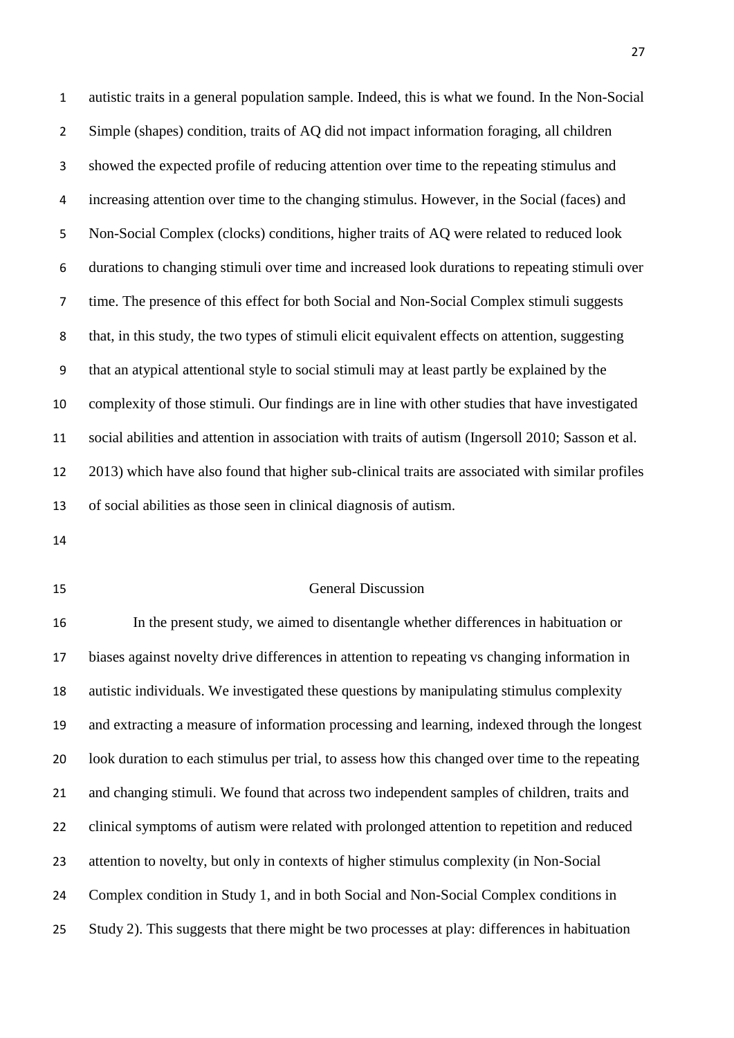autistic traits in a general population sample. Indeed, this is what we found. In the Non-Social Simple (shapes) condition, traits of AQ did not impact information foraging, all children showed the expected profile of reducing attention over time to the repeating stimulus and increasing attention over time to the changing stimulus. However, in the Social (faces) and Non-Social Complex (clocks) conditions, higher traits of AQ were related to reduced look durations to changing stimuli over time and increased look durations to repeating stimuli over time. The presence of this effect for both Social and Non-Social Complex stimuli suggests that, in this study, the two types of stimuli elicit equivalent effects on attention, suggesting that an atypical attentional style to social stimuli may at least partly be explained by the complexity of those stimuli. Our findings are in line with other studies that have investigated social abilities and attention in association with traits of autism (Ingersoll 2010; Sasson et al. 2013) which have also found that higher sub-clinical traits are associated with similar profiles of social abilities as those seen in clinical diagnosis of autism.

## General Discussion

In the present study, we aimed to disentangle whether differences in habituation or biases against novelty drive differences in attention to repeating vs changing information in autistic individuals. We investigated these questions by manipulating stimulus complexity and extracting a measure of information processing and learning, indexed through the longest look duration to each stimulus per trial, to assess how this changed over time to the repeating and changing stimuli. We found that across two independent samples of children, traits and clinical symptoms of autism were related with prolonged attention to repetition and reduced attention to novelty, but only in contexts of higher stimulus complexity (in Non-Social Complex condition in Study 1, and in both Social and Non-Social Complex conditions in Study 2). This suggests that there might be two processes at play: differences in habituation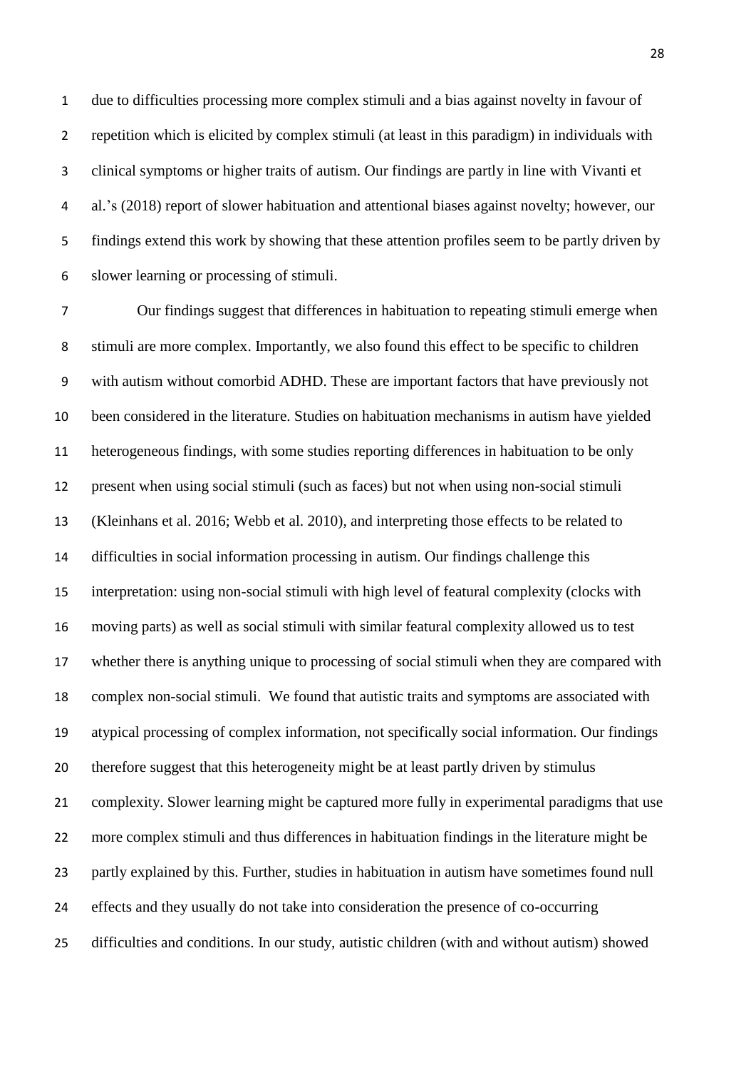due to difficulties processing more complex stimuli and a bias against novelty in favour of repetition which is elicited by complex stimuli (at least in this paradigm) in individuals with clinical symptoms or higher traits of autism. Our findings are partly in line with Vivanti et al.'s (2018) report of slower habituation and attentional biases against novelty; however, our findings extend this work by showing that these attention profiles seem to be partly driven by slower learning or processing of stimuli.

Our findings suggest that differences in habituation to repeating stimuli emerge when stimuli are more complex. Importantly, we also found this effect to be specific to children with autism without comorbid ADHD. These are important factors that have previously not been considered in the literature. Studies on habituation mechanisms in autism have yielded heterogeneous findings, with some studies reporting differences in habituation to be only present when using social stimuli (such as faces) but not when using non-social stimuli (Kleinhans et al. 2016; Webb et al. 2010), and interpreting those effects to be related to difficulties in social information processing in autism. Our findings challenge this interpretation: using non-social stimuli with high level of featural complexity (clocks with moving parts) as well as social stimuli with similar featural complexity allowed us to test whether there is anything unique to processing of social stimuli when they are compared with complex non-social stimuli. We found that autistic traits and symptoms are associated with atypical processing of complex information, not specifically social information. Our findings therefore suggest that this heterogeneity might be at least partly driven by stimulus complexity. Slower learning might be captured more fully in experimental paradigms that use more complex stimuli and thus differences in habituation findings in the literature might be partly explained by this. Further, studies in habituation in autism have sometimes found null effects and they usually do not take into consideration the presence of co-occurring difficulties and conditions. In our study, autistic children (with and without autism) showed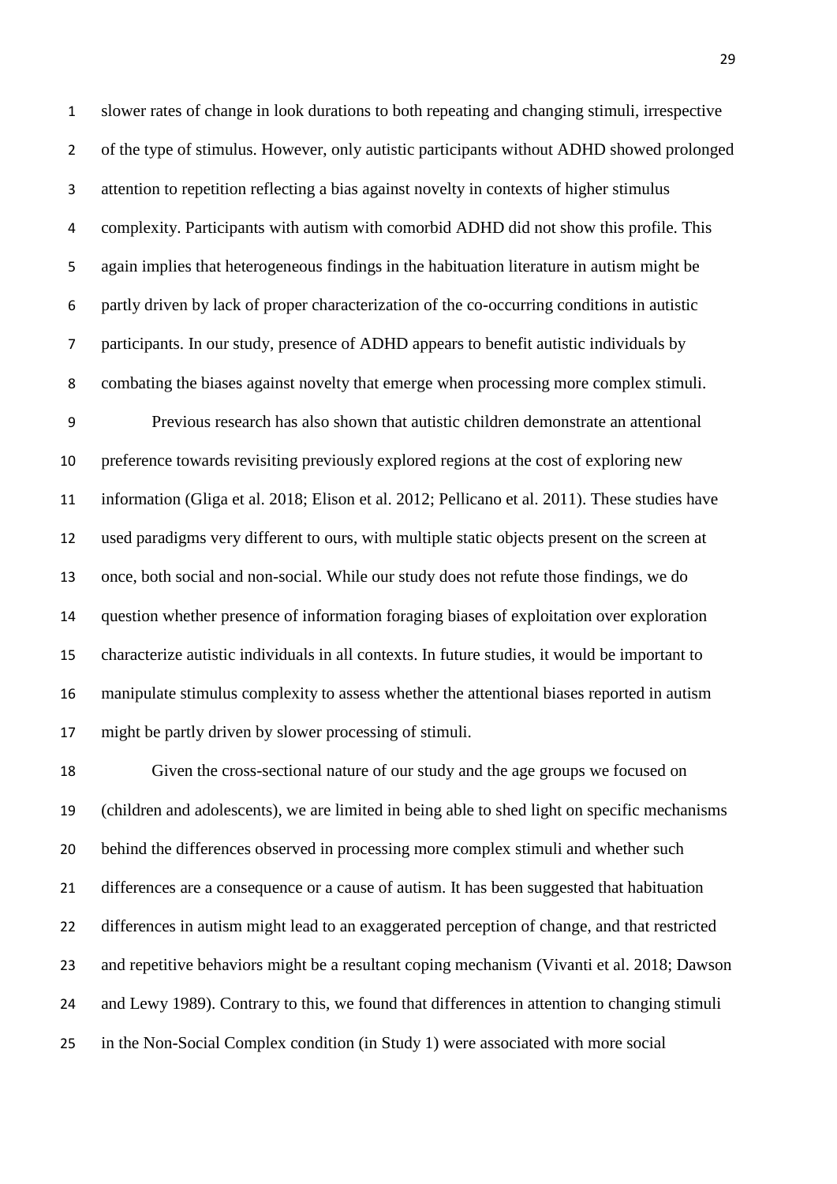slower rates of change in look durations to both repeating and changing stimuli, irrespective of the type of stimulus. However, only autistic participants without ADHD showed prolonged attention to repetition reflecting a bias against novelty in contexts of higher stimulus complexity. Participants with autism with comorbid ADHD did not show this profile. This again implies that heterogeneous findings in the habituation literature in autism might be partly driven by lack of proper characterization of the co-occurring conditions in autistic participants. In our study, presence of ADHD appears to benefit autistic individuals by combating the biases against novelty that emerge when processing more complex stimuli.

Previous research has also shown that autistic children demonstrate an attentional preference towards revisiting previously explored regions at the cost of exploring new information (Gliga et al. 2018; Elison et al. 2012; Pellicano et al. 2011). These studies have used paradigms very different to ours, with multiple static objects present on the screen at once, both social and non-social. While our study does not refute those findings, we do question whether presence of information foraging biases of exploitation over exploration characterize autistic individuals in all contexts. In future studies, it would be important to manipulate stimulus complexity to assess whether the attentional biases reported in autism might be partly driven by slower processing of stimuli.

Given the cross-sectional nature of our study and the age groups we focused on (children and adolescents), we are limited in being able to shed light on specific mechanisms behind the differences observed in processing more complex stimuli and whether such differences are a consequence or a cause of autism. It has been suggested that habituation differences in autism might lead to an exaggerated perception of change, and that restricted and repetitive behaviors might be a resultant coping mechanism (Vivanti et al. 2018; Dawson and Lewy 1989). Contrary to this, we found that differences in attention to changing stimuli in the Non-Social Complex condition (in Study 1) were associated with more social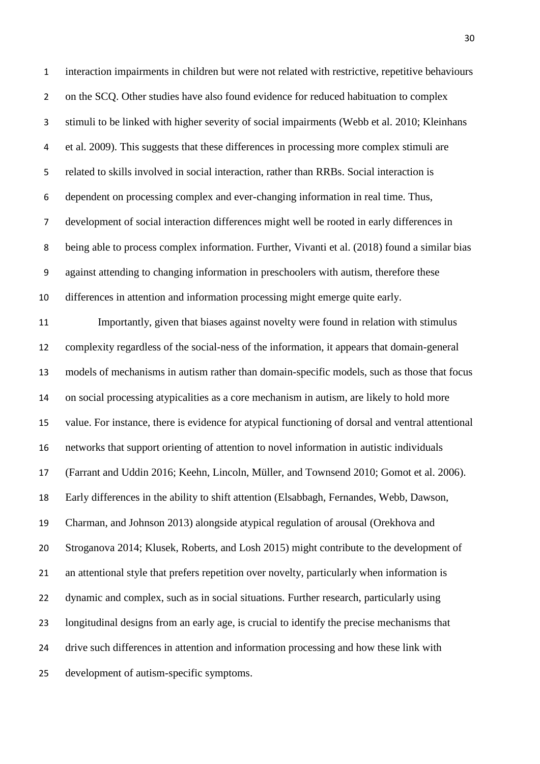interaction impairments in children but were not related with restrictive, repetitive behaviours on the SCQ. Other studies have also found evidence for reduced habituation to complex stimuli to be linked with higher severity of social impairments (Webb et al. 2010; Kleinhans et al. 2009). This suggests that these differences in processing more complex stimuli are related to skills involved in social interaction, rather than RRBs. Social interaction is dependent on processing complex and ever-changing information in real time. Thus, development of social interaction differences might well be rooted in early differences in being able to process complex information. Further, Vivanti et al. (2018) found a similar bias against attending to changing information in preschoolers with autism, therefore these differences in attention and information processing might emerge quite early.

Importantly, given that biases against novelty were found in relation with stimulus complexity regardless of the social-ness of the information, it appears that domain-general models of mechanisms in autism rather than domain-specific models, such as those that focus on social processing atypicalities as a core mechanism in autism, are likely to hold more value. For instance, there is evidence for atypical functioning of dorsal and ventral attentional networks that support orienting of attention to novel information in autistic individuals (Farrant and Uddin 2016; Keehn, Lincoln, Müller, and Townsend 2010; Gomot et al. 2006). Early differences in the ability to shift attention (Elsabbagh, Fernandes, Webb, Dawson, Charman, and Johnson 2013) alongside atypical regulation of arousal (Orekhova and Stroganova 2014; Klusek, Roberts, and Losh 2015) might contribute to the development of an attentional style that prefers repetition over novelty, particularly when information is dynamic and complex, such as in social situations. Further research, particularly using longitudinal designs from an early age, is crucial to identify the precise mechanisms that drive such differences in attention and information processing and how these link with development of autism-specific symptoms.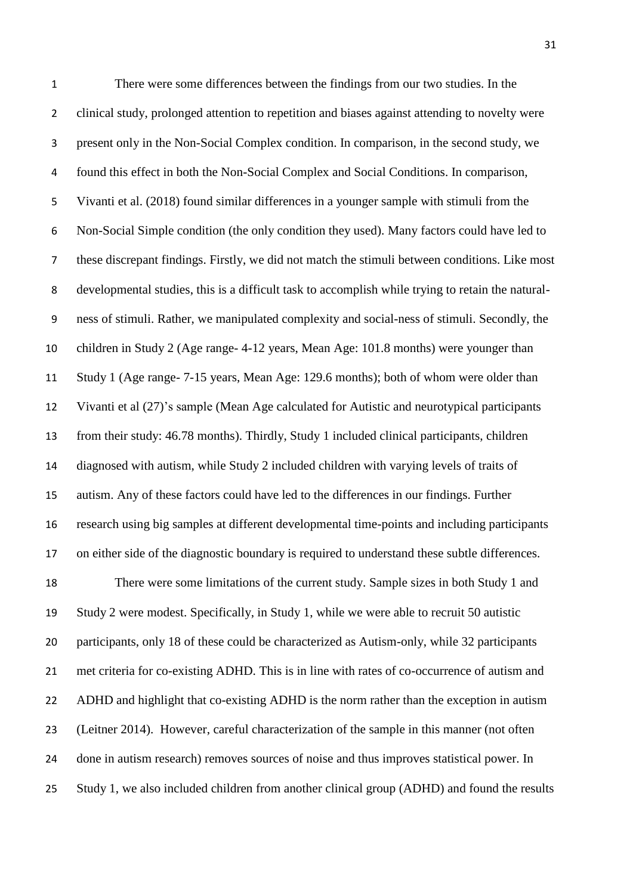There were some differences between the findings from our two studies. In the clinical study, prolonged attention to repetition and biases against attending to novelty were present only in the Non-Social Complex condition. In comparison, in the second study, we found this effect in both the Non-Social Complex and Social Conditions. In comparison, Vivanti et al. (2018) found similar differences in a younger sample with stimuli from the Non-Social Simple condition (the only condition they used). Many factors could have led to these discrepant findings. Firstly, we did not match the stimuli between conditions. Like most developmental studies, this is a difficult task to accomplish while trying to retain the natural-ness of stimuli. Rather, we manipulated complexity and social-ness of stimuli. Secondly, the children in Study 2 (Age range- 4-12 years, Mean Age: 101.8 months) were younger than Study 1 (Age range- 7-15 years, Mean Age: 129.6 months); both of whom were older than Vivanti et al (27)'s sample (Mean Age calculated for Autistic and neurotypical participants from their study: 46.78 months). Thirdly, Study 1 included clinical participants, children diagnosed with autism, while Study 2 included children with varying levels of traits of autism. Any of these factors could have led to the differences in our findings. Further research using big samples at different developmental time-points and including participants on either side of the diagnostic boundary is required to understand these subtle differences.

There were some limitations of the current study. Sample sizes in both Study 1 and Study 2 were modest. Specifically, in Study 1, while we were able to recruit 50 autistic participants, only 18 of these could be characterized as Autism-only, while 32 participants met criteria for co-existing ADHD. This is in line with rates of co-occurrence of autism and ADHD and highlight that co-existing ADHD is the norm rather than the exception in autism (Leitner 2014). However, careful characterization of the sample in this manner (not often done in autism research) removes sources of noise and thus improves statistical power. In Study 1, we also included children from another clinical group (ADHD) and found the results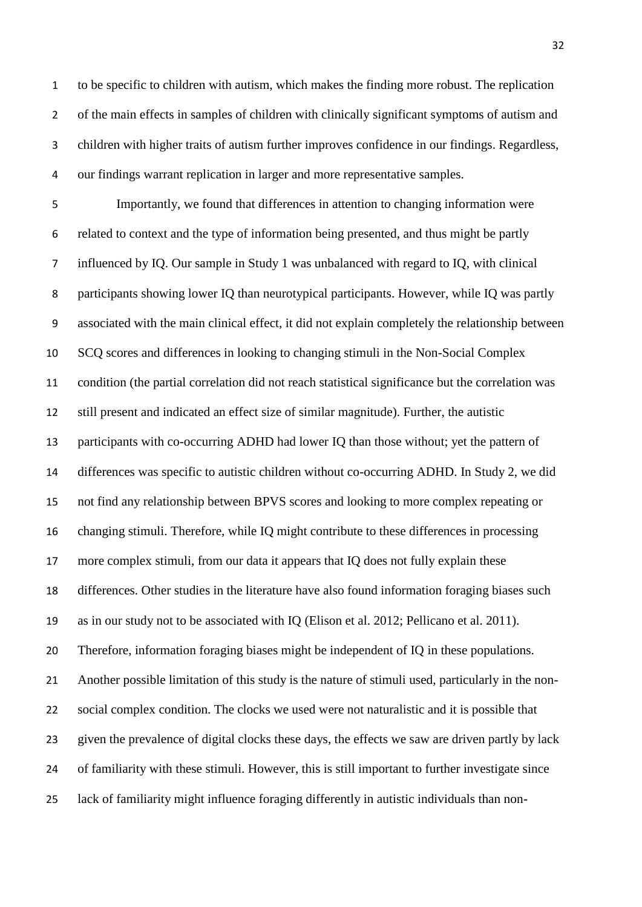to be specific to children with autism, which makes the finding more robust. The replication of the main effects in samples of children with clinically significant symptoms of autism and children with higher traits of autism further improves confidence in our findings. Regardless, our findings warrant replication in larger and more representative samples.

Importantly, we found that differences in attention to changing information were related to context and the type of information being presented, and thus might be partly influenced by IQ. Our sample in Study 1 was unbalanced with regard to IQ, with clinical participants showing lower IQ than neurotypical participants. However, while IQ was partly associated with the main clinical effect, it did not explain completely the relationship between SCQ scores and differences in looking to changing stimuli in the Non-Social Complex condition (the partial correlation did not reach statistical significance but the correlation was still present and indicated an effect size of similar magnitude). Further, the autistic participants with co-occurring ADHD had lower IQ than those without; yet the pattern of differences was specific to autistic children without co-occurring ADHD. In Study 2, we did not find any relationship between BPVS scores and looking to more complex repeating or changing stimuli. Therefore, while IQ might contribute to these differences in processing more complex stimuli, from our data it appears that IQ does not fully explain these differences. Other studies in the literature have also found information foraging biases such as in our study not to be associated with IQ (Elison et al. 2012; Pellicano et al. 2011). Therefore, information foraging biases might be independent of IQ in these populations. Another possible limitation of this study is the nature of stimuli used, particularly in the non-social complex condition. The clocks we used were not naturalistic and it is possible that given the prevalence of digital clocks these days, the effects we saw are driven partly by lack of familiarity with these stimuli. However, this is still important to further investigate since lack of familiarity might influence foraging differently in autistic individuals than non-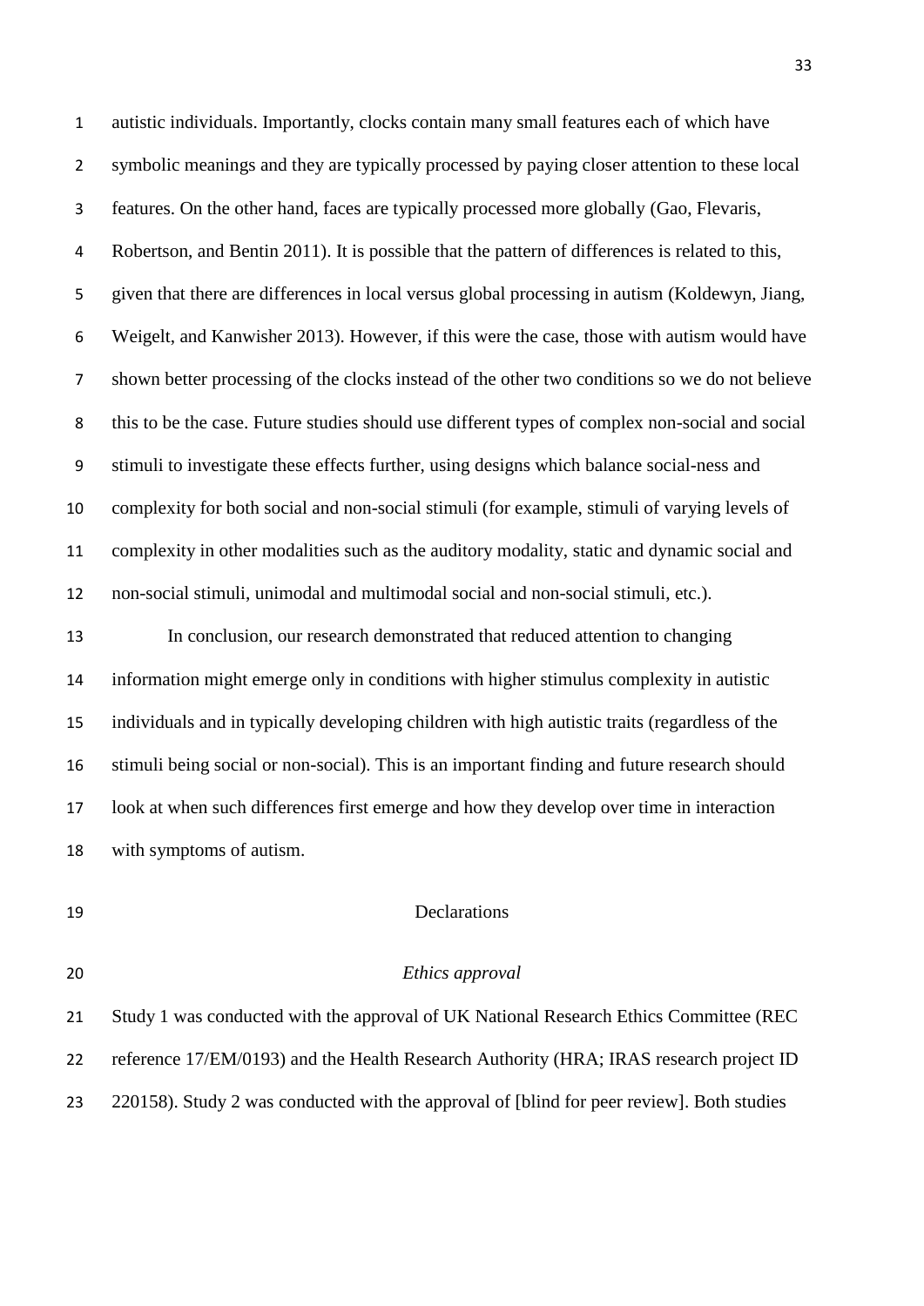autistic individuals. Importantly, clocks contain many small features each of which have symbolic meanings and they are typically processed by paying closer attention to these local features. On the other hand, faces are typically processed more globally (Gao, Flevaris, Robertson, and Bentin 2011). It is possible that the pattern of differences is related to this, given that there are differences in local versus global processing in autism (Koldewyn, Jiang, Weigelt, and Kanwisher 2013). However, if this were the case, those with autism would have shown better processing of the clocks instead of the other two conditions so we do not believe this to be the case. Future studies should use different types of complex non-social and social stimuli to investigate these effects further, using designs which balance social-ness and complexity for both social and non-social stimuli (for example, stimuli of varying levels of complexity in other modalities such as the auditory modality, static and dynamic social and non-social stimuli, unimodal and multimodal social and non-social stimuli, etc.).

In conclusion, our research demonstrated that reduced attention to changing information might emerge only in conditions with higher stimulus complexity in autistic individuals and in typically developing children with high autistic traits (regardless of the stimuli being social or non-social). This is an important finding and future research should look at when such differences first emerge and how they develop over time in interaction with symptoms of autism.

## Declarations

### *Ethics approval*

Study 1 was conducted with the approval of UK National Research Ethics Committee (REC reference 17/EM/0193) and the Health Research Authority (HRA; IRAS research project ID 220158). Study 2 was conducted with the approval of [blind for peer review]. Both studies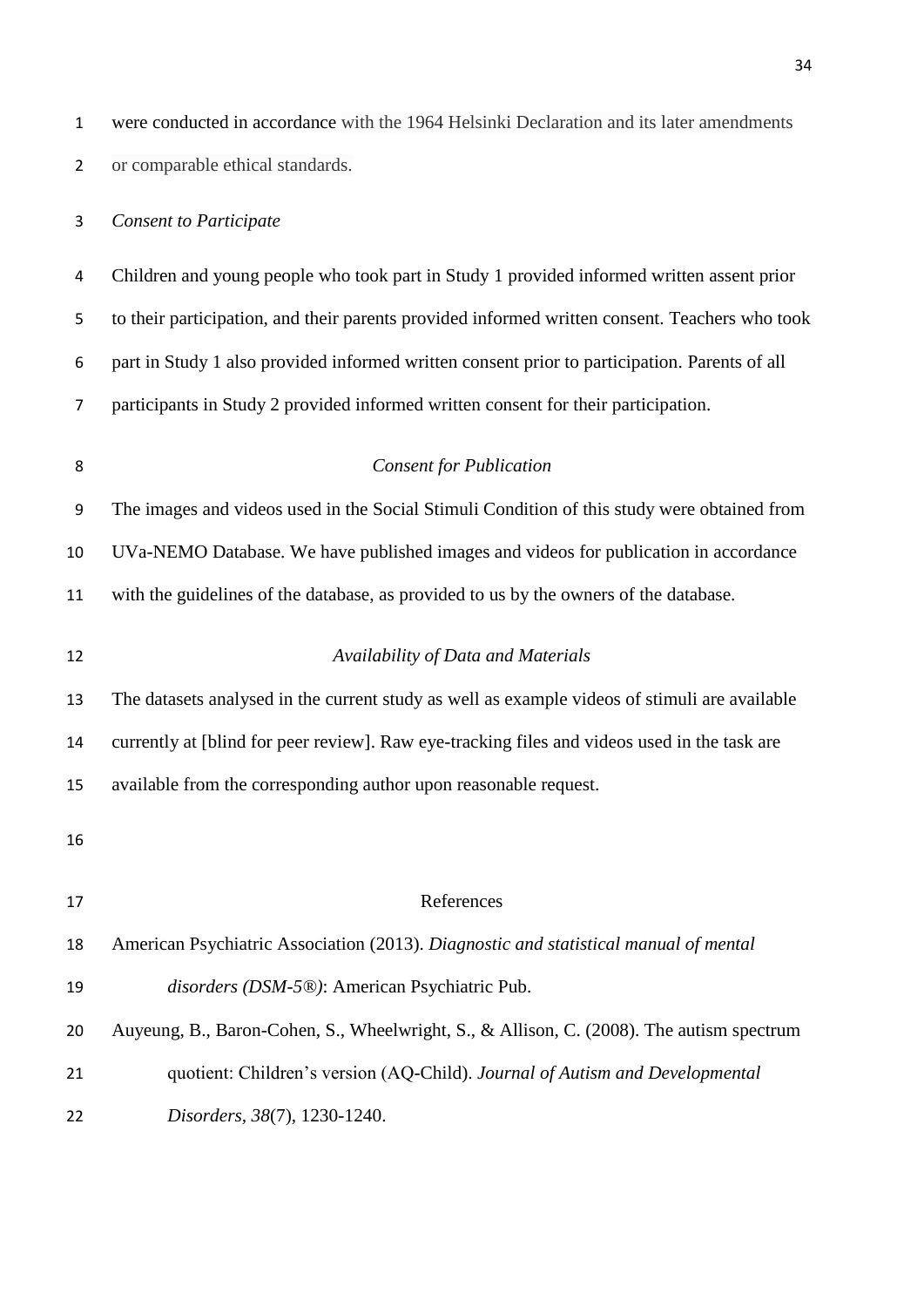were conducted in accordance with the 1964 Helsinki Declaration and its later amendments or comparable ethical standards.

*Consent to Participate*

Children and young people who took part in Study 1 provided informed written assent prior to their participation, and their parents provided informed written consent. Teachers who took part in Study 1 also provided informed written consent prior to participation. Parents of all participants in Study 2 provided informed written consent for their participation.

### *Consent for Publication*

The images and videos used in the Social Stimuli Condition of this study were obtained from UVa-NEMO Database. We have published images and videos for publication in accordance with the guidelines of the database, as provided to us by the owners of the database.

### *Availability of Data and Materials*

The datasets analysed in the current study as well as example videos of stimuli are available currently at [blind for peer review]. Raw eye-tracking files and videos used in the task are available from the corresponding author upon reasonable request.

## References

American Psychiatric Association (2013). *Diagnostic and statistical manual of mental disorders (DSM-5®)*: American Psychiatric Pub.

Auyeung, B., Baron-Cohen, S., Wheelwright, S., & Allison, C. (2008). The autism spectrum quotient: Children's version (AQ-Child). *Journal of Autism and Developmental Disorders, 38*(7), 1230-1240.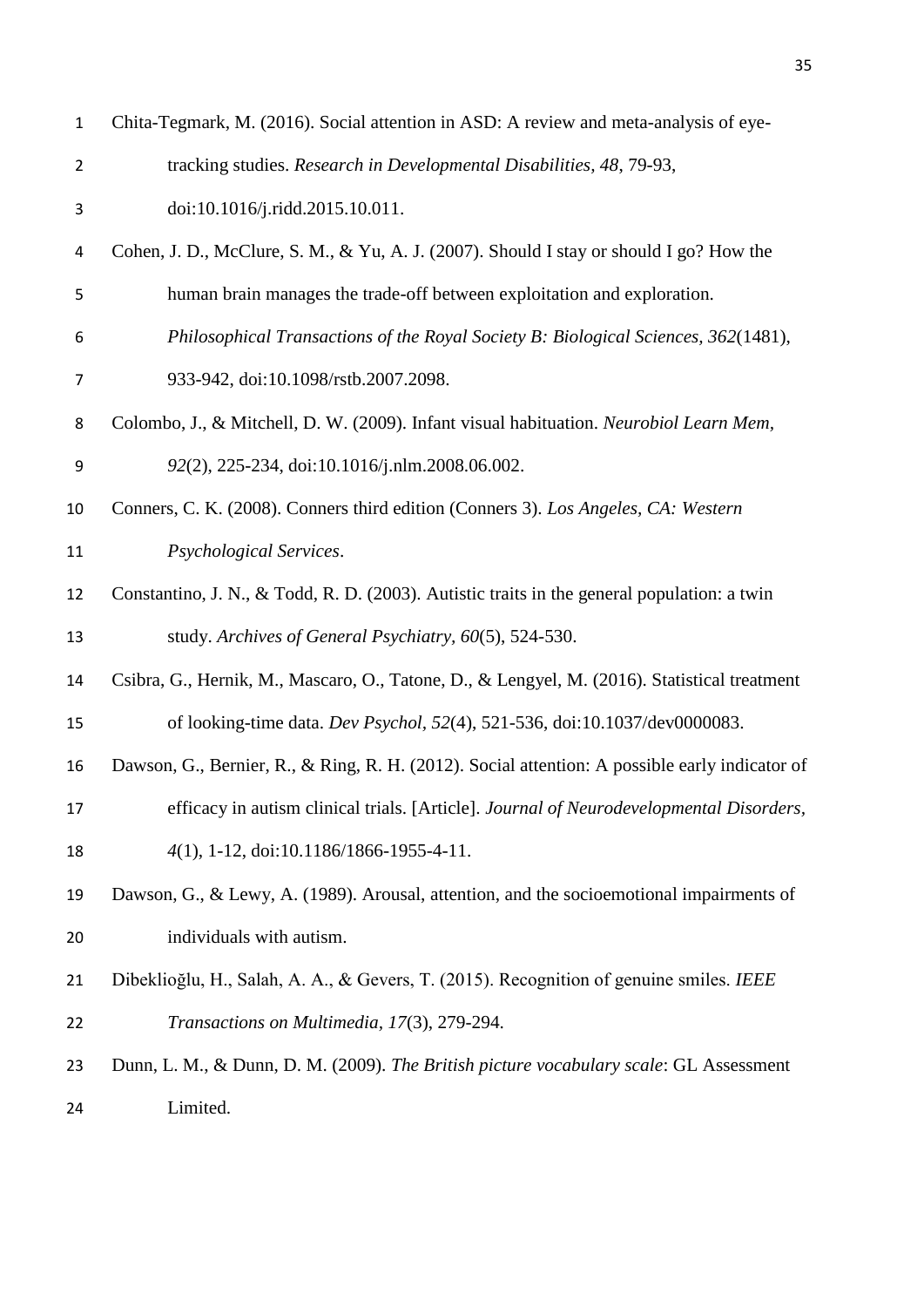Chita-Tegmark, M. (2016). Social attention in ASD: A review and meta-analysis of eye-tracking studies. *Research in Developmental Disabilities, 48*, 79-93, doi:10.1016/j.ridd.2015.10.011.

Cohen, J. D., McClure, S. M., & Yu, A. J. (2007). Should I stay or should I go? How the human brain manages the trade-off between exploitation and exploration. *Philosophical Transactions of the Royal Society B: Biological Sciences, 362*(1481), 933-942, doi:10.1098/rstb.2007.2098.

Colombo, J., & Mitchell, D. W. (2009). Infant visual habituation. *Neurobiol Learn Mem, 92*(2), 225-234, doi:10.1016/j.nlm.2008.06.002.

Conners, C. K. (2008). Conners third edition (Conners 3). *Los Angeles, CA: Western Psychological Services*.

Constantino, J. N., & Todd, R. D. (2003). Autistic traits in the general population: a twin study. *Archives of General Psychiatry, 60*(5), 524-530.

Csibra, G., Hernik, M., Mascaro, O., Tatone, D., & Lengyel, M. (2016). Statistical treatment of looking-time data. *Dev Psychol, 52*(4), 521-536, doi:10.1037/dev0000083.

Dawson, G., Bernier, R., & Ring, R. H. (2012). Social attention: A possible early indicator of efficacy in autism clinical trials. [Article]. *Journal of Neurodevelopmental Disorders, 4*(1), 1-12, doi:10.1186/1866-1955-4-11.

Dawson, G., & Lewy, A. (1989). Arousal, attention, and the socioemotional impairments of individuals with autism.

Dibeklioğlu, H., Salah, A. A., & Gevers, T. (2015). Recognition of genuine smiles. *IEEE Transactions on Multimedia, 17*(3), 279-294.

Dunn, L. M., & Dunn, D. M. (2009). *The British picture vocabulary scale*: GL Assessment Limited.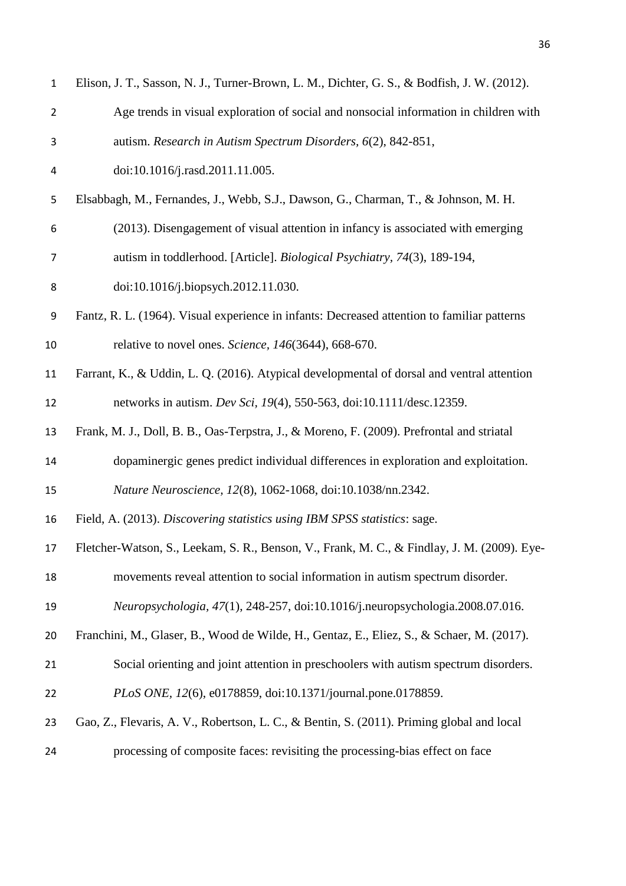Elison, J. T., Sasson, N. J., Turner-Brown, L. M., Dichter, G. S., & Bodfish, J. W. (2012). Age trends in visual exploration of social and nonsocial information in children with autism. *Research in Autism Spectrum Disorders, 6*(2), 842-851, doi:10.1016/j.rasd.2011.11.005.

Elsabbagh, M., Fernandes, J., Webb, S.J., Dawson, G., Charman, T., & Johnson, M. H. (2013). Disengagement of visual attention in infancy is associated with emerging autism in toddlerhood. [Article]. *Biological Psychiatry, 74*(3), 189-194, doi:10.1016/j.biopsych.2012.11.030.

Fantz, R. L. (1964). Visual experience in infants: Decreased attention to familiar patterns relative to novel ones. *Science, 146*(3644), 668-670.

Farrant, K., & Uddin, L. Q. (2016). Atypical developmental of dorsal and ventral attention networks in autism. *Dev Sci, 19*(4), 550-563, doi:10.1111/desc.12359.

Frank, M. J., Doll, B. B., Oas-Terpstra, J., & Moreno, F. (2009). Prefrontal and striatal dopaminergic genes predict individual differences in exploration and exploitation. *Nature Neuroscience, 12*(8), 1062-1068, doi:10.1038/nn.2342.

Field, A. (2013). *Discovering statistics using IBM SPSS statistics*: sage.

Fletcher-Watson, S., Leekam, S. R., Benson, V., Frank, M. C., & Findlay, J. M. (2009). Eye-movements reveal attention to social information in autism spectrum disorder. *Neuropsychologia, 47*(1), 248-257, doi:10.1016/j.neuropsychologia.2008.07.016.

Franchini, M., Glaser, B., Wood de Wilde, H., Gentaz, E., Eliez, S., & Schaer, M. (2017). Social orienting and joint attention in preschoolers with autism spectrum disorders. *PLoS ONE, 12*(6), e0178859, doi:10.1371/journal.pone.0178859.

Gao, Z., Flevaris, A. V., Robertson, L. C., & Bentin, S. (2011). Priming global and local processing of composite faces: revisiting the processing-bias effect on face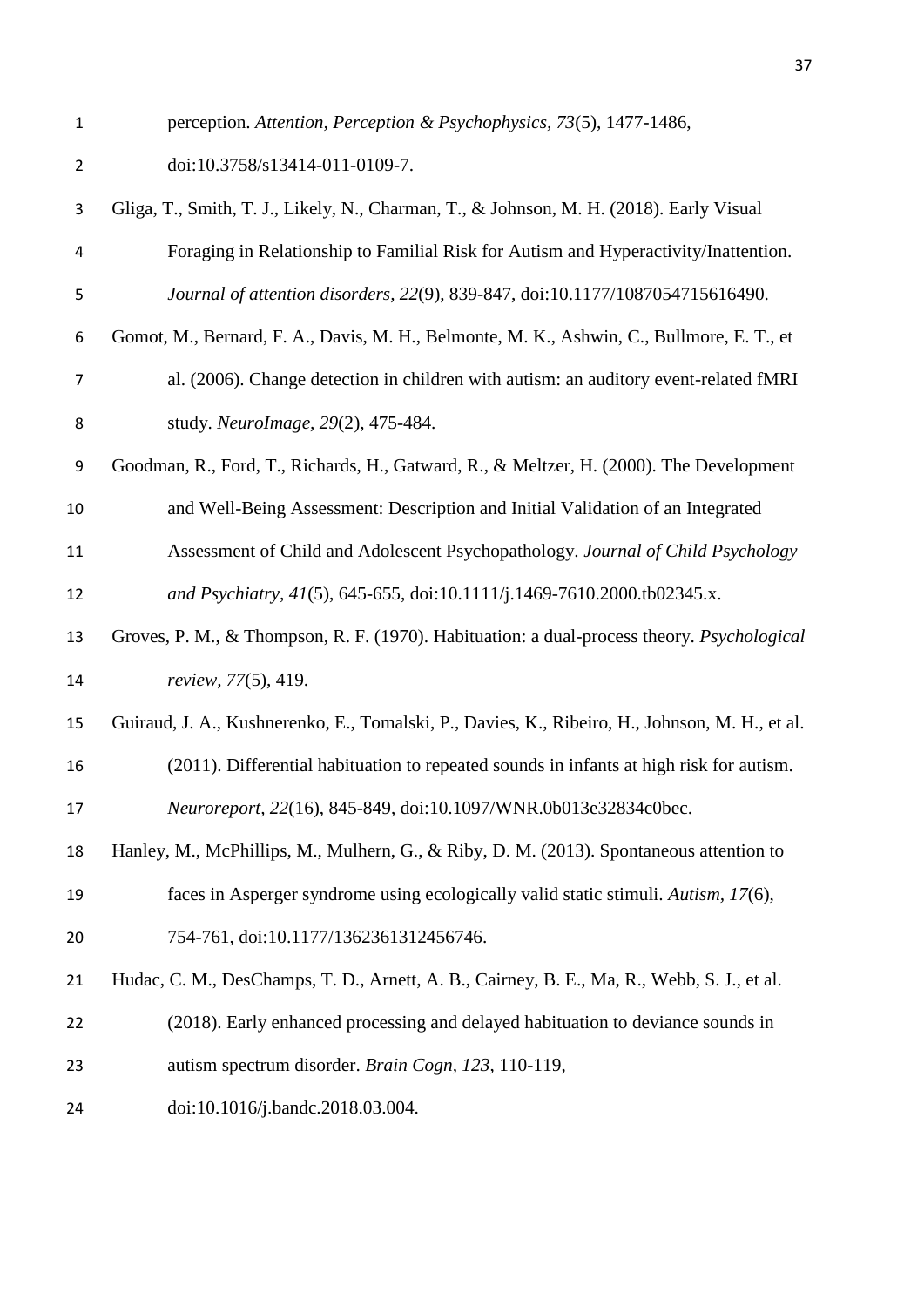perception. *Attention, Perception & Psychophysics, 73*(5), 1477-1486, doi:10.3758/s13414-011-0109-7.

Gliga, T., Smith, T. J., Likely, N., Charman, T., & Johnson, M. H. (2018). Early Visual Foraging in Relationship to Familial Risk for Autism and Hyperactivity/Inattention. *Journal of attention disorders, 22*(9), 839-847, doi:10.1177/1087054715616490.

Gomot, M., Bernard, F. A., Davis, M. H., Belmonte, M. K., Ashwin, C., Bullmore, E. T., et al. (2006). Change detection in children with autism: an auditory event-related fMRI study. *NeuroImage, 29*(2), 475-484.

Goodman, R., Ford, T., Richards, H., Gatward, R., & Meltzer, H. (2000). The Development and Well-Being Assessment: Description and Initial Validation of an Integrated Assessment of Child and Adolescent Psychopathology. *Journal of Child Psychology and Psychiatry, 41*(5), 645-655, doi:10.1111/j.1469-7610.2000.tb02345.x.

Groves, P. M., & Thompson, R. F. (1970). Habituation: a dual-process theory. *Psychological review, 77*(5), 419.

Guiraud, J. A., Kushnerenko, E., Tomalski, P., Davies, K., Ribeiro, H., Johnson, M. H., et al. (2011). Differential habituation to repeated sounds in infants at high risk for autism. *Neuroreport, 22*(16), 845-849, doi:10.1097/WNR.0b013e32834c0bec.

Hanley, M., McPhillips, M., Mulhern, G., & Riby, D. M. (2013). Spontaneous attention to faces in Asperger syndrome using ecologically valid static stimuli. *Autism, 17*(6), 754-761, doi:10.1177/1362361312456746.

Hudac, C. M., DesChamps, T. D., Arnett, A. B., Cairney, B. E., Ma, R., Webb, S. J., et al. (2018). Early enhanced processing and delayed habituation to deviance sounds in autism spectrum disorder. *Brain Cogn, 123*, 110-119, doi:10.1016/j.bandc.2018.03.004.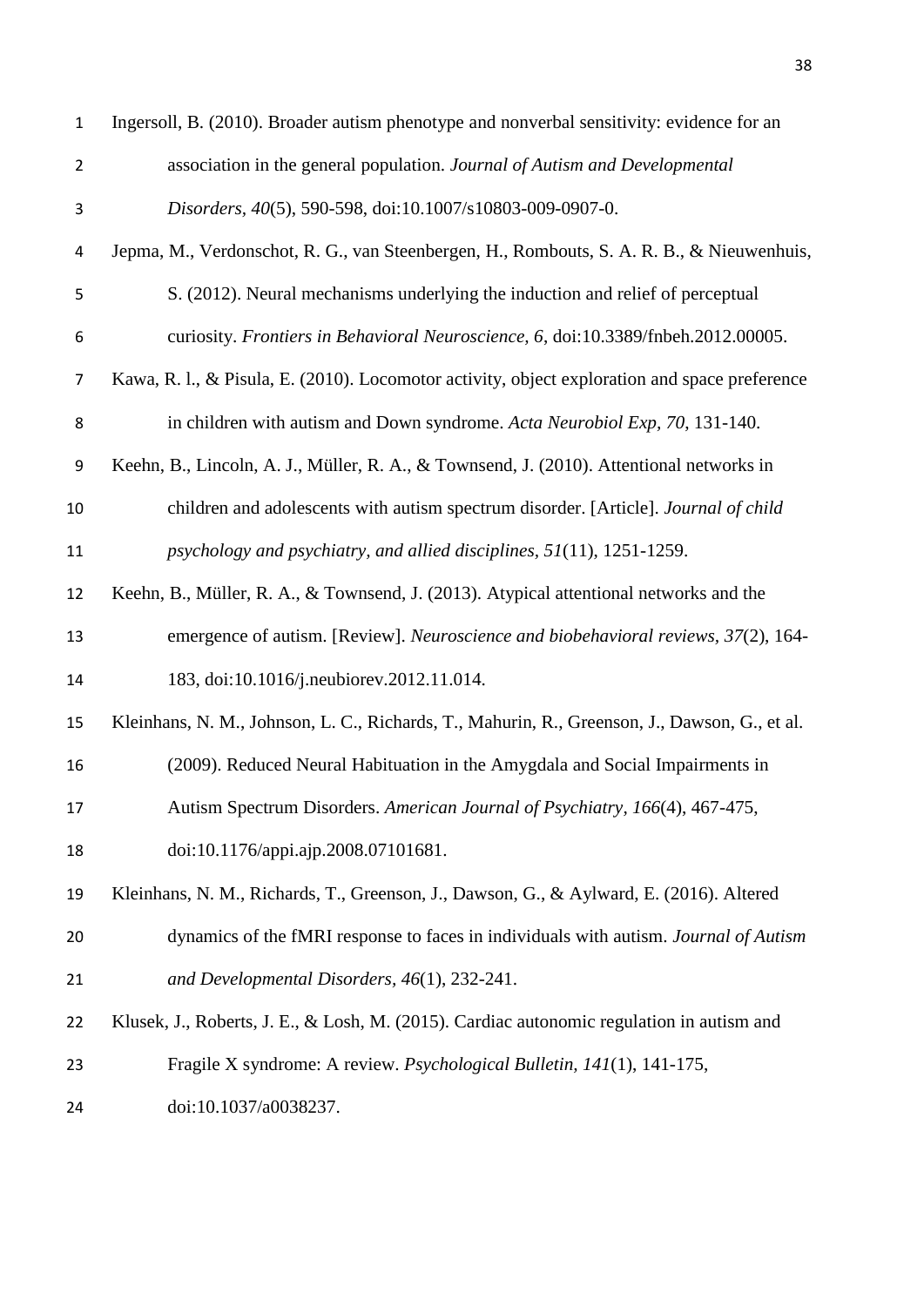Ingersoll, B. (2010). Broader autism phenotype and nonverbal sensitivity: evidence for an association in the general population. *Journal of Autism and Developmental Disorders, 40*(5), 590-598, doi:10.1007/s10803-009-0907-0.

Jepma, M., Verdonschot, R. G., van Steenbergen, H., Rombouts, S. A. R. B., & Nieuwenhuis, S. (2012). Neural mechanisms underlying the induction and relief of perceptual curiosity. *Frontiers in Behavioral Neuroscience, 6*, doi:10.3389/fnbeh.2012.00005.

Kawa, R. l., & Pisula, E. (2010). Locomotor activity, object exploration and space preference in children with autism and Down syndrome. *Acta Neurobiol Exp, 70*, 131-140.

Keehn, B., Lincoln, A. J., Müller, R. A., & Townsend, J. (2010). Attentional networks in children and adolescents with autism spectrum disorder. [Article]. *Journal of child psychology and psychiatry, and allied disciplines, 51*(11), 1251-1259.

Keehn, B., Müller, R. A., & Townsend, J. (2013). Atypical attentional networks and the emergence of autism. [Review]. *Neuroscience and biobehavioral reviews, 37*(2), 164-183, doi:10.1016/j.neubiorev.2012.11.014.

Kleinhans, N. M., Johnson, L. C., Richards, T., Mahurin, R., Greenson, J., Dawson, G., et al. (2009). Reduced Neural Habituation in the Amygdala and Social Impairments in Autism Spectrum Disorders. *American Journal of Psychiatry, 166*(4), 467-475, doi:10.1176/appi.ajp.2008.07101681.

Kleinhans, N. M., Richards, T., Greenson, J., Dawson, G., & Aylward, E. (2016). Altered dynamics of the fMRI response to faces in individuals with autism. *Journal of Autism and Developmental Disorders, 46*(1), 232-241.

Klusek, J., Roberts, J. E., & Losh, M. (2015). Cardiac autonomic regulation in autism and Fragile X syndrome: A review. *Psychological Bulletin, 141*(1), 141-175, doi:10.1037/a0038237.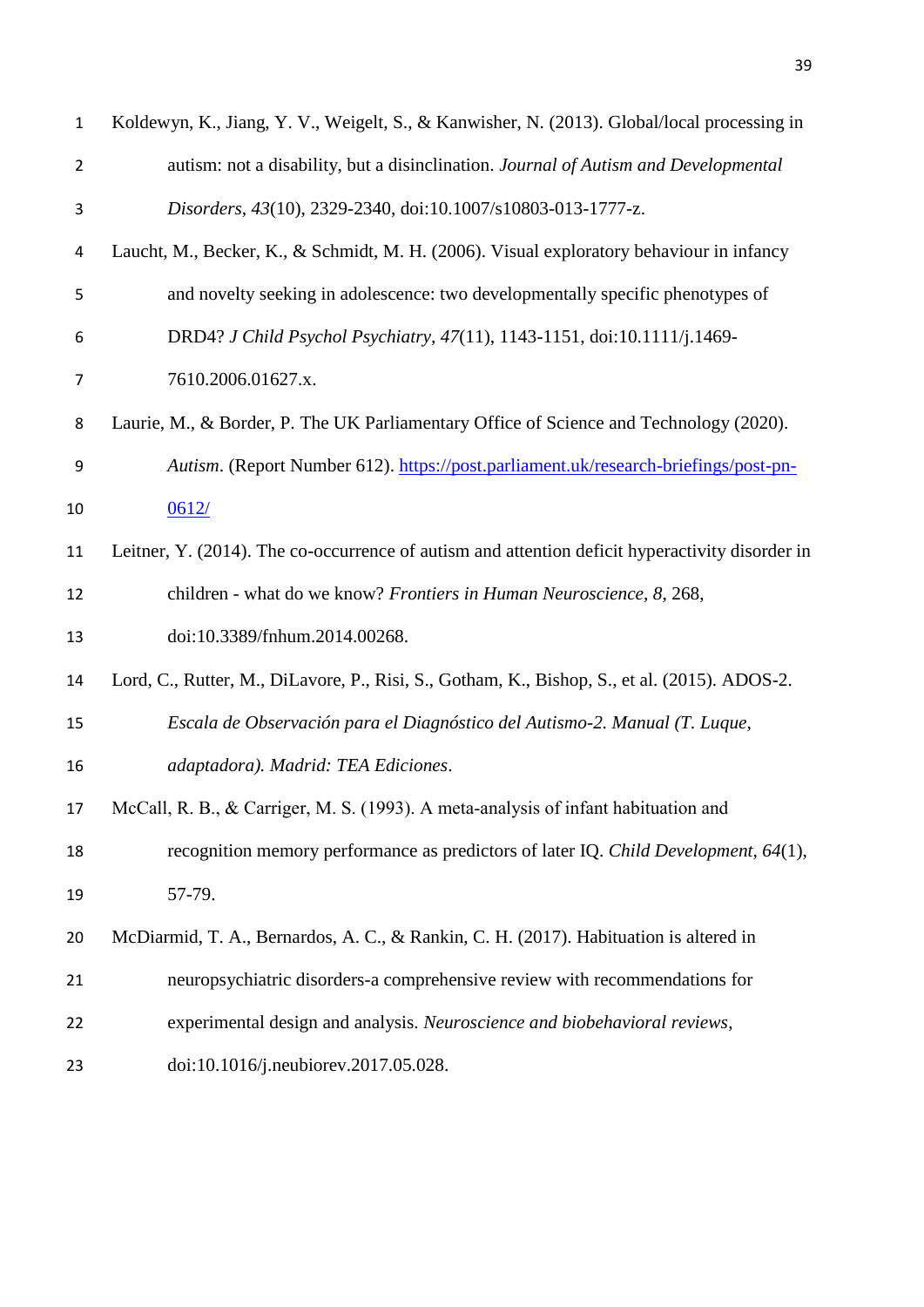Koldewyn, K., Jiang, Y. V., Weigelt, S., & Kanwisher, N. (2013). Global/local processing in autism: not a disability, but a disinclination. *Journal of Autism and Developmental Disorders, 43*(10), 2329-2340, doi:10.1007/s10803-013-1777-z.

Laucht, M., Becker, K., & Schmidt, M. H. (2006). Visual exploratory behaviour in infancy and novelty seeking in adolescence: two developmentally specific phenotypes of DRD4? *J Child Psychol Psychiatry, 47*(11), 1143-1151, doi:10.1111/j.1469-7610.2006.01627.x.

Laurie, M., & Border, P. The UK Parliamentary Office of Science and Technology (2020). *Autism*. (Report Number 612). https://post.parliament.uk/research-briefings/post-pn-0612/

Leitner, Y. (2014). The co-occurrence of autism and attention deficit hyperactivity disorder in children - what do we know? *Frontiers in Human Neuroscience, 8*, 268, doi:10.3389/fnhum.2014.00268.

Lord, C., Rutter, M., DiLavore, P., Risi, S., Gotham, K., Bishop, S., et al. (2015). ADOS-2. *Escala de Observación para el Diagnóstico del Autismo-2. Manual (T. Luque, adaptadora). Madrid: TEA Ediciones*.

McCall, R. B., & Carriger, M. S. (1993). A meta-analysis of infant habituation and recognition memory performance as predictors of later IQ. *Child Development, 64*(1), 57-79.

McDiarmid, T. A., Bernardos, A. C., & Rankin, C. H. (2017). Habituation is altered in neuropsychiatric disorders-a comprehensive review with recommendations for experimental design and analysis. *Neuroscience and biobehavioral reviews*, doi:10.1016/j.neubiorev.2017.05.028.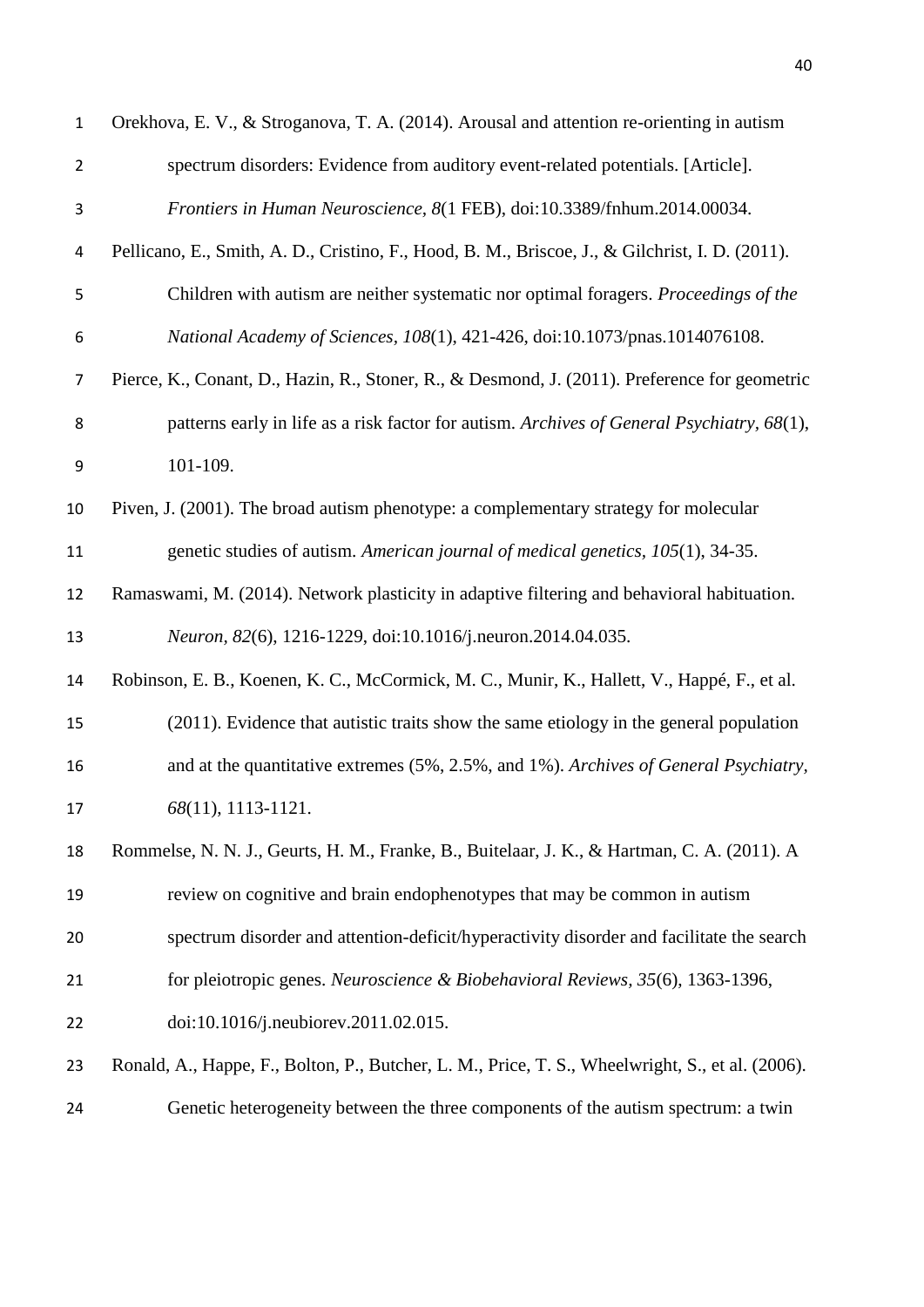Orekhova, E. V., & Stroganova, T. A. (2014). Arousal and attention re-orienting in autism spectrum disorders: Evidence from auditory event-related potentials. [Article]. *Frontiers in Human Neuroscience, 8*(1 FEB), doi:10.3389/fnhum.2014.00034.

Pellicano, E., Smith, A. D., Cristino, F., Hood, B. M., Briscoe, J., & Gilchrist, I. D. (2011). Children with autism are neither systematic nor optimal foragers. *Proceedings of the National Academy of Sciences, 108*(1), 421-426, doi:10.1073/pnas.1014076108.

Pierce, K., Conant, D., Hazin, R., Stoner, R., & Desmond, J. (2011). Preference for geometric patterns early in life as a risk factor for autism. *Archives of General Psychiatry, 68*(1), 101-109.

Piven, J. (2001). The broad autism phenotype: a complementary strategy for molecular genetic studies of autism. *American journal of medical genetics, 105*(1), 34-35.

Ramaswami, M. (2014). Network plasticity in adaptive filtering and behavioral habituation. *Neuron, 82*(6), 1216-1229, doi:10.1016/j.neuron.2014.04.035.

Robinson, E. B., Koenen, K. C., McCormick, M. C., Munir, K., Hallett, V., Happé, F., et al. (2011). Evidence that autistic traits show the same etiology in the general population and at the quantitative extremes (5%, 2.5%, and 1%). *Archives of General Psychiatry, 68*(11), 1113-1121.

Rommelse, N. N. J., Geurts, H. M., Franke, B., Buitelaar, J. K., & Hartman, C. A. (2011). A review on cognitive and brain endophenotypes that may be common in autism spectrum disorder and attention-deficit/hyperactivity disorder and facilitate the search for pleiotropic genes. *Neuroscience & Biobehavioral Reviews, 35*(6), 1363-1396, doi:10.1016/j.neubiorev.2011.02.015.

Ronald, A., Happe, F., Bolton, P., Butcher, L. M., Price, T. S., Wheelwright, S., et al. (2006). Genetic heterogeneity between the three components of the autism spectrum: a twin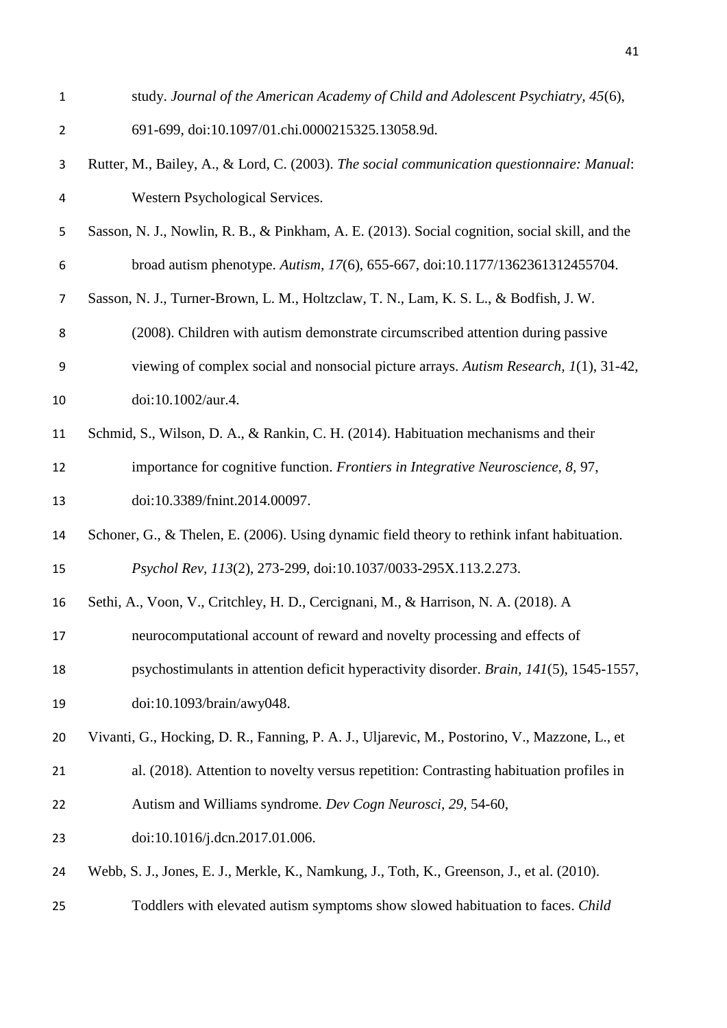study. *Journal of the American Academy of Child and Adolescent Psychiatry, 45*(6), 691-699, doi:10.1097/01.chi.0000215325.13058.9d.

Rutter, M., Bailey, A., & Lord, C. (2003). *The social communication questionnaire: Manual*: Western Psychological Services.

Sasson, N. J., Nowlin, R. B., & Pinkham, A. E. (2013). Social cognition, social skill, and the broad autism phenotype. *Autism, 17*(6), 655-667, doi:10.1177/1362361312455704.

Sasson, N. J., Turner-Brown, L. M., Holtzclaw, T. N., Lam, K. S. L., & Bodfish, J. W. (2008). Children with autism demonstrate circumscribed attention during passive viewing of complex social and nonsocial picture arrays. *Autism Research, 1*(1), 31-42, doi:10.1002/aur.4.

Schmid, S., Wilson, D. A., & Rankin, C. H. (2014). Habituation mechanisms and their importance for cognitive function. *Frontiers in Integrative Neuroscience, 8*, 97, doi:10.3389/fnint.2014.00097.

Schoner, G., & Thelen, E. (2006). Using dynamic field theory to rethink infant habituation. *Psychol Rev, 113*(2), 273-299, doi:10.1037/0033-295X.113.2.273.

Sethi, A., Voon, V., Critchley, H. D., Cercignani, M., & Harrison, N. A. (2018). A neurocomputational account of reward and novelty processing and effects of psychostimulants in attention deficit hyperactivity disorder. *Brain, 141*(5), 1545-1557, doi:10.1093/brain/awy048.

Vivanti, G., Hocking, D. R., Fanning, P. A. J., Uljarevic, M., Postorino, V., Mazzone, L., et al. (2018). Attention to novelty versus repetition: Contrasting habituation profiles in Autism and Williams syndrome. *Dev Cogn Neurosci, 29*, 54-60, doi:10.1016/j.dcn.2017.01.006.

Webb, S. J., Jones, E. J., Merkle, K., Namkung, J., Toth, K., Greenson, J., et al. (2010). Toddlers with elevated autism symptoms show slowed habituation to faces. *Child*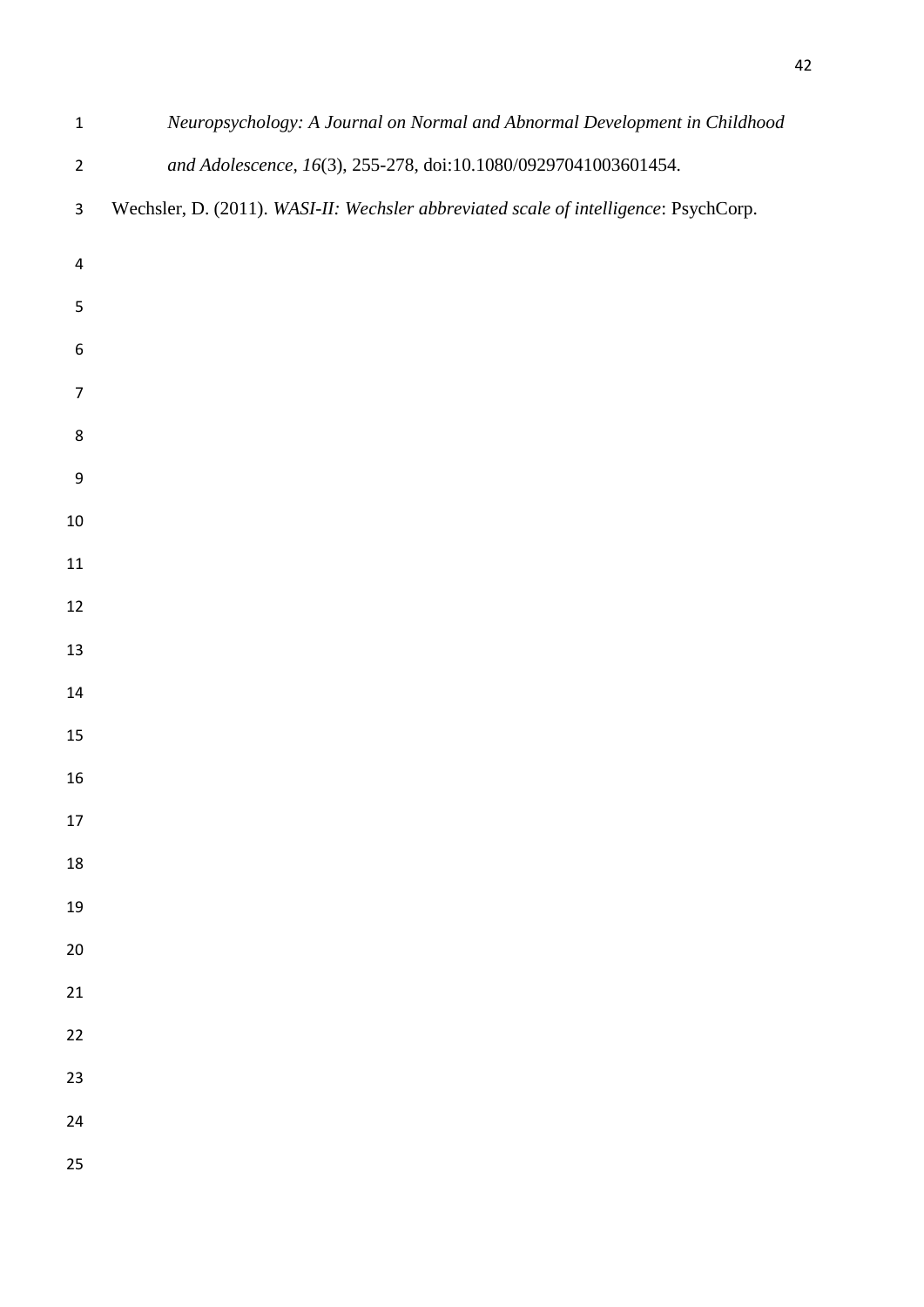*Neuropsychology: A Journal on Normal and Abnormal Development in Childhood and Adolescence, 16*(3), 255-278, doi:10.1080/09297041003601454.

Wechsler, D. (2011). *WASI-II: Wechsler abbreviated scale of intelligence*: PsychCorp.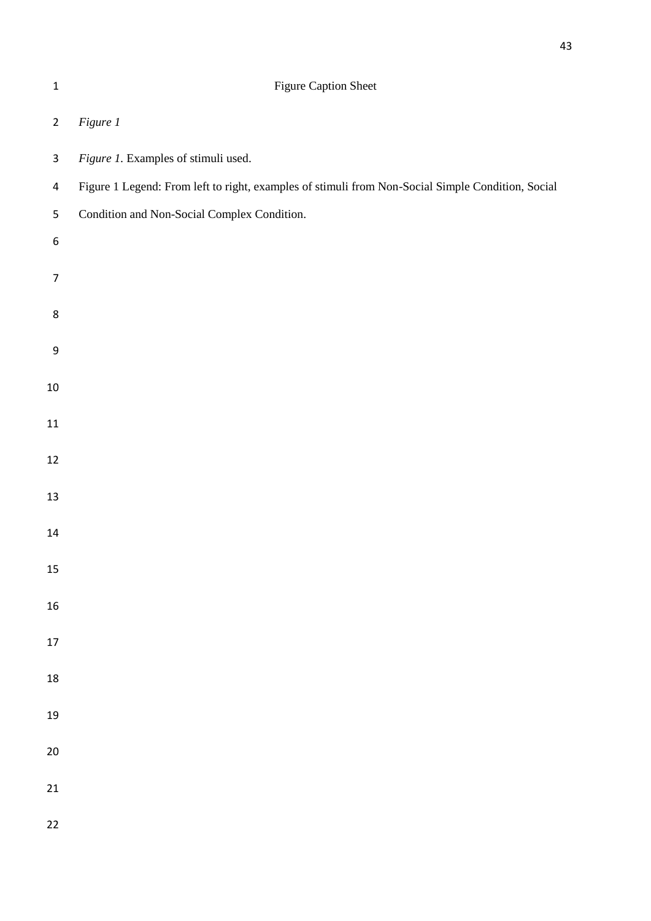# Figure Caption Sheet

*Figure 1*

*Figure 1*. Examples of stimuli used.

Figure 1 Legend: From left to right, examples of stimuli from Non-Social Simple Condition, Social Condition and Non-Social Complex Condition.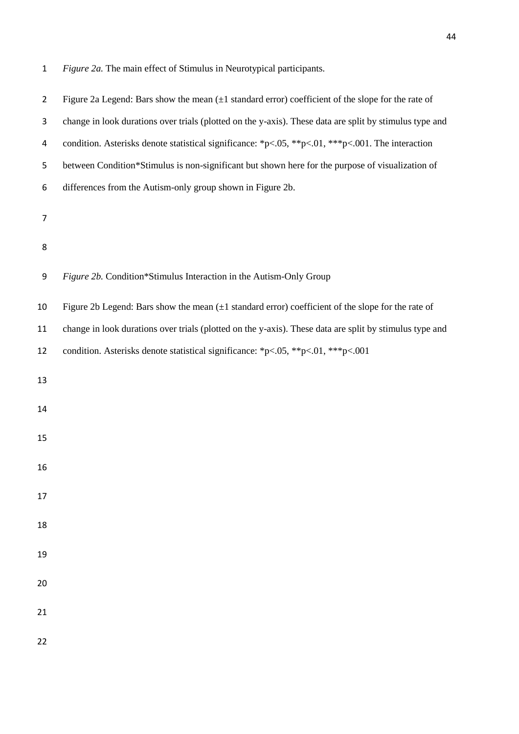*Figure 2a.* The main effect of Stimulus in Neurotypical participants.

Figure 2a Legend: Bars show the mean (±1 standard error) coefficient of the slope for the rate of change in look durations over trials (plotted on the y-axis). These data are split by stimulus type and condition. Asterisks denote statistical significance: *$p<.05$, **$p<.01$, ***$p<.001$. The interaction between Condition*Stimulus is non-significant but shown here for the purpose of visualization of differences from the Autism-only group shown in Figure 2b.

*Figure 2b.* Condition*Stimulus Interaction in the Autism-Only Group

Figure 2b Legend: Bars show the mean (±1 standard error) coefficient of the slope for the rate of change in look durations over trials (plotted on the y-axis). These data are split by stimulus type and condition. Asterisks denote statistical significance: *$p<.05$, **$p<.01$, ***$p<.001$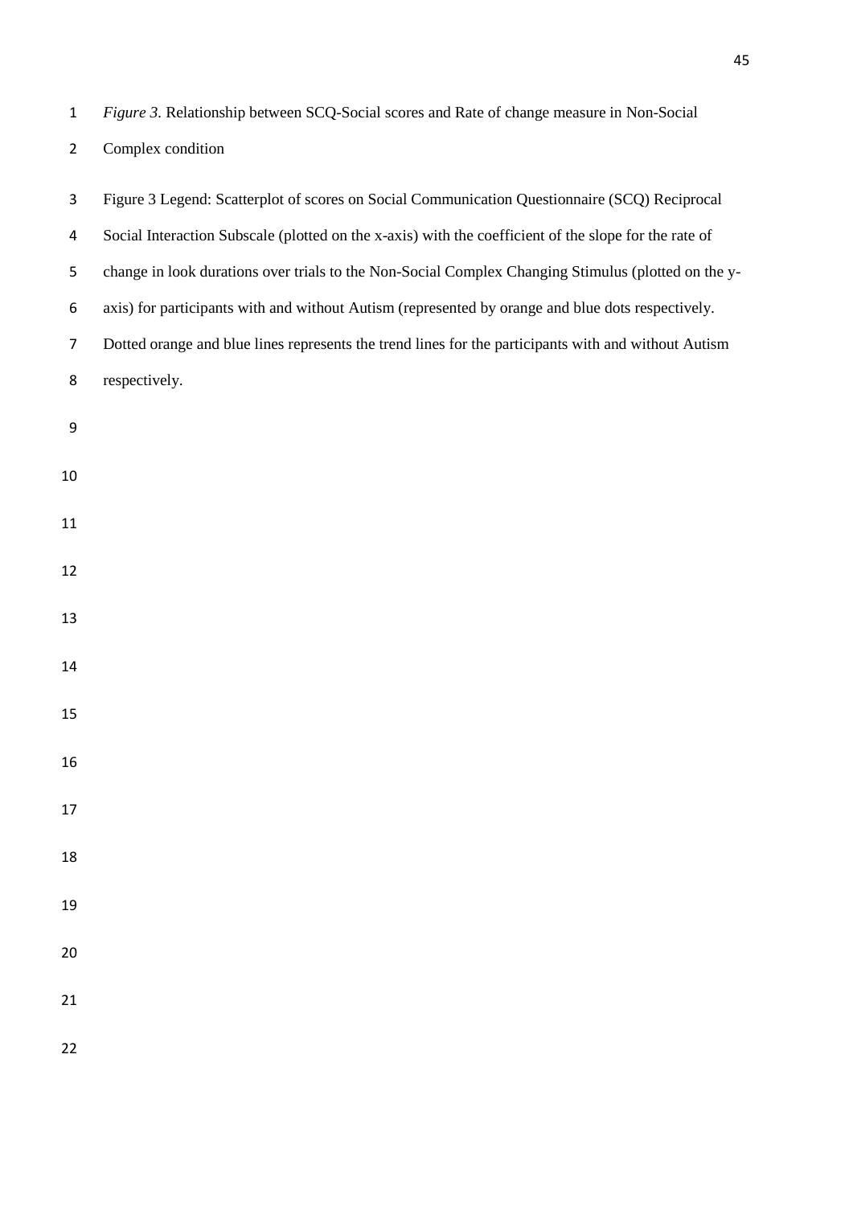*Figure 3*. Relationship between SCQ-Social scores and Rate of change measure in Non-Social Complex condition

Figure 3 Legend: Scatterplot of scores on Social Communication Questionnaire (SCQ) Reciprocal Social Interaction Subscale (plotted on the x-axis) with the coefficient of the slope for the rate of change in look durations over trials to the Non-Social Complex Changing Stimulus (plotted on the y-axis) for participants with and without Autism (represented by orange and blue dots respectively. Dotted orange and blue lines represents the trend lines for the participants with and without Autism respectively.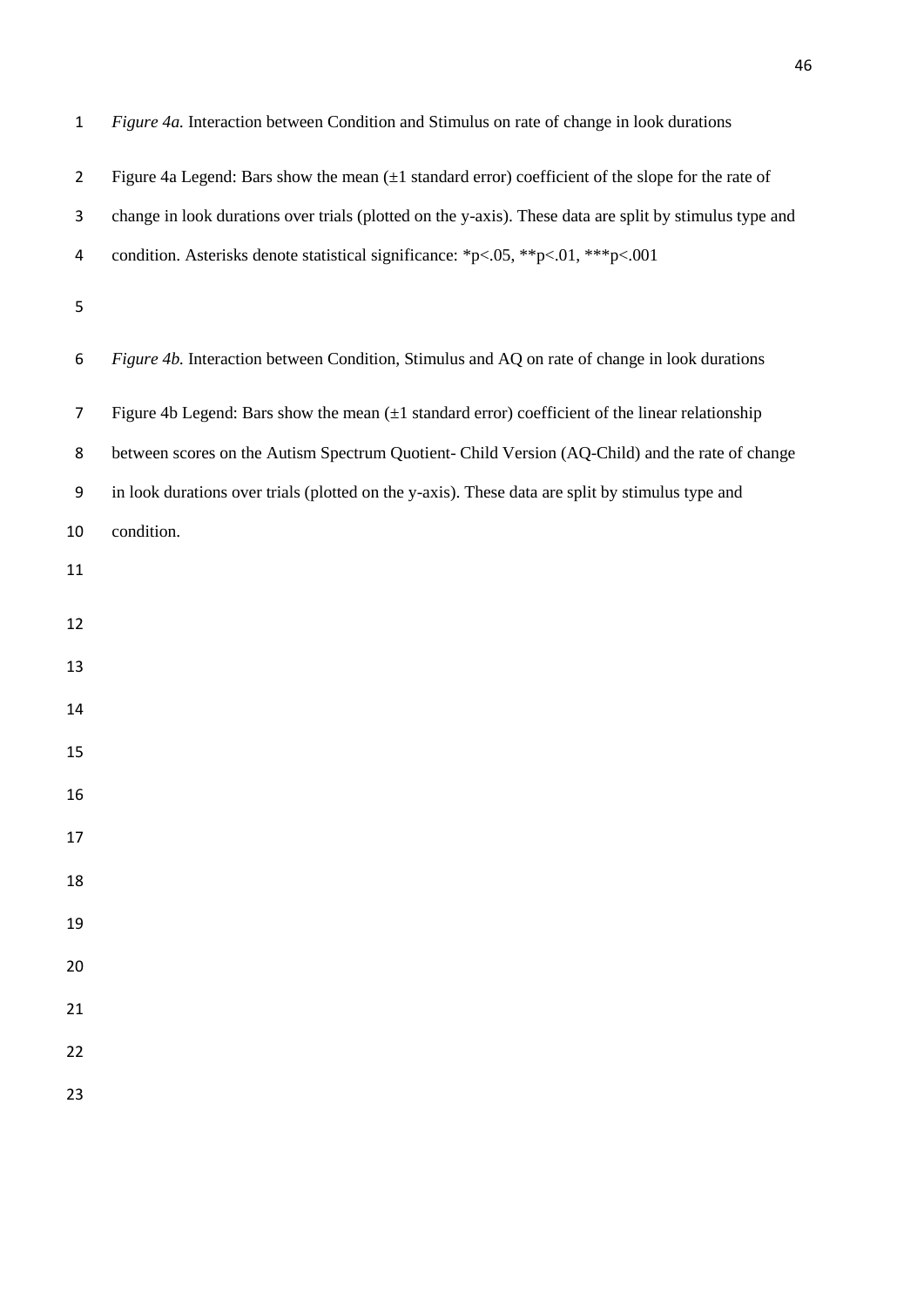*Figure 4a.* Interaction between Condition and Stimulus on rate of change in look durations

Figure 4a Legend: Bars show the mean (±1 standard error) coefficient of the slope for the rate of change in look durations over trials (plotted on the y-axis). These data are split by stimulus type and condition. Asterisks denote statistical significance: *p<.05, **p<.01, ***p<.001

*Figure 4b.* Interaction between Condition, Stimulus and AQ on rate of change in look durations

Figure 4b Legend: Bars show the mean (±1 standard error) coefficient of the linear relationship between scores on the Autism Spectrum Quotient- Child Version (AQ-Child) and the rate of change in look durations over trials (plotted on the y-axis). These data are split by stimulus type and condition.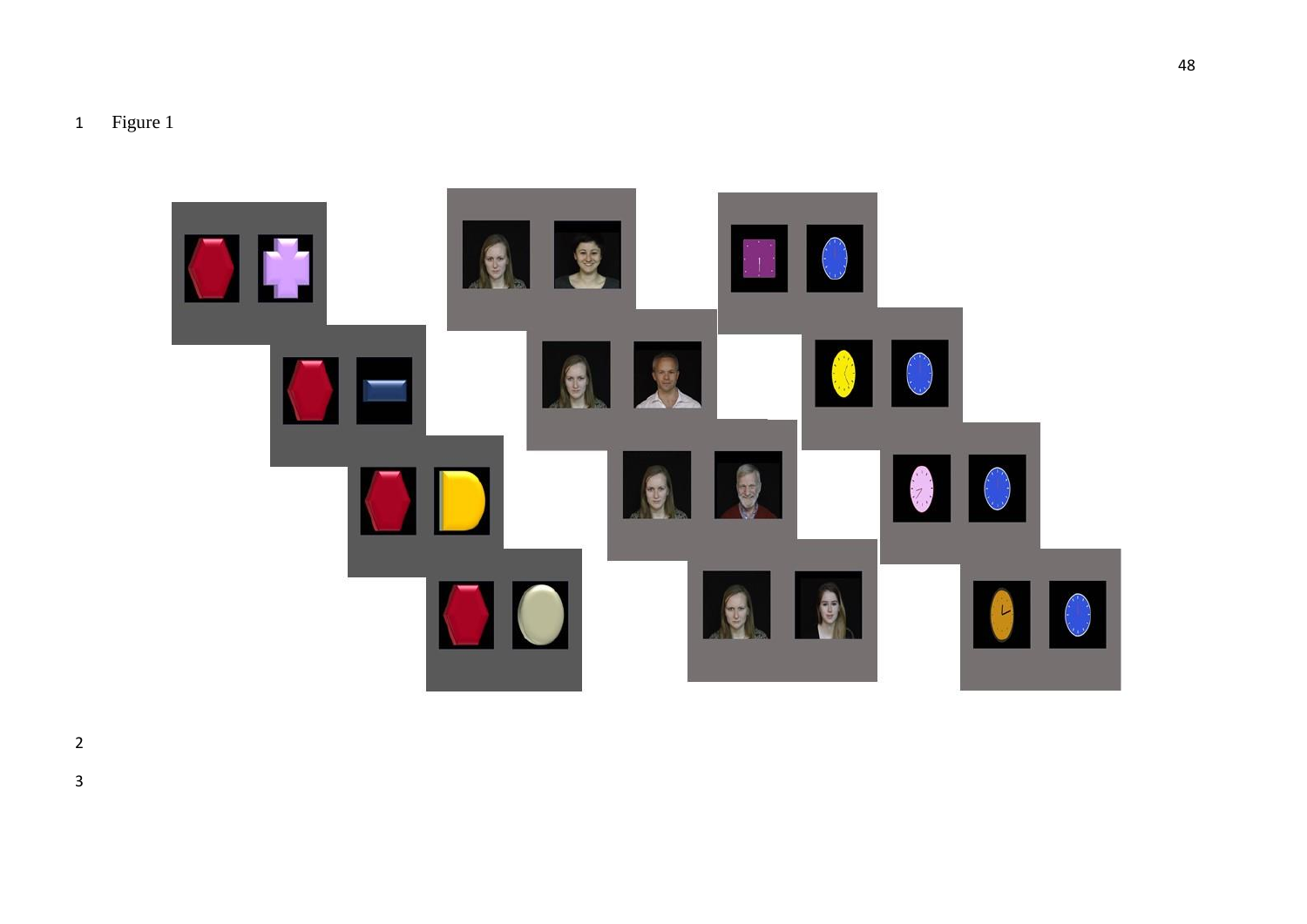Figure 1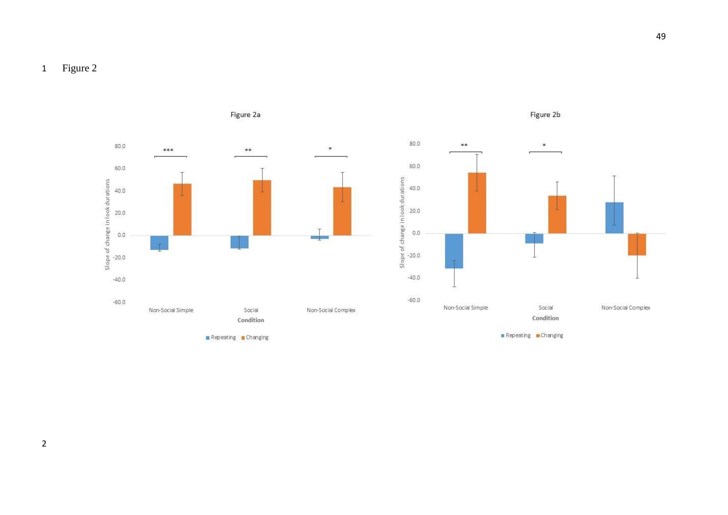Figure 2

Figure 2a

Figure 2b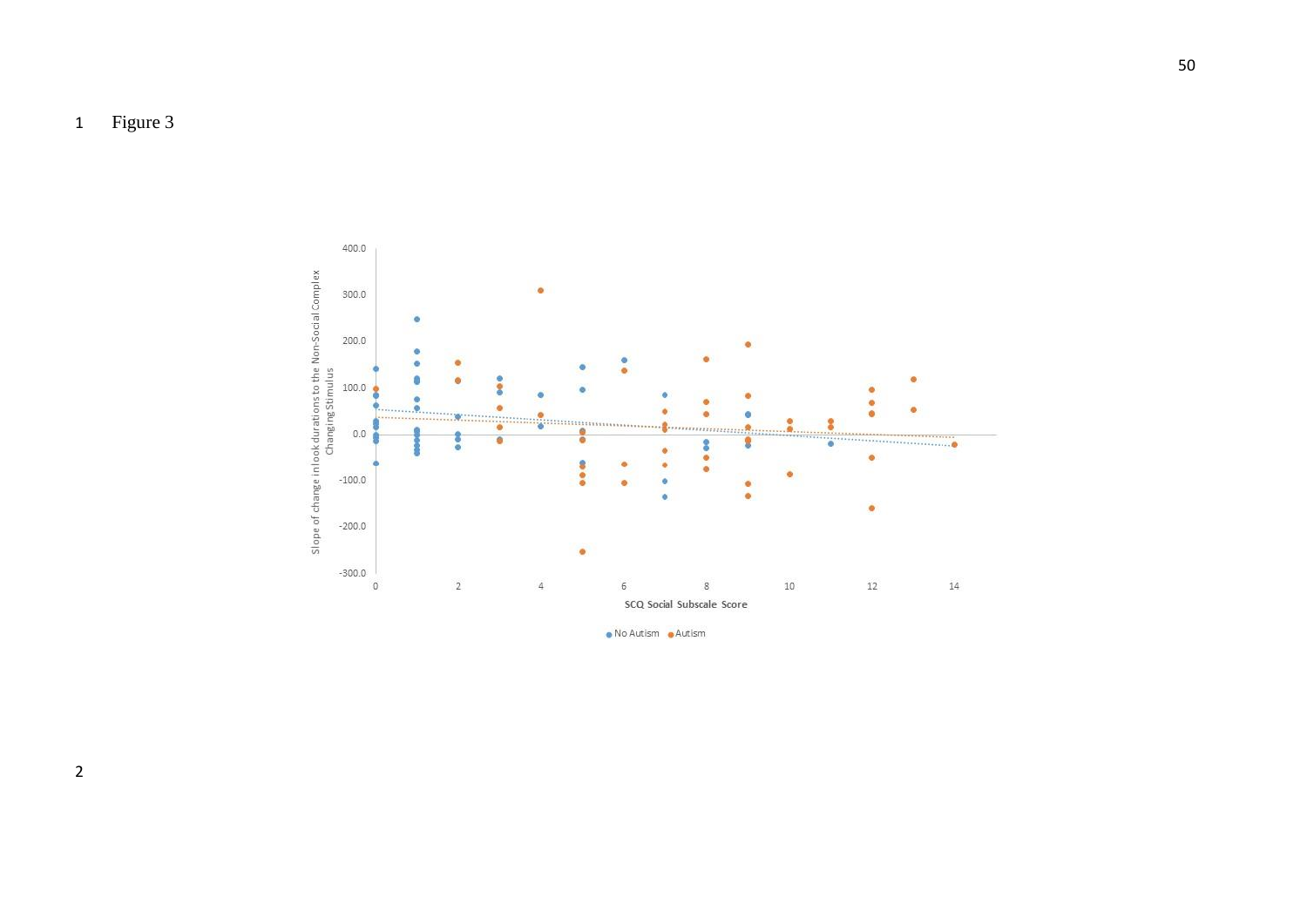Figure 3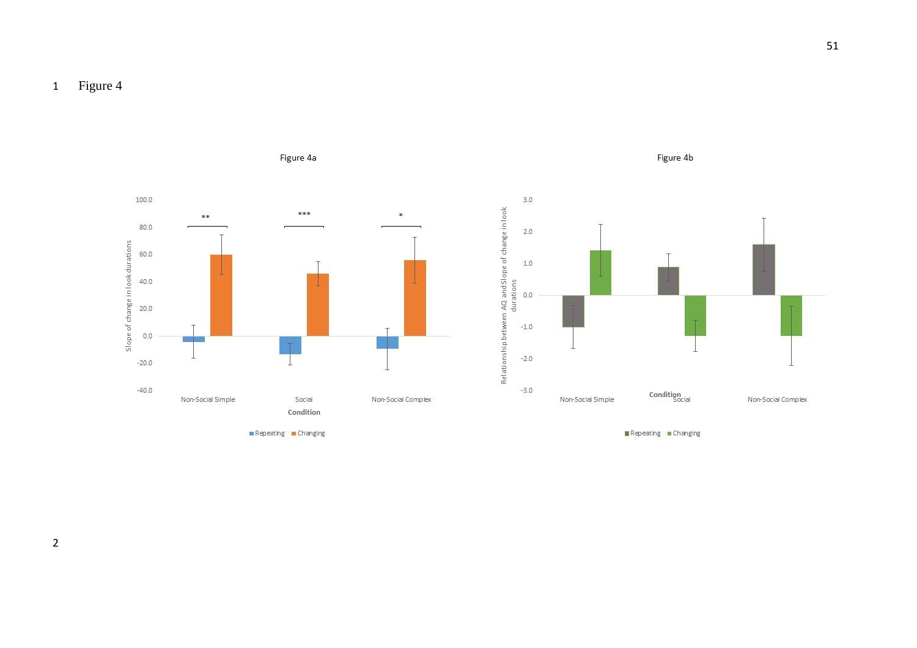Figure 4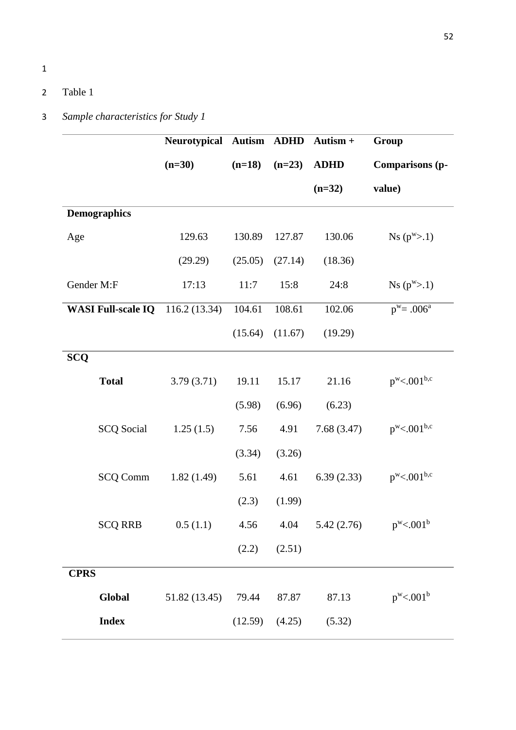Table 1

*Sample characteristics for Study 1*

| | Neurotypical (n=30) | Autism (n=18) | ADHD (n=23) | Autism + ADHD (n=32) | Group Comparisons (p-value) |
|---|---|---|---|---|---|
| **Demographics** | | | | | |
| Age | 129.63 (29.29) | 130.89 (25.05) | 127.87 (27.14) | 130.06 (18.36) | Ns ($p^{w}$>.1) |
| Gender M:F | 17:13 | 11:7 | 15:8 | 24:8 | Ns ($p^{w}$>.1) |
| **WASI Full-scale IQ** | 116.2 (13.34) | 104.61 (15.64) | 108.61 (11.67) | 102.06 (19.29) | $p^{w}$= .006[a] |
| **SCQ** | | | | | |
| **Total** | 3.79 (3.71) | 19.11 (5.98) | 15.17 (6.96) | 21.16 (6.23) | $p^{w}$<.001[b,c] |
| SCQ Social | 1.25 (1.5) | 7.56 (3.34) | 4.91 (3.26) | 7.68 (3.47) | $p^{w}$<.001[b,c] |
| SCQ Comm | 1.82 (1.49) | 5.61 (2.3) | 4.61 (1.99) | 6.39 (2.33) | $p^{w}$<.001[b,c] |
| SCQ RRB | 0.5 (1.1) | 4.56 (2.2) | 4.04 (2.51) | 5.42 (2.76) | $p^{w}$<.001[b] |
| **CPRS** | | | | | |
| **Global Index** | 51.82 (13.45) | 79.44 (12.59) | 87.87 (4.25) | 87.13 (5.32) | $p^{w}$<.001[b] |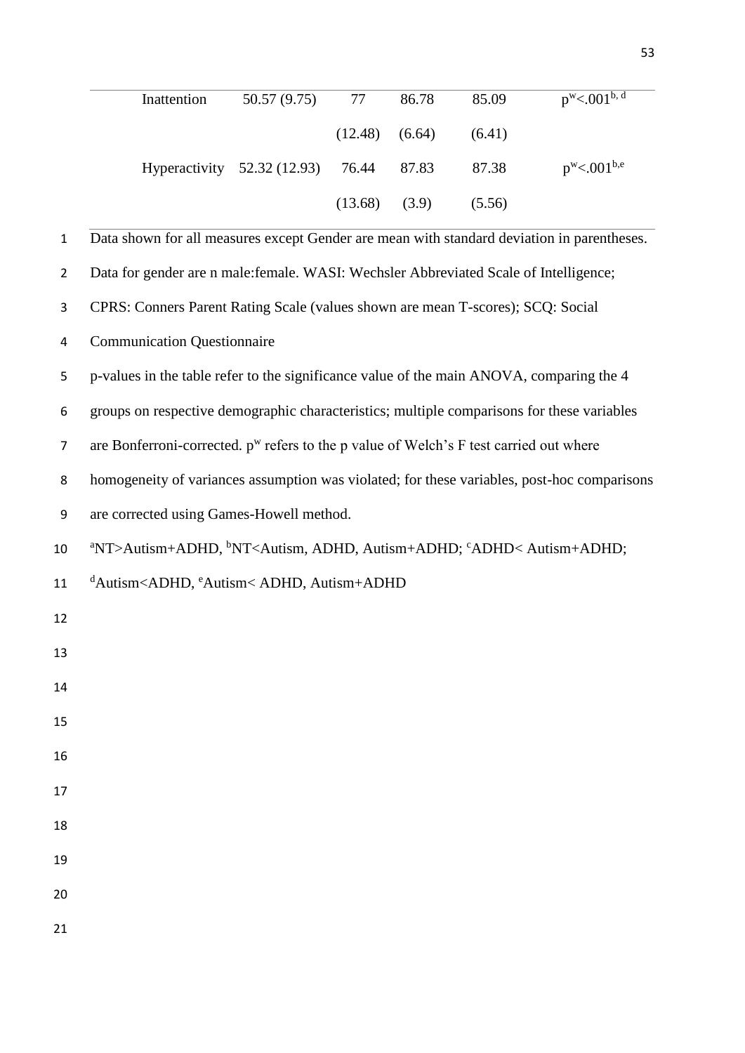| | | | | | |
|---|---|---|---|---|---|
| Inattention | 50.57 (9.75) | 77 (12.48) | 86.78 (6.64) | 85.09 (6.41) | $p^w$<.001[b, d] |
| Hyperactivity | 52.32 (12.93) | 76.44 (13.68) | 87.83 (3.9) | 87.38 (5.56) | $p^w$<.001[b,e] |

Data shown for all measures except Gender are mean with standard deviation in parentheses. Data for gender are n male:female. WASI: Wechsler Abbreviated Scale of Intelligence; CPRS: Conners Parent Rating Scale (values shown are mean T-scores); SCQ: Social Communication Questionnaire

p-values in the table refer to the significance value of the main ANOVA, comparing the 4 groups on respective demographic characteristics; multiple comparisons for these variables are Bonferroni-corrected. $p^w$ refers to the p value of Welch's F test carried out where homogeneity of variances assumption was violated; for these variables, post-hoc comparisons are corrected using Games-Howell method.

[a]NT>Autism+ADHD, [b]NT<Autism, ADHD, Autism+ADHD; [c]ADHD< Autism+ADHD; [d]Autism<ADHD, [e]Autism< ADHD, Autism+ADHD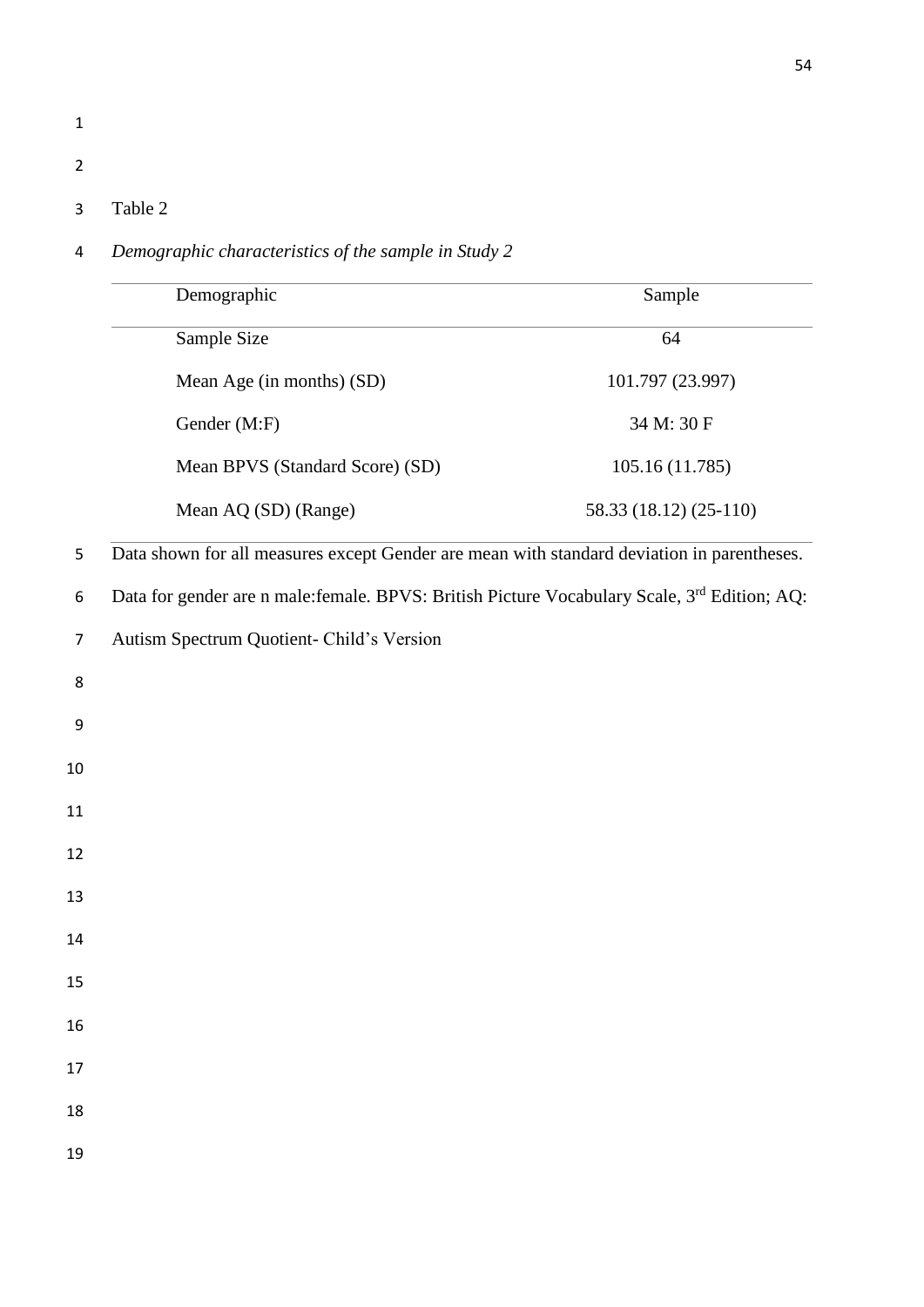Table 2

*Demographic characteristics of the sample in Study 2*

| Demographic | Sample |
|---|---|
| Sample Size | 64 |
| Mean Age (in months) (SD) | 101.797 (23.997) |
| Gender (M:F) | 34 M: 30 F |
| Mean BPVS (Standard Score) (SD) | 105.16 (11.785) |
| Mean AQ (SD) (Range) | 58.33 (18.12) (25-110) |

Data shown for all measures except Gender are mean with standard deviation in parentheses. Data for gender are n male:female. BPVS: British Picture Vocabulary Scale, 3rd Edition; AQ: Autism Spectrum Quotient- Child's Version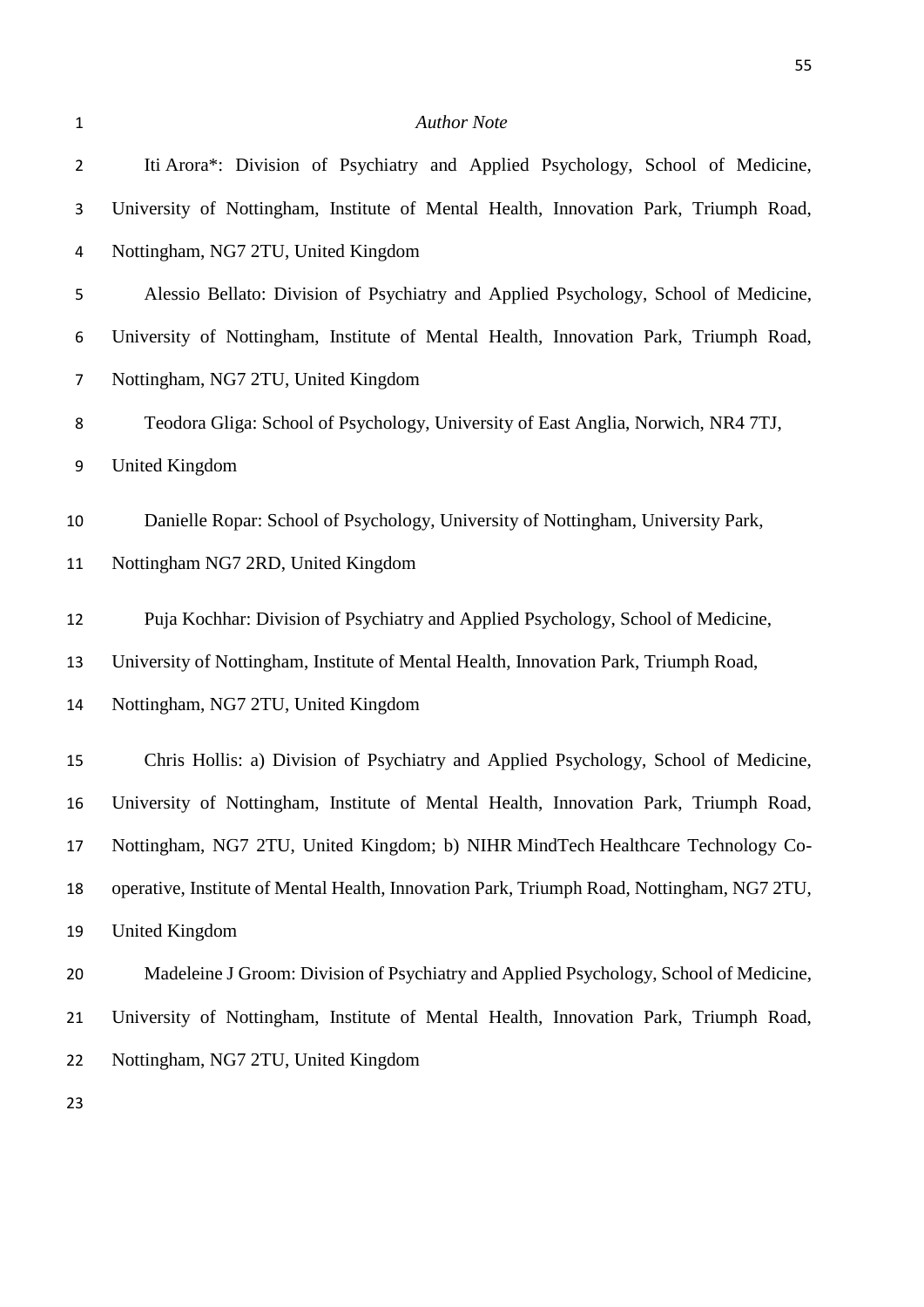*Author Note*

Iti Arora*: Division of Psychiatry and Applied Psychology, School of Medicine, University of Nottingham, Institute of Mental Health, Innovation Park, Triumph Road, Nottingham, NG7 2TU, United Kingdom

Alessio Bellato: Division of Psychiatry and Applied Psychology, School of Medicine, University of Nottingham, Institute of Mental Health, Innovation Park, Triumph Road, Nottingham, NG7 2TU, United Kingdom

Teodora Gliga: School of Psychology, University of East Anglia, Norwich, NR4 7TJ, United Kingdom

Danielle Ropar: School of Psychology, University of Nottingham, University Park, Nottingham NG7 2RD, United Kingdom

Puja Kochhar: Division of Psychiatry and Applied Psychology, School of Medicine, University of Nottingham, Institute of Mental Health, Innovation Park, Triumph Road, Nottingham, NG7 2TU, United Kingdom

Chris Hollis: a) Division of Psychiatry and Applied Psychology, School of Medicine, University of Nottingham, Institute of Mental Health, Innovation Park, Triumph Road, Nottingham, NG7 2TU, United Kingdom; b) NIHR MindTech Healthcare Technology Co-operative, Institute of Mental Health, Innovation Park, Triumph Road, Nottingham, NG7 2TU, United Kingdom

Madeleine J Groom: Division of Psychiatry and Applied Psychology, School of Medicine, University of Nottingham, Institute of Mental Health, Innovation Park, Triumph Road, Nottingham, NG7 2TU, United Kingdom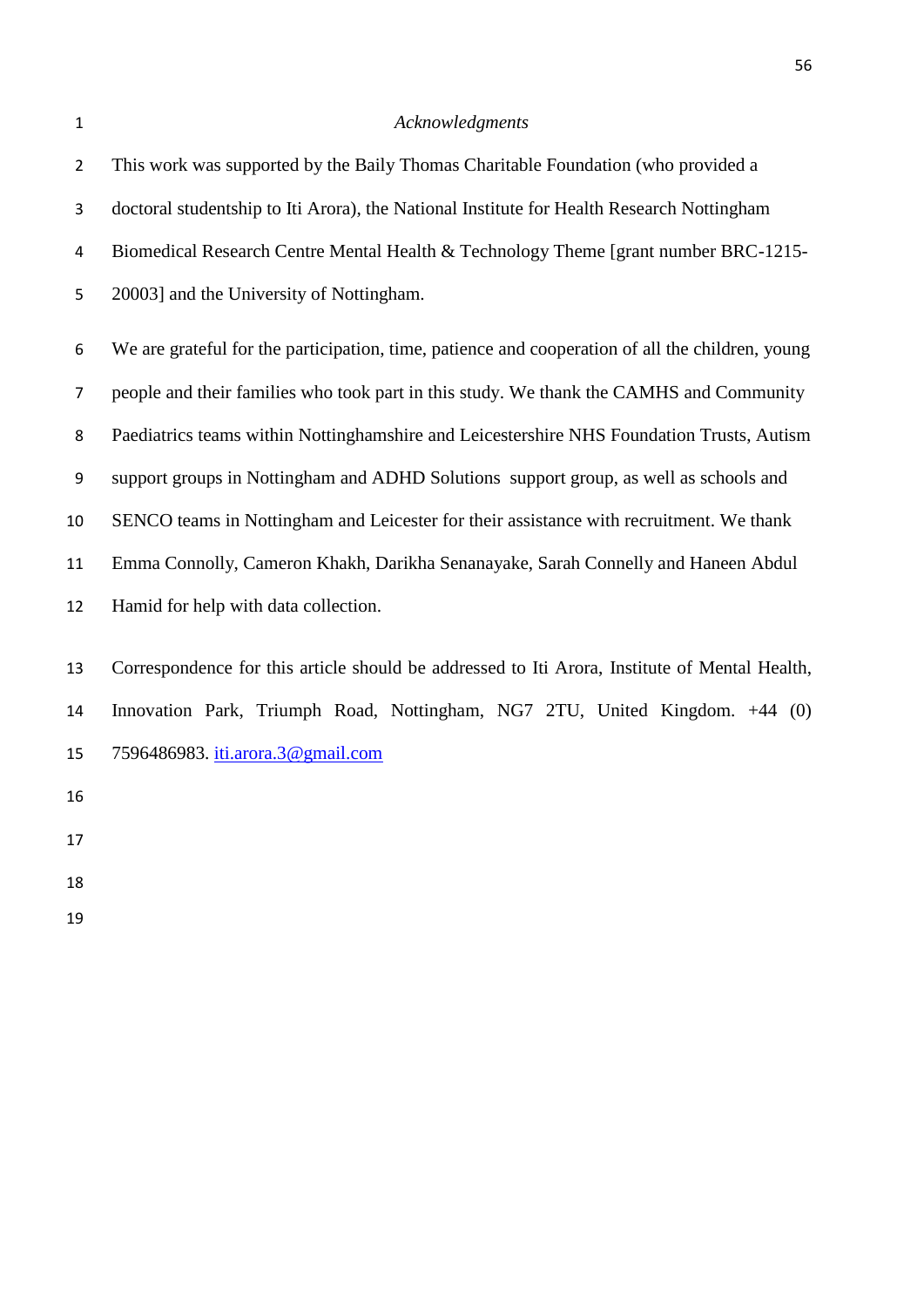*Acknowledgments*

This work was supported by the Baily Thomas Charitable Foundation (who provided a doctoral studentship to Iti Arora), the National Institute for Health Research Nottingham Biomedical Research Centre Mental Health & Technology Theme [grant number BRC-1215-20003] and the University of Nottingham.

We are grateful for the participation, time, patience and cooperation of all the children, young people and their families who took part in this study. We thank the CAMHS and Community Paediatrics teams within Nottinghamshire and Leicestershire NHS Foundation Trusts, Autism support groups in Nottingham and ADHD Solutions support group, as well as schools and SENCO teams in Nottingham and Leicester for their assistance with recruitment. We thank Emma Connolly, Cameron Khakh, Darikha Senanayake, Sarah Connelly and Haneen Abdul Hamid for help with data collection.

Correspondence for this article should be addressed to Iti Arora, Institute of Mental Health, Innovation Park, Triumph Road, Nottingham, NG7 2TU, United Kingdom. +44 (0) 7596486983. iti.arora.3@gmail.com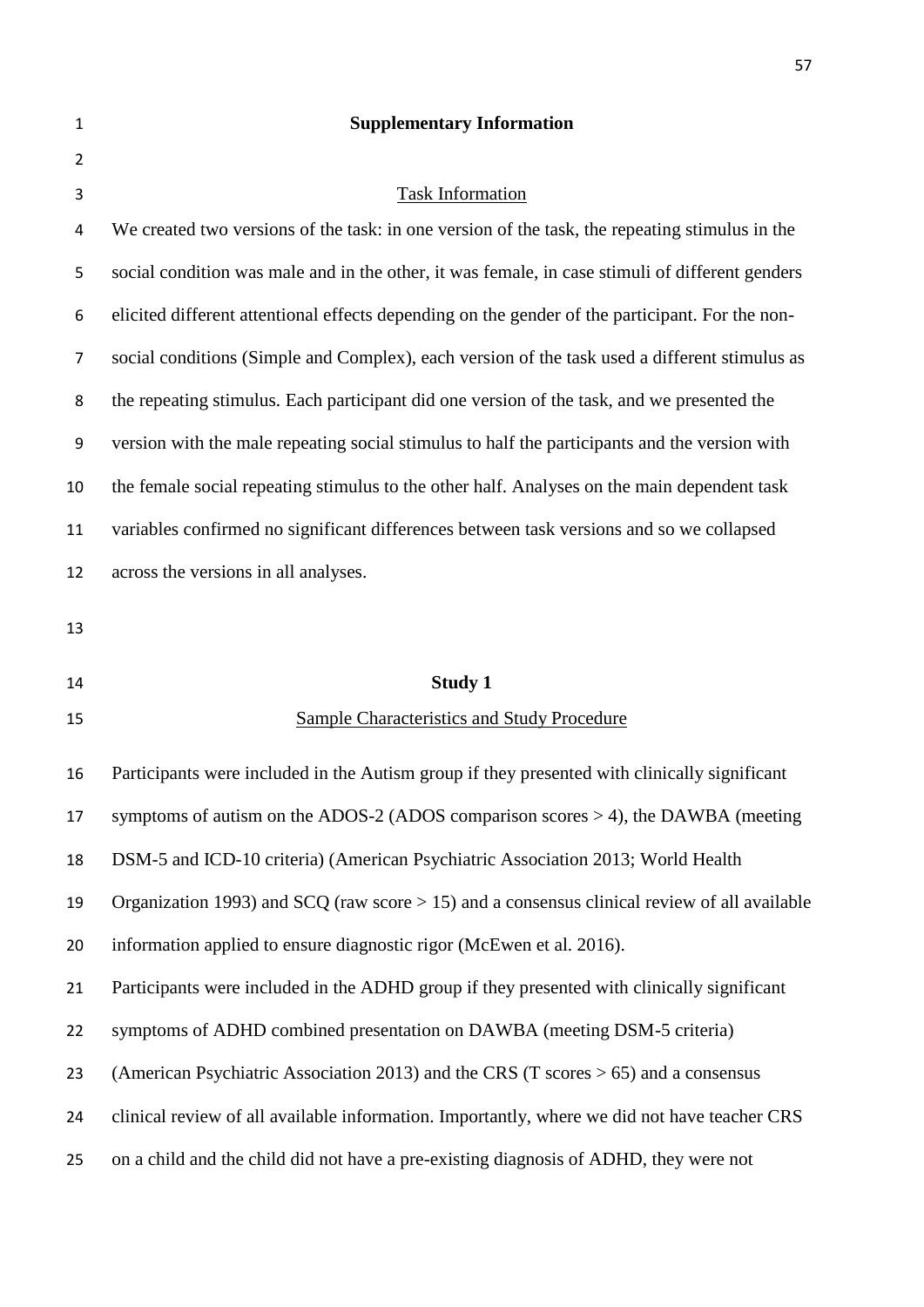# Supplementary Information

## Task Information

We created two versions of the task: in one version of the task, the repeating stimulus in the social condition was male and in the other, it was female, in case stimuli of different genders elicited different attentional effects depending on the gender of the participant. For the non-social conditions (Simple and Complex), each version of the task used a different stimulus as the repeating stimulus. Each participant did one version of the task, and we presented the version with the male repeating social stimulus to half the participants and the version with the female social repeating stimulus to the other half. Analyses on the main dependent task variables confirmed no significant differences between task versions and so we collapsed across the versions in all analyses.

# Study 1

## Sample Characteristics and Study Procedure

Participants were included in the Autism group if they presented with clinically significant symptoms of autism on the ADOS-2 (ADOS comparison scores > 4), the DAWBA (meeting DSM-5 and ICD-10 criteria) (American Psychiatric Association 2013; World Health Organization 1993) and SCQ (raw score > 15) and a consensus clinical review of all available information applied to ensure diagnostic rigor (McEwen et al. 2016).

Participants were included in the ADHD group if they presented with clinically significant symptoms of ADHD combined presentation on DAWBA (meeting DSM-5 criteria) (American Psychiatric Association 2013) and the CRS (T scores > 65) and a consensus clinical review of all available information. Importantly, where we did not have teacher CRS on a child and the child did not have a pre-existing diagnosis of ADHD, they were not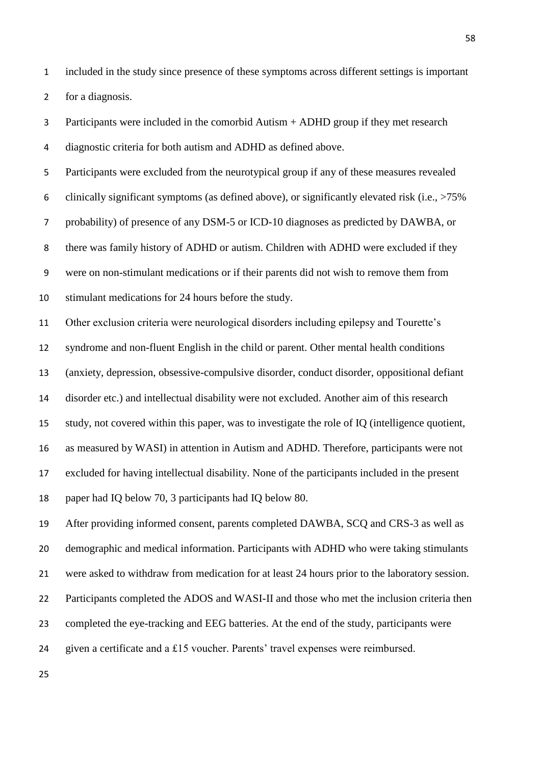included in the study since presence of these symptoms across different settings is important for a diagnosis.

Participants were included in the comorbid Autism + ADHD group if they met research diagnostic criteria for both autism and ADHD as defined above.

Participants were excluded from the neurotypical group if any of these measures revealed clinically significant symptoms (as defined above), or significantly elevated risk (i.e., >75% probability) of presence of any DSM-5 or ICD-10 diagnoses as predicted by DAWBA, or there was family history of ADHD or autism. Children with ADHD were excluded if they were on non-stimulant medications or if their parents did not wish to remove them from stimulant medications for 24 hours before the study.

Other exclusion criteria were neurological disorders including epilepsy and Tourette's syndrome and non-fluent English in the child or parent. Other mental health conditions (anxiety, depression, obsessive-compulsive disorder, conduct disorder, oppositional defiant disorder etc.) and intellectual disability were not excluded. Another aim of this research study, not covered within this paper, was to investigate the role of IQ (intelligence quotient, as measured by WASI) in attention in Autism and ADHD. Therefore, participants were not excluded for having intellectual disability. None of the participants included in the present paper had IQ below 70, 3 participants had IQ below 80.

After providing informed consent, parents completed DAWBA, SCQ and CRS-3 as well as demographic and medical information. Participants with ADHD who were taking stimulants were asked to withdraw from medication for at least 24 hours prior to the laboratory session. Participants completed the ADOS and WASI-II and those who met the inclusion criteria then completed the eye-tracking and EEG batteries. At the end of the study, participants were given a certificate and a £15 voucher. Parents' travel expenses were reimbursed.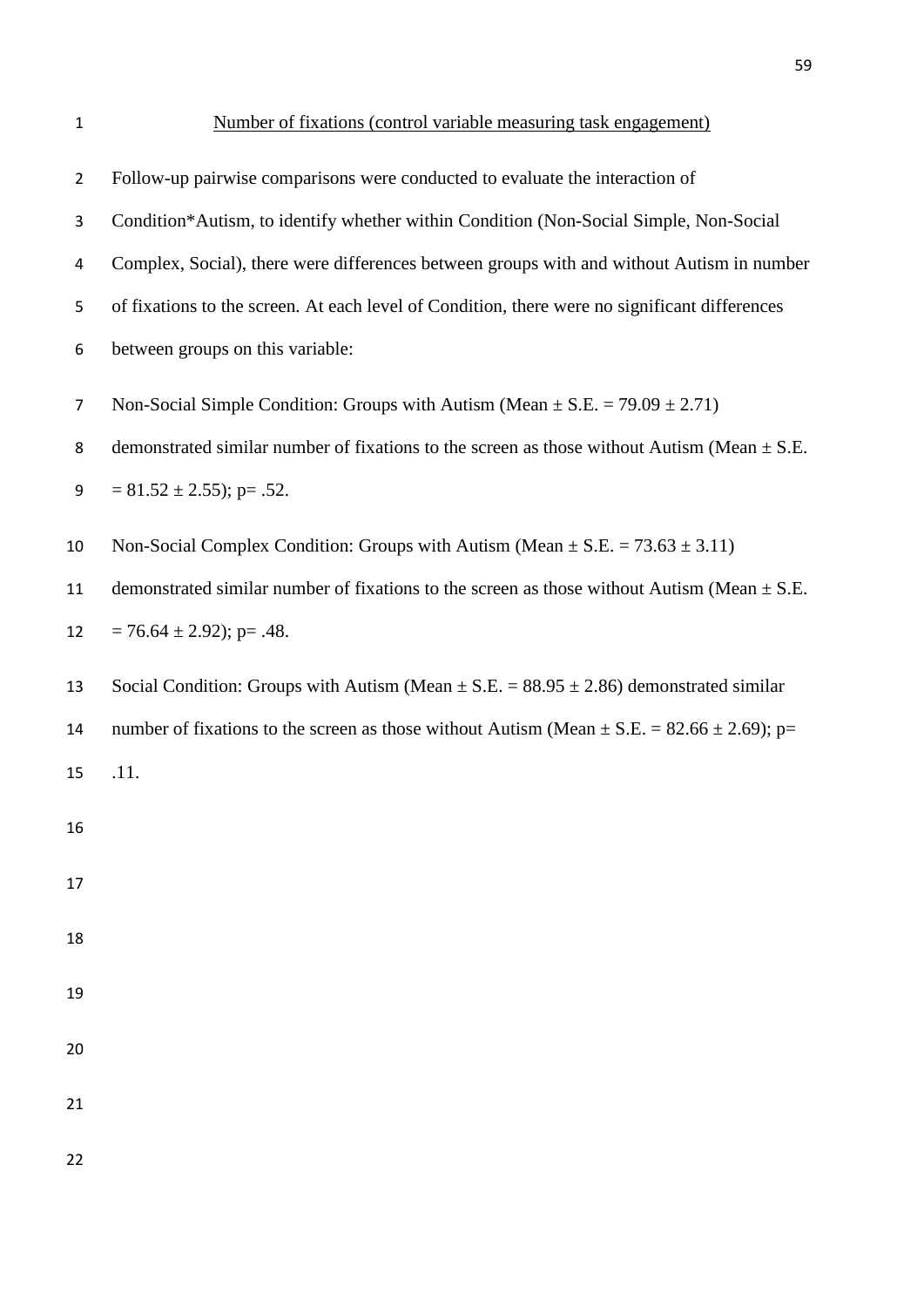Number of fixations (control variable measuring task engagement)

Follow-up pairwise comparisons were conducted to evaluate the interaction of Condition*Autism, to identify whether within Condition (Non-Social Simple, Non-Social Complex, Social), there were differences between groups with and without Autism in number of fixations to the screen. At each level of Condition, there were no significant differences between groups on this variable:

Non-Social Simple Condition: Groups with Autism (Mean ± S.E. = 79.09 ± 2.71) demonstrated similar number of fixations to the screen as those without Autism (Mean ± S.E. = 81.52 ± 2.55); p= .52.

Non-Social Complex Condition: Groups with Autism (Mean ± S.E. = 73.63 ± 3.11) demonstrated similar number of fixations to the screen as those without Autism (Mean ± S.E. = 76.64 ± 2.92); p= .48.

Social Condition: Groups with Autism (Mean ± S.E. = 88.95 ± 2.86) demonstrated similar number of fixations to the screen as those without Autism (Mean ± S.E. = 82.66 ± 2.69); p= .11.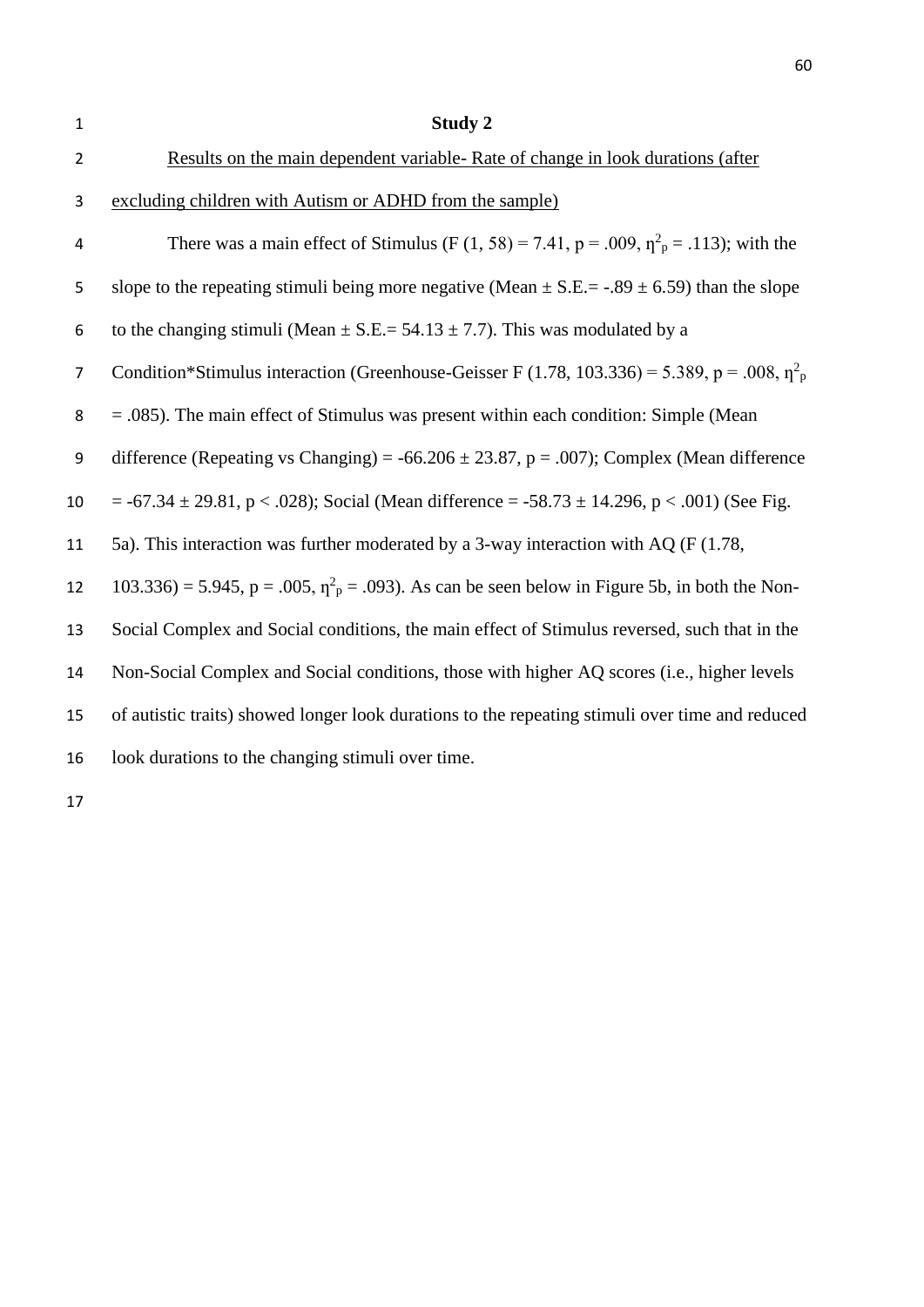**Study 2**

Results on the main dependent variable- Rate of change in look durations (after excluding children with Autism or ADHD from the sample)

There was a main effect of Stimulus ($F (1, 58) = 7.41$, $p = .009$, $\eta^2_p = .113$); with the slope to the repeating stimuli being more negative (Mean ± S.E.= -.89 ± 6.59) than the slope to the changing stimuli (Mean ± S.E.= 54.13 ± 7.7). This was modulated by a Condition*Stimulus interaction (Greenhouse-Geisser $F (1.78, 103.336) = 5.389$, $p = .008$, $\eta^2_p = .085$). The main effect of Stimulus was present within each condition: Simple (Mean difference (Repeating vs Changing) = -66.206 ± 23.87, $p = .007$); Complex (Mean difference = -67.34 ± 29.81, $p < .028$); Social (Mean difference = -58.73 ± 14.296, $p < .001$) (See Fig. 5a). This interaction was further moderated by a 3-way interaction with AQ ($F (1.78, 103.336) = 5.945$, $p = .005$, $\eta^2_p = .093$). As can be seen below in Figure 5b, in both the Non-Social Complex and Social conditions, the main effect of Stimulus reversed, such that in the Non-Social Complex and Social conditions, those with higher AQ scores (i.e., higher levels of autistic traits) showed longer look durations to the repeating stimuli over time and reduced look durations to the changing stimuli over time.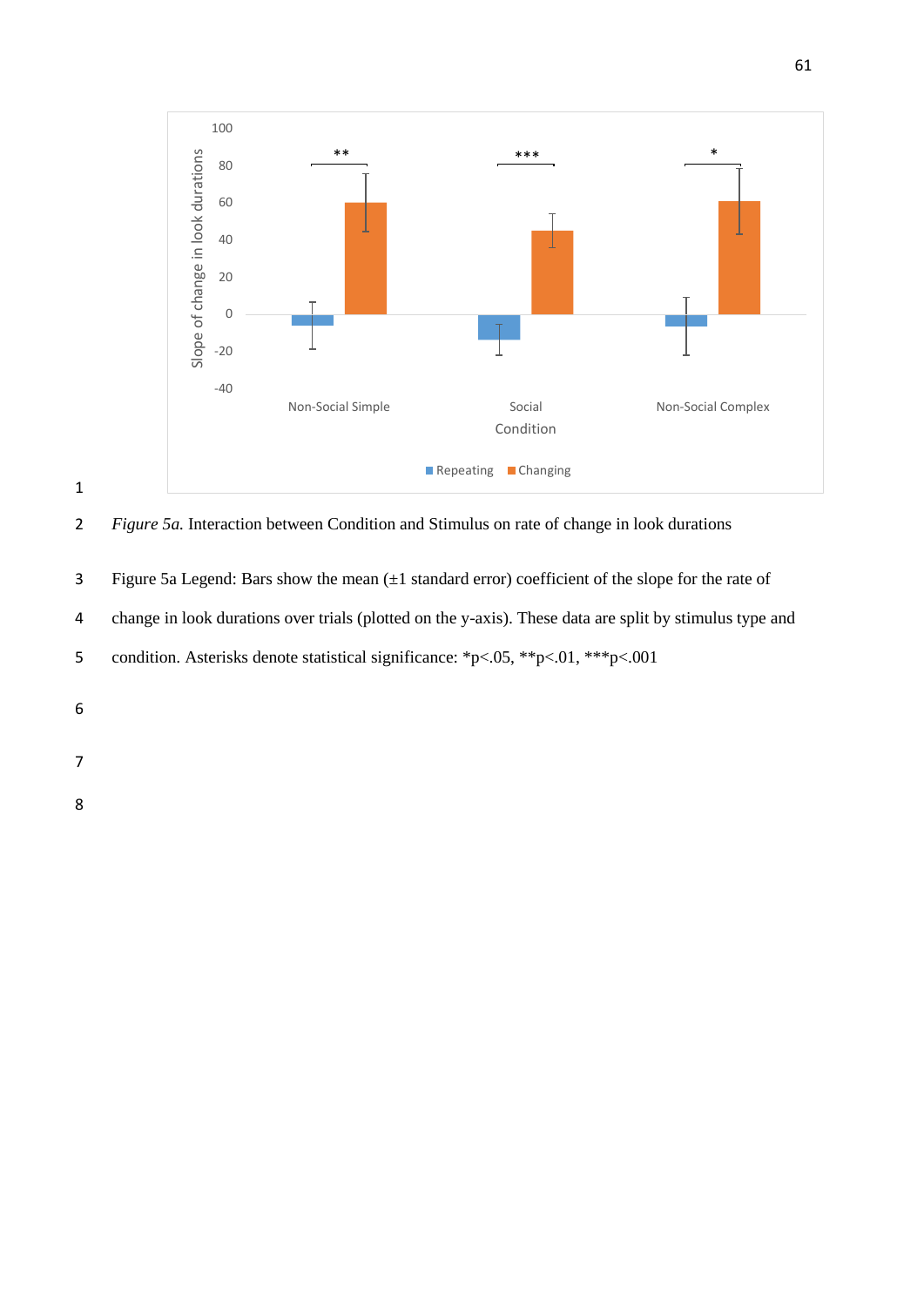*Figure 5a.* Interaction between Condition and Stimulus on rate of change in look durations

Figure 5a Legend: Bars show the mean (±1 standard error) coefficient of the slope for the rate of change in look durations over trials (plotted on the y-axis). These data are split by stimulus type and condition. Asterisks denote statistical significance: *p<.05, **p<.01, ***p<.001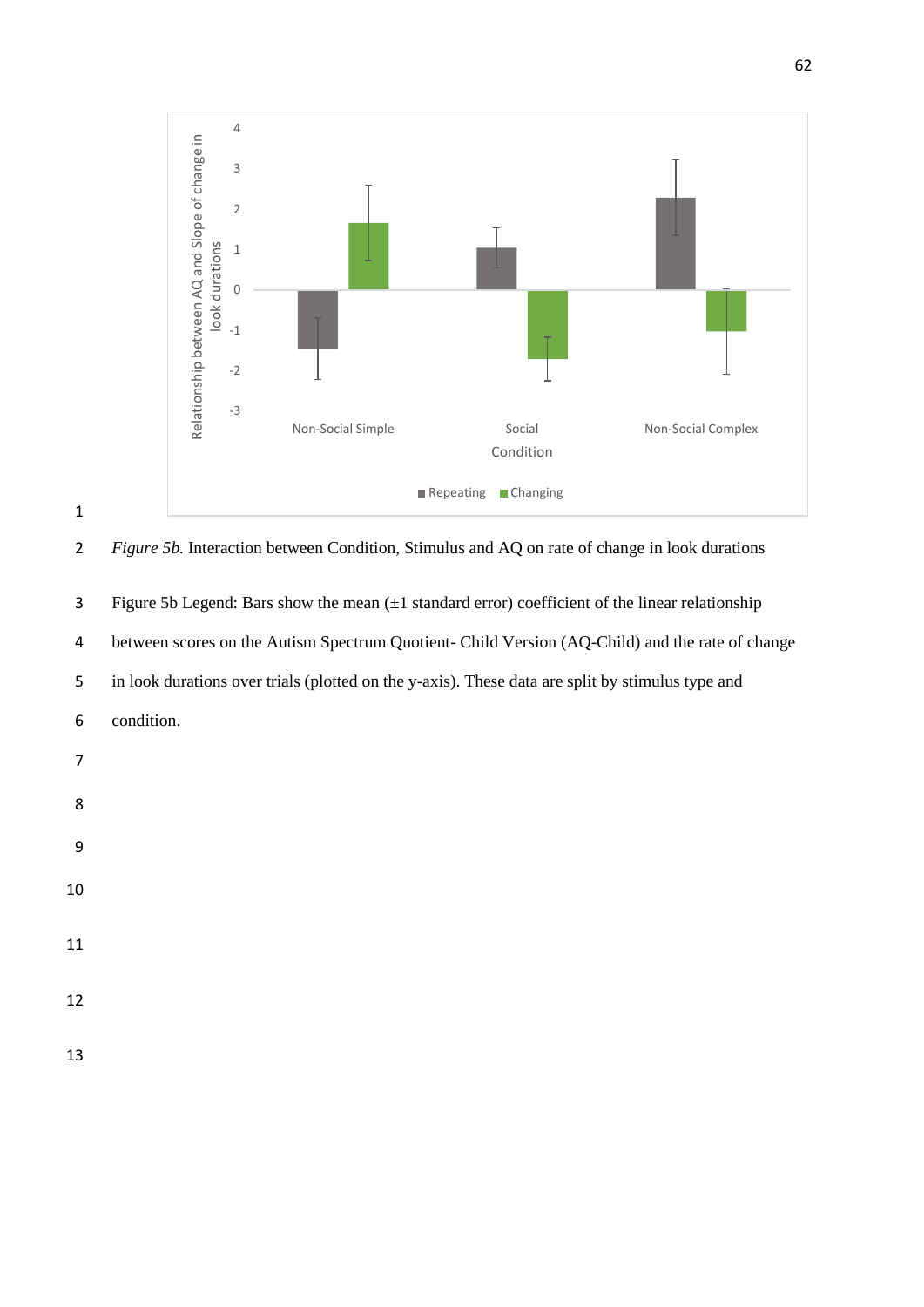*Figure 5b.* Interaction between Condition, Stimulus and AQ on rate of change in look durations

Figure 5b Legend: Bars show the mean (±1 standard error) coefficient of the linear relationship between scores on the Autism Spectrum Quotient- Child Version (AQ-Child) and the rate of change in look durations over trials (plotted on the y-axis). These data are split by stimulus type and condition.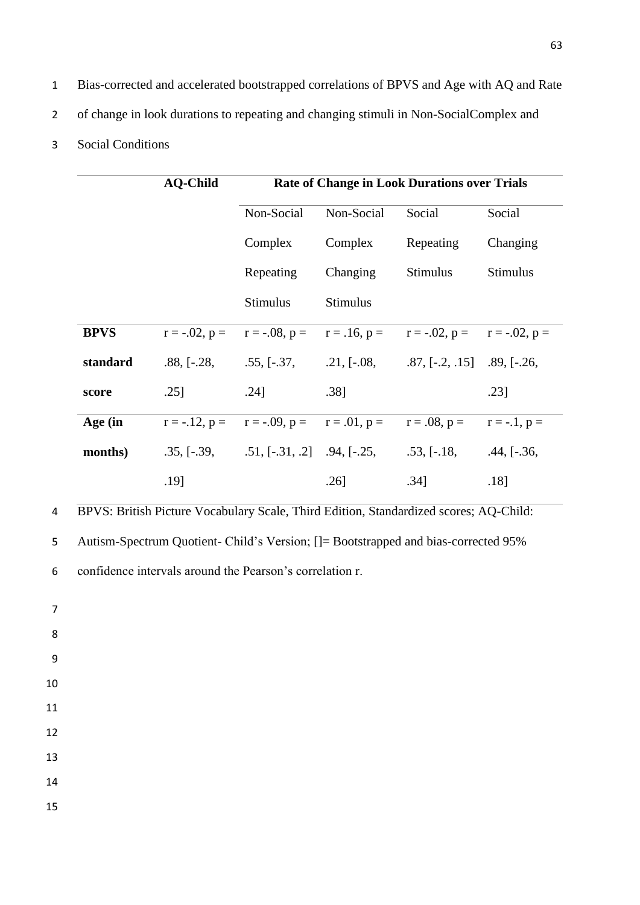Bias-corrected and accelerated bootstrapped correlations of BPVS and Age with AQ and Rate of change in look durations to repeating and changing stimuli in Non-SocialComplex and Social Conditions

| | **AQ-Child** | **Rate of Change in Look Durations over Trials** | | | |
|---|---|---|---|---|---|
| | | Non-Social Complex Repeating Stimulus | Non-Social Complex Changing Stimulus | Social Repeating Stimulus | Social Changing Stimulus |
| **BPVS standard score** | r = -.02, p = .88, [-.28, .25] | r = -.08, p = .55, [-.37, .24] | r = .16, p = .21, [-.08, .38] | r = -.02, p = .87, [-.2, .15] | r = -.02, p = .89, [-.26, .23] |
| **Age (in months)** | r = -.12, p = .35, [-.39, .19] | r = -.09, p = .51, [-.31, .2] | r = .01, p = .94, [-.25, .26] | r = .08, p = .53, [-.18, .34] | r = -.1, p = .44, [-.36, .18] |

BPVS: British Picture Vocabulary Scale, Third Edition, Standardized scores; AQ-Child: Autism-Spectrum Quotient- Child's Version; []= Bootstrapped and bias-corrected 95% confidence intervals around the Pearson's correlation r.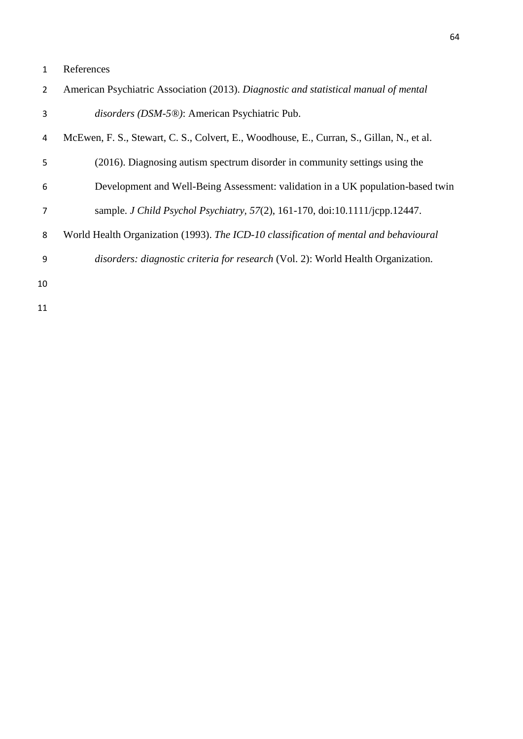# References

American Psychiatric Association (2013). *Diagnostic and statistical manual of mental disorders (DSM-5®)*: American Psychiatric Pub.

McEwen, F. S., Stewart, C. S., Colvert, E., Woodhouse, E., Curran, S., Gillan, N., et al. (2016). Diagnosing autism spectrum disorder in community settings using the Development and Well-Being Assessment: validation in a UK population-based twin sample. *J Child Psychol Psychiatry, 57*(2), 161-170, doi:10.1111/jcpp.12447.

World Health Organization (1993). *The ICD-10 classification of mental and behavioural disorders: diagnostic criteria for research* (Vol. 2): World Health Organization.